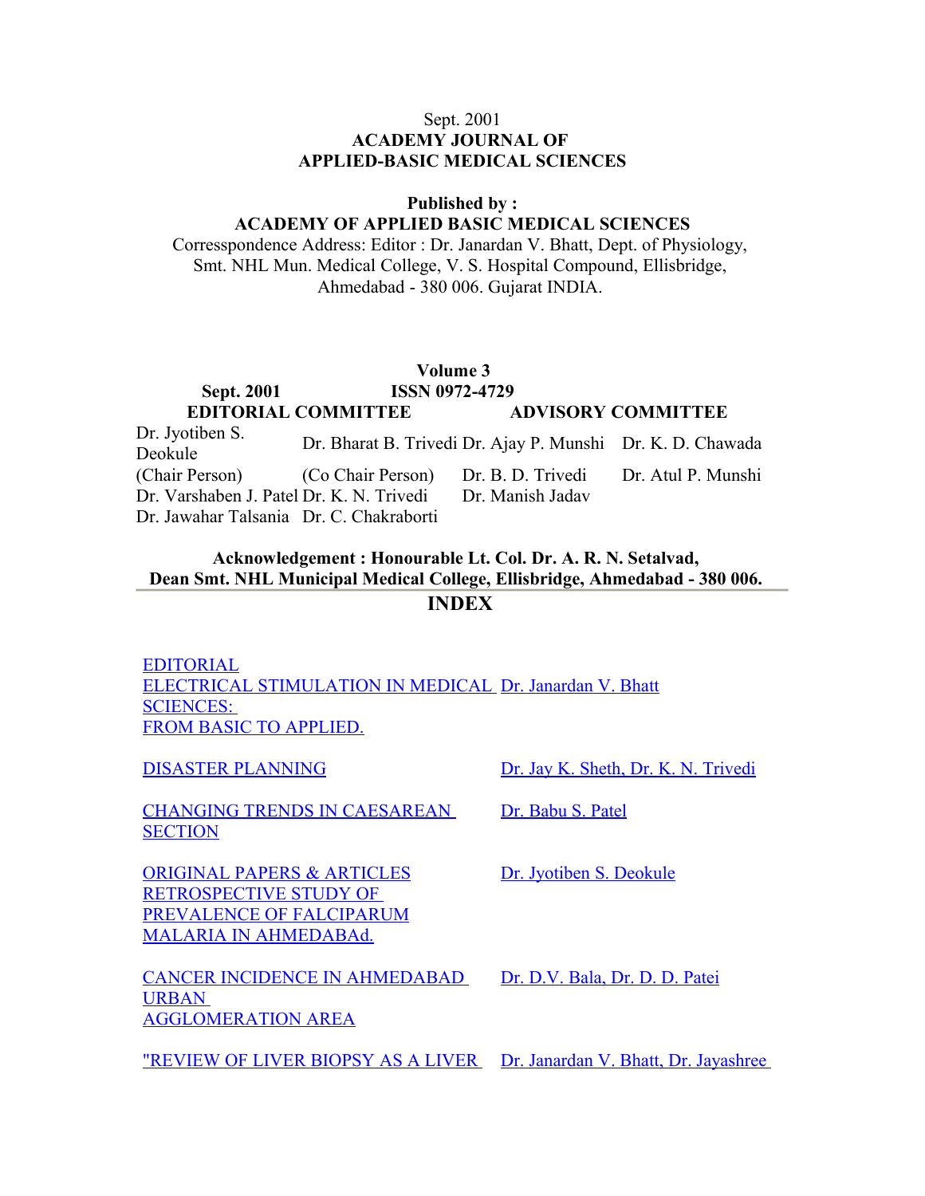Sept. 2001

**ACADEMY JOURNAL OF**
**APPLIED-BASIC MEDICAL SCIENCES**

**Published by :**
**ACADEMY OF APPLIED BASIC MEDICAL SCIENCES**

Corresspondence Address: Editor : Dr. Janardan V. Bhatt, Dept. of Physiology, Smt. NHL Mun. Medical College, V. S. Hospital Compound, Ellisbridge, Ahmedabad - 380 006. Gujarat INDIA.

**Volume 3**

**Sept. 2001** **ISSN 0972-4729**

| **EDITORIAL COMMITTEE** | | **ADVISORY COMMITTEE** | |
|---|---|---|---|
| Dr. Jyotiben S. Deokule | Dr. Bharat B. Trivedi | Dr. Ajay P. Munshi | Dr. K. D. Chawada |
| (Chair Person) | (Co Chair Person) | Dr. B. D. Trivedi | Dr. Atul P. Munshi |
| Dr. Varshaben J. Patel | Dr. K. N. Trivedi | Dr. Manish Jadav | |
| Dr. Jawahar Talsania | Dr. C. Chakraborti | | |

**Acknowledgement : Honourable Lt. Col. Dr. A. R. N. Setalvad,**
**Dean Smt. NHL Municipal Medical College, Ellisbridge, Ahmedabad - 380 006.**

## INDEX

| | |
|---|---|
| EDITORIAL<br>ELECTRICAL STIMULATION IN MEDICAL SCIENCES:<br>FROM BASIC TO APPLIED. | Dr. Janardan V. Bhatt |
| DISASTER PLANNING | Dr. Jay K. Sheth, Dr. K. N. Trivedi |
| CHANGING TRENDS IN CAESAREAN SECTION | Dr. Babu S. Patel |
| ORIGINAL PAPERS & ARTICLES<br>RETROSPECTIVE STUDY OF PREVALENCE OF FALCIPARUM MALARIA IN AHMEDABAd. | Dr. Jyotiben S. Deokule |
| CANCER INCIDENCE IN AHMEDABAD URBAN AGGLOMERATION AREA | Dr. D.V. Bala, Dr. D. D. Patei |
| "REVIEW OF LIVER BIOPSY AS A LIVER | Dr. Janardan V. Bhatt, Dr. Jayashree |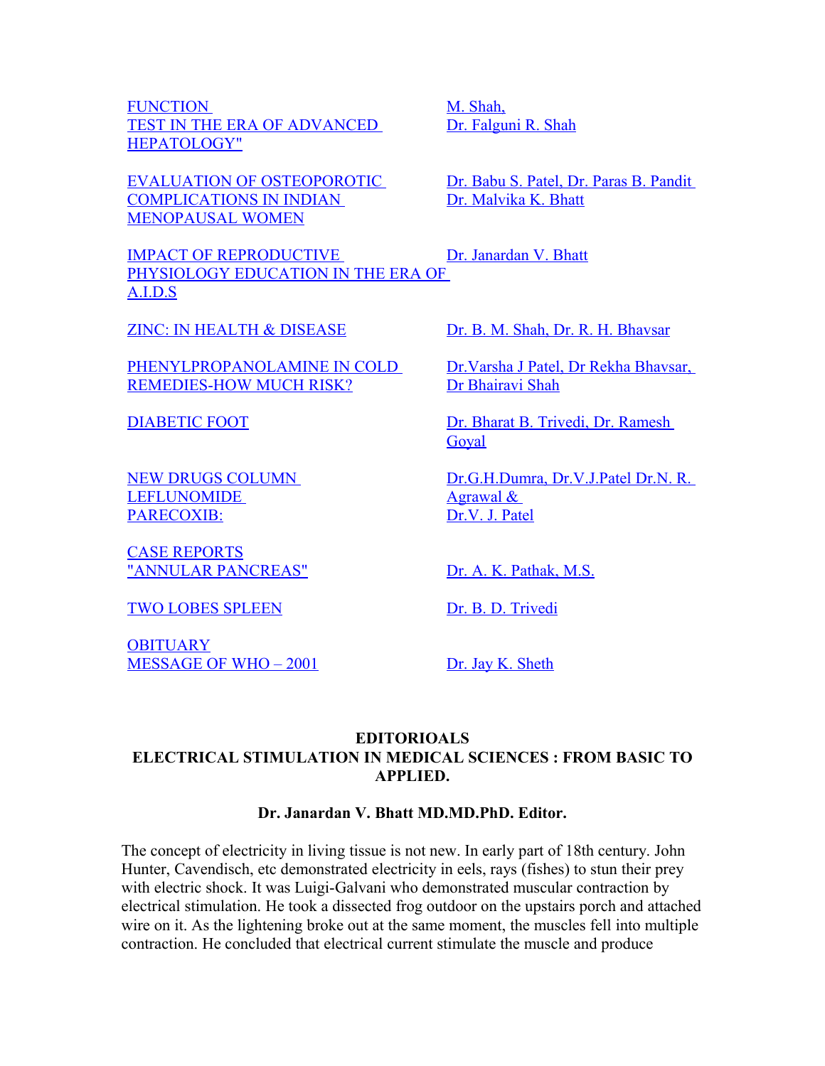| | |
|---|---|
| FUNCTION TEST IN THE ERA OF ADVANCED HEPATOLOGY" | M. Shah, Dr. Falguni R. Shah |
| EVALUATION OF OSTEOPOROTIC COMPLICATIONS IN INDIAN MENOPAUSAL WOMEN | Dr. Babu S. Patel, Dr. Paras B. Pandit Dr. Malvika K. Bhatt |
| IMPACT OF REPRODUCTIVE PHYSIOLOGY EDUCATION IN THE ERA OF A.I.D.S | Dr. Janardan V. Bhatt |
| ZINC: IN HEALTH & DISEASE | Dr. B. M. Shah, Dr. R. H. Bhavsar |
| PHENYLPROPANOLAMINE IN COLD REMEDIES-HOW MUCH RISK? | Dr.Varsha J Patel, Dr Rekha Bhavsar, Dr Bhairavi Shah |
| DIABETIC FOOT | Dr. Bharat B. Trivedi, Dr. Ramesh Goyal |
| NEW DRUGS COLUMN LEFLUNOMIDE PARECOXIB: | Dr.G.H.Dumra, Dr.V.J.Patel Dr.N. R. Agrawal & Dr.V. J. Patel |
| CASE REPORTS "ANNULAR PANCREAS" | Dr. A. K. Pathak, M.S. |
| TWO LOBES SPLEEN | Dr. B. D. Trivedi |
| OBITUARY MESSAGE OF WHO – 2001 | Dr. Jay K. Sheth |

## EDITORIOALS

## ELECTRICAL STIMULATION IN MEDICAL SCIENCES : FROM BASIC TO APPLIED.

**Dr. Janardan V. Bhatt MD.MD.PhD. Editor.**

The concept of electricity in living tissue is not new. In early part of 18th century. John Hunter, Cavendisch, etc demonstrated electricity in eels, rays (fishes) to stun their prey with electric shock. It was Luigi-Galvani who demonstrated muscular contraction by electrical stimulation. He took a dissected frog outdoor on the upstairs porch and attached wire on it. As the lightening broke out at the same moment, the muscles fell into multiple contraction. He concluded that electrical current stimulate the muscle and produce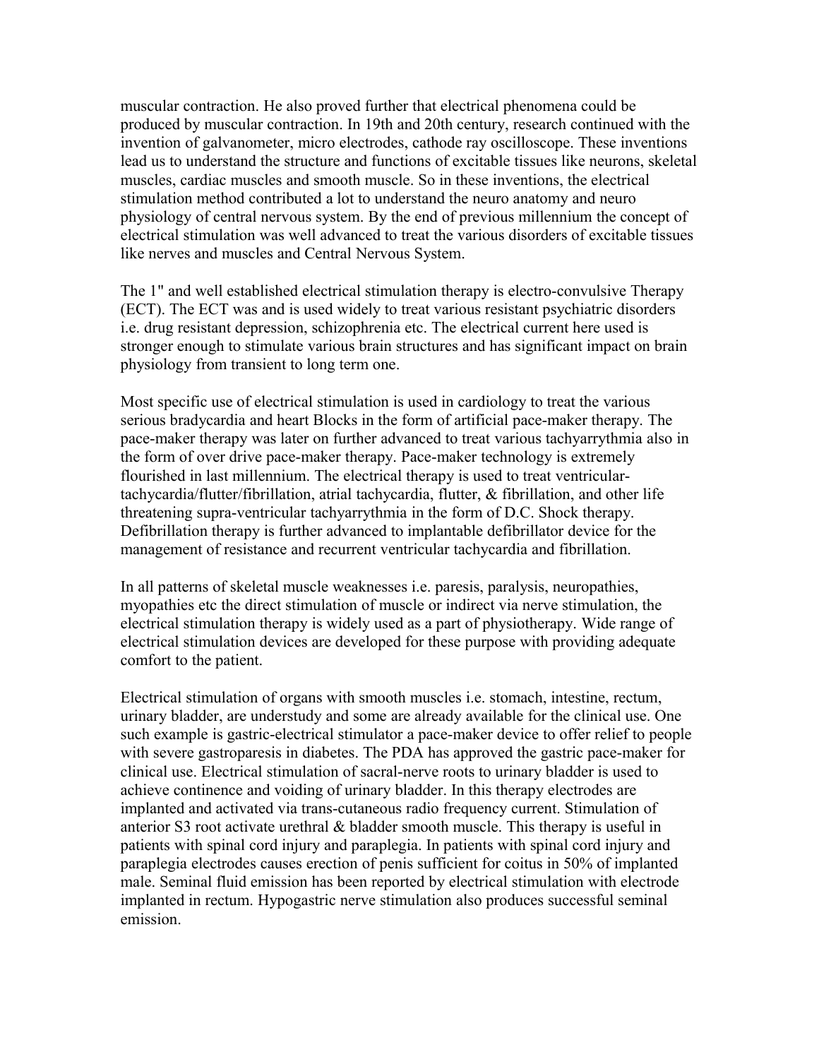muscular contraction. He also proved further that electrical phenomena could be produced by muscular contraction. In 19th and 20th century, research continued with the invention of galvanometer, micro electrodes, cathode ray oscilloscope. These inventions lead us to understand the structure and functions of excitable tissues like neurons, skeletal muscles, cardiac muscles and smooth muscle. So in these inventions, the electrical stimulation method contributed a lot to understand the neuro anatomy and neuro physiology of central nervous system. By the end of previous millennium the concept of electrical stimulation was well advanced to treat the various disorders of excitable tissues like nerves and muscles and Central Nervous System.

The 1" and well established electrical stimulation therapy is electro-convulsive Therapy (ECT). The ECT was and is used widely to treat various resistant psychiatric disorders i.e. drug resistant depression, schizophrenia etc. The electrical current here used is stronger enough to stimulate various brain structures and has significant impact on brain physiology from transient to long term one.

Most specific use of electrical stimulation is used in cardiology to treat the various serious bradycardia and heart Blocks in the form of artificial pace-maker therapy. The pace-maker therapy was later on further advanced to treat various tachyarrythmia also in the form of over drive pace-maker therapy. Pace-maker technology is extremely flourished in last millennium. The electrical therapy is used to treat ventricular-tachycardia/flutter/fibrillation, atrial tachycardia, flutter, & fibrillation, and other life threatening supra-ventricular tachyarrythmia in the form of D.C. Shock therapy. Defibrillation therapy is further advanced to implantable defibrillator device for the management of resistance and recurrent ventricular tachycardia and fibrillation.

In all patterns of skeletal muscle weaknesses i.e. paresis, paralysis, neuropathies, myopathies etc the direct stimulation of muscle or indirect via nerve stimulation, the electrical stimulation therapy is widely used as a part of physiotherapy. Wide range of electrical stimulation devices are developed for these purpose with providing adequate comfort to the patient.

Electrical stimulation of organs with smooth muscles i.e. stomach, intestine, rectum, urinary bladder, are understudy and some are already available for the clinical use. One such example is gastric-electrical stimulator a pace-maker device to offer relief to people with severe gastroparesis in diabetes. The PDA has approved the gastric pace-maker for clinical use. Electrical stimulation of sacral-nerve roots to urinary bladder is used to achieve continence and voiding of urinary bladder. In this therapy electrodes are implanted and activated via trans-cutaneous radio frequency current. Stimulation of anterior S3 root activate urethral & bladder smooth muscle. This therapy is useful in patients with spinal cord injury and paraplegia. In patients with spinal cord injury and paraplegia electrodes causes erection of penis sufficient for coitus in 50% of implanted male. Seminal fluid emission has been reported by electrical stimulation with electrode implanted in rectum. Hypogastric nerve stimulation also produces successful seminal emission.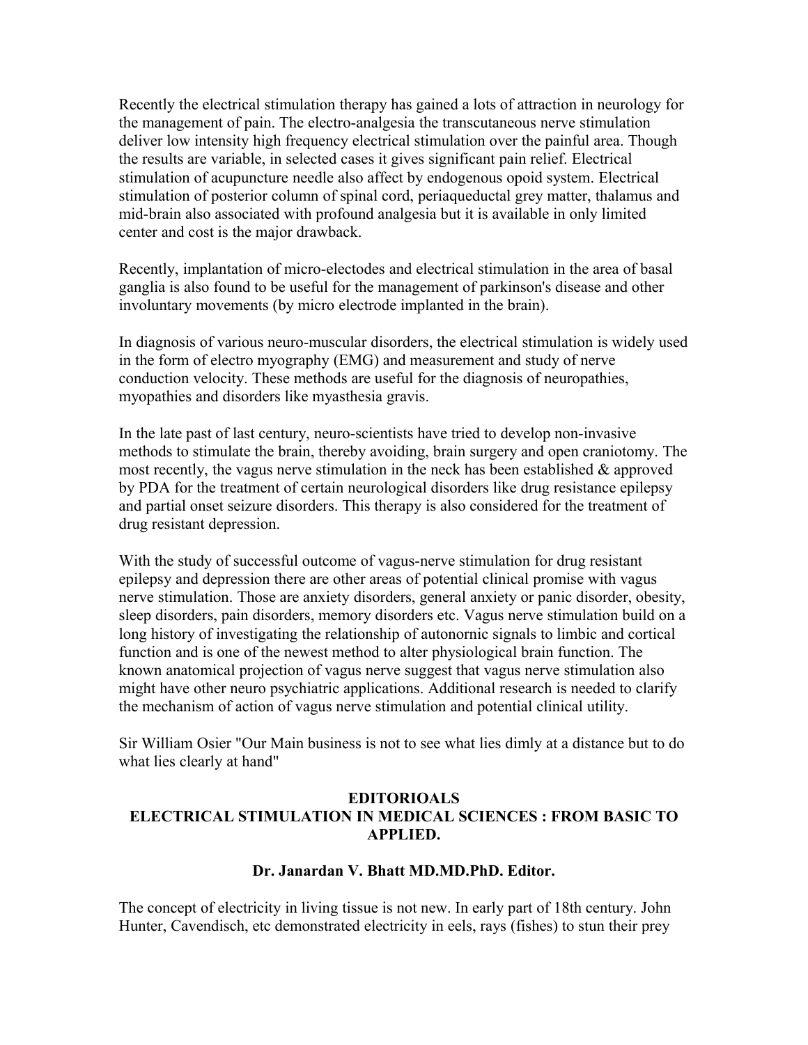Recently the electrical stimulation therapy has gained a lots of attraction in neurology for the management of pain. The electro-analgesia the transcutaneous nerve stimulation deliver low intensity high frequency electrical stimulation over the painful area. Though the results are variable, in selected cases it gives significant pain relief. Electrical stimulation of acupuncture needle also affect by endogenous opoid system. Electrical stimulation of posterior column of spinal cord, periaqueductal grey matter, thalamus and mid-brain also associated with profound analgesia but it is available in only limited center and cost is the major drawback.

Recently, implantation of micro-electodes and electrical stimulation in the area of basal ganglia is also found to be useful for the management of parkinson's disease and other involuntary movements (by micro electrode implanted in the brain).

In diagnosis of various neuro-muscular disorders, the electrical stimulation is widely used in the form of electro myography (EMG) and measurement and study of nerve conduction velocity. These methods are useful for the diagnosis of neuropathies, myopathies and disorders like myasthesia gravis.

In the late past of last century, neuro-scientists have tried to develop non-invasive methods to stimulate the brain, thereby avoiding, brain surgery and open craniotomy. The most recently, the vagus nerve stimulation in the neck has been established & approved by PDA for the treatment of certain neurological disorders like drug resistance epilepsy and partial onset seizure disorders. This therapy is also considered for the treatment of drug resistant depression.

With the study of successful outcome of vagus-nerve stimulation for drug resistant epilepsy and depression there are other areas of potential clinical promise with vagus nerve stimulation. Those are anxiety disorders, general anxiety or panic disorder, obesity, sleep disorders, pain disorders, memory disorders etc. Vagus nerve stimulation build on a long history of investigating the relationship of autonornic signals to limbic and cortical function and is one of the newest method to alter physiological brain function. The known anatomical projection of vagus nerve suggest that vagus nerve stimulation also might have other neuro psychiatric applications. Additional research is needed to clarify the mechanism of action of vagus nerve stimulation and potential clinical utility.

Sir William Osier "Our Main business is not to see what lies dimly at a distance but to do what lies clearly at hand"

## EDITORIOALS

## ELECTRICAL STIMULATION IN MEDICAL SCIENCES : FROM BASIC TO APPLIED.

**Dr. Janardan V. Bhatt MD.MD.PhD. Editor.**

The concept of electricity in living tissue is not new. In early part of 18th century. John Hunter, Cavendisch, etc demonstrated electricity in eels, rays (fishes) to stun their prey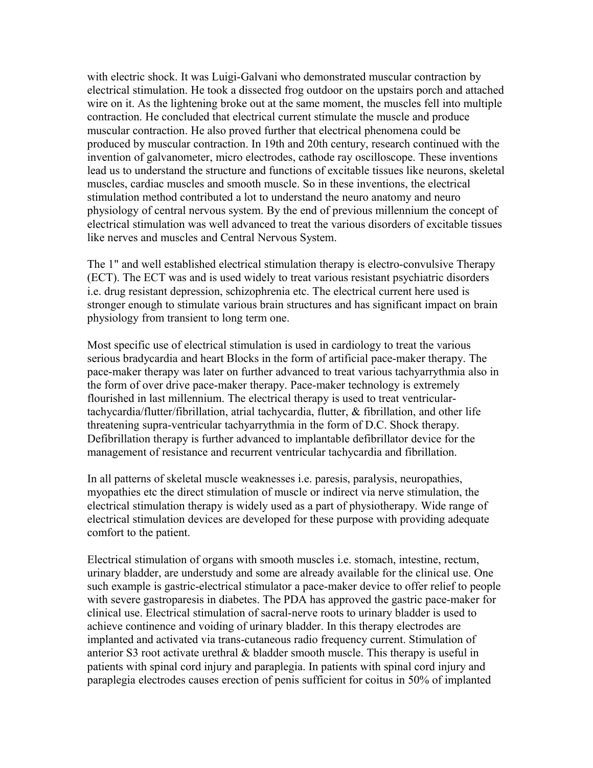with electric shock. It was Luigi-Galvani who demonstrated muscular contraction by electrical stimulation. He took a dissected frog outdoor on the upstairs porch and attached wire on it. As the lightening broke out at the same moment, the muscles fell into multiple contraction. He concluded that electrical current stimulate the muscle and produce muscular contraction. He also proved further that electrical phenomena could be produced by muscular contraction. In 19th and 20th century, research continued with the invention of galvanometer, micro electrodes, cathode ray oscilloscope. These inventions lead us to understand the structure and functions of excitable tissues like neurons, skeletal muscles, cardiac muscles and smooth muscle. So in these inventions, the electrical stimulation method contributed a lot to understand the neuro anatomy and neuro physiology of central nervous system. By the end of previous millennium the concept of electrical stimulation was well advanced to treat the various disorders of excitable tissues like nerves and muscles and Central Nervous System.

The 1" and well established electrical stimulation therapy is electro-convulsive Therapy (ECT). The ECT was and is used widely to treat various resistant psychiatric disorders i.e. drug resistant depression, schizophrenia etc. The electrical current here used is stronger enough to stimulate various brain structures and has significant impact on brain physiology from transient to long term one.

Most specific use of electrical stimulation is used in cardiology to treat the various serious bradycardia and heart Blocks in the form of artificial pace-maker therapy. The pace-maker therapy was later on further advanced to treat various tachyarrythmia also in the form of over drive pace-maker therapy. Pace-maker technology is extremely flourished in last millennium. The electrical therapy is used to treat ventricular-tachycardia/flutter/fibrillation, atrial tachycardia, flutter, & fibrillation, and other life threatening supra-ventricular tachyarrythmia in the form of D.C. Shock therapy. Defibrillation therapy is further advanced to implantable defibrillator device for the management of resistance and recurrent ventricular tachycardia and fibrillation.

In all patterns of skeletal muscle weaknesses i.e. paresis, paralysis, neuropathies, myopathies etc the direct stimulation of muscle or indirect via nerve stimulation, the electrical stimulation therapy is widely used as a part of physiotherapy. Wide range of electrical stimulation devices are developed for these purpose with providing adequate comfort to the patient.

Electrical stimulation of organs with smooth muscles i.e. stomach, intestine, rectum, urinary bladder, are understudy and some are already available for the clinical use. One such example is gastric-electrical stimulator a pace-maker device to offer relief to people with severe gastroparesis in diabetes. The PDA has approved the gastric pace-maker for clinical use. Electrical stimulation of sacral-nerve roots to urinary bladder is used to achieve continence and voiding of urinary bladder. In this therapy electrodes are implanted and activated via trans-cutaneous radio frequency current. Stimulation of anterior S3 root activate urethral & bladder smooth muscle. This therapy is useful in patients with spinal cord injury and paraplegia. In patients with spinal cord injury and paraplegia electrodes causes erection of penis sufficient for coitus in 50% of implanted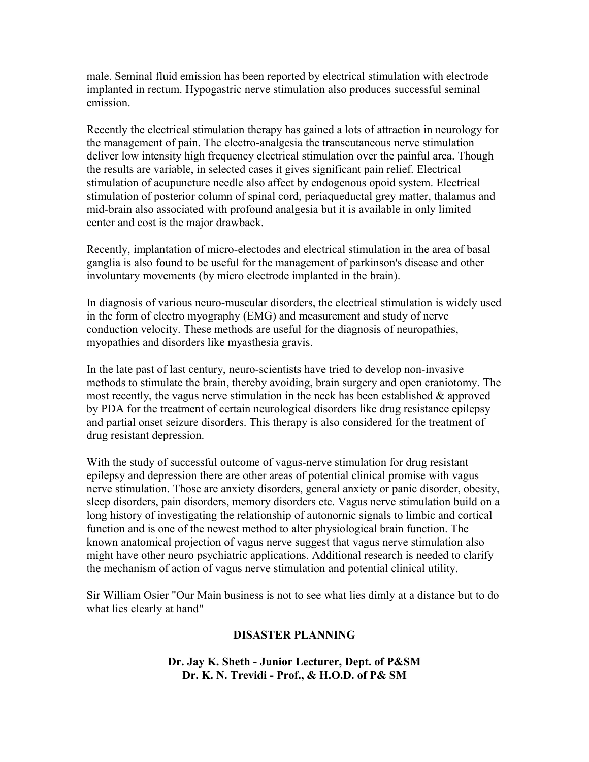male. Seminal fluid emission has been reported by electrical stimulation with electrode implanted in rectum. Hypogastric nerve stimulation also produces successful seminal emission.

Recently the electrical stimulation therapy has gained a lots of attraction in neurology for the management of pain. The electro-analgesia the transcutaneous nerve stimulation deliver low intensity high frequency electrical stimulation over the painful area. Though the results are variable, in selected cases it gives significant pain relief. Electrical stimulation of acupuncture needle also affect by endogenous opoid system. Electrical stimulation of posterior column of spinal cord, periaqueductal grey matter, thalamus and mid-brain also associated with profound analgesia but it is available in only limited center and cost is the major drawback.

Recently, implantation of micro-electodes and electrical stimulation in the area of basal ganglia is also found to be useful for the management of parkinson's disease and other involuntary movements (by micro electrode implanted in the brain).

In diagnosis of various neuro-muscular disorders, the electrical stimulation is widely used in the form of electro myography (EMG) and measurement and study of nerve conduction velocity. These methods are useful for the diagnosis of neuropathies, myopathies and disorders like myasthesia gravis.

In the late past of last century, neuro-scientists have tried to develop non-invasive methods to stimulate the brain, thereby avoiding, brain surgery and open craniotomy. The most recently, the vagus nerve stimulation in the neck has been established & approved by PDA for the treatment of certain neurological disorders like drug resistance epilepsy and partial onset seizure disorders. This therapy is also considered for the treatment of drug resistant depression.

With the study of successful outcome of vagus-nerve stimulation for drug resistant epilepsy and depression there are other areas of potential clinical promise with vagus nerve stimulation. Those are anxiety disorders, general anxiety or panic disorder, obesity, sleep disorders, pain disorders, memory disorders etc. Vagus nerve stimulation build on a long history of investigating the relationship of autonornic signals to limbic and cortical function and is one of the newest method to alter physiological brain function. The known anatomical projection of vagus nerve suggest that vagus nerve stimulation also might have other neuro psychiatric applications. Additional research is needed to clarify the mechanism of action of vagus nerve stimulation and potential clinical utility.

Sir William Osier "Our Main business is not to see what lies dimly at a distance but to do what lies clearly at hand"

## DISASTER PLANNING

**Dr. Jay K. Sheth - Junior Lecturer, Dept. of P&SM**
**Dr. K. N. Trevidi - Prof., & H.O.D. of P& SM**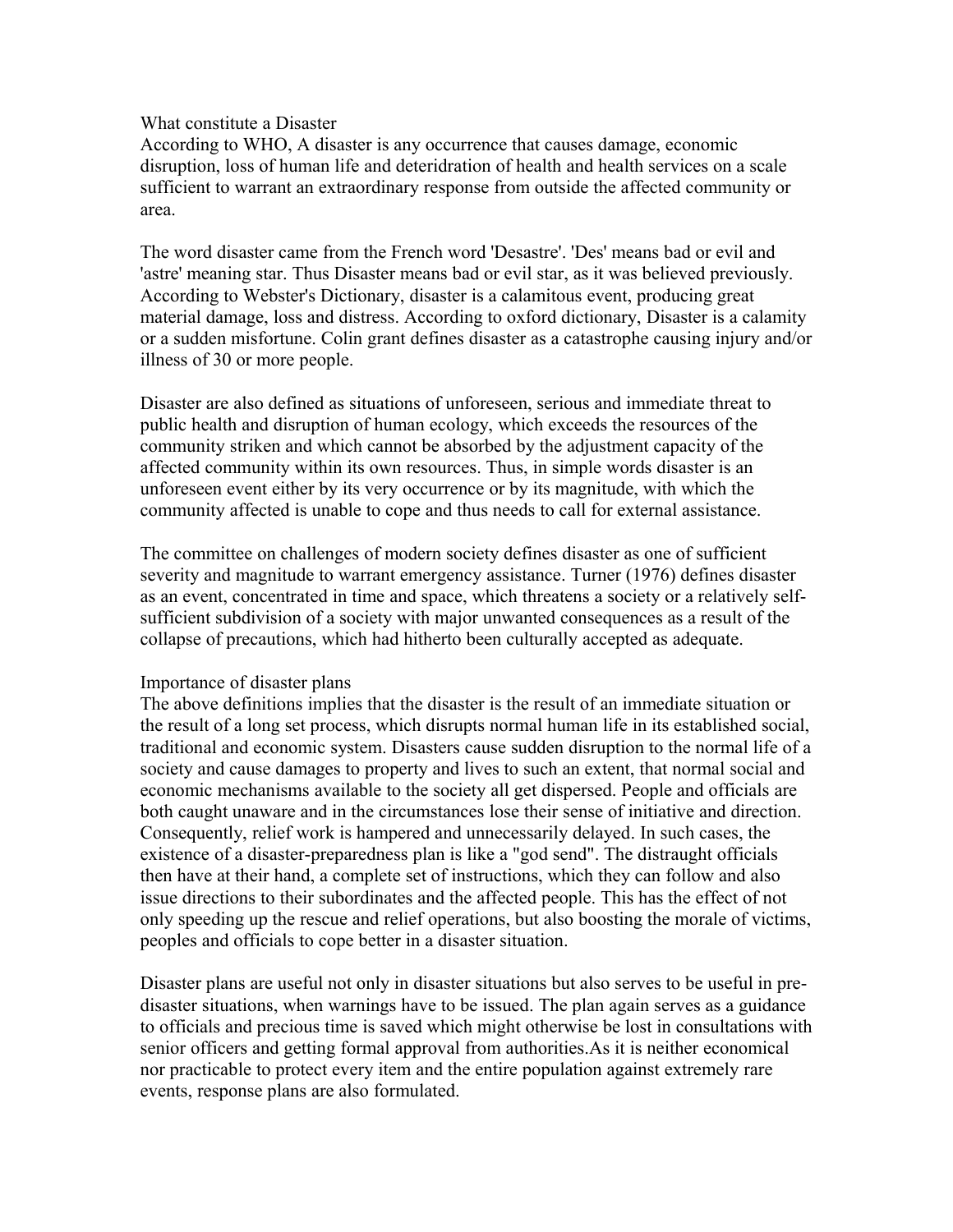What constitute a Disaster

According to WHO, A disaster is any occurrence that causes damage, economic disruption, loss of human life and deteridration of health and health services on a scale sufficient to warrant an extraordinary response from outside the affected community or area.

The word disaster came from the French word 'Desastre'. 'Des' means bad or evil and 'astre' meaning star. Thus Disaster means bad or evil star, as it was believed previously. According to Webster's Dictionary, disaster is a calamitous event, producing great material damage, loss and distress. According to oxford dictionary, Disaster is a calamity or a sudden misfortune. Colin grant defines disaster as a catastrophe causing injury and/or illness of 30 or more people.

Disaster are also defined as situations of unforeseen, serious and immediate threat to public health and disruption of human ecology, which exceeds the resources of the community striken and which cannot be absorbed by the adjustment capacity of the affected community within its own resources. Thus, in simple words disaster is an unforeseen event either by its very occurrence or by its magnitude, with which the community affected is unable to cope and thus needs to call for external assistance.

The committee on challenges of modern society defines disaster as one of sufficient severity and magnitude to warrant emergency assistance. Turner (1976) defines disaster as an event, concentrated in time and space, which threatens a society or a relatively self-sufficient subdivision of a society with major unwanted consequences as a result of the collapse of precautions, which had hitherto been culturally accepted as adequate.

Importance of disaster plans

The above definitions implies that the disaster is the result of an immediate situation or the result of a long set process, which disrupts normal human life in its established social, traditional and economic system. Disasters cause sudden disruption to the normal life of a society and cause damages to property and lives to such an extent, that normal social and economic mechanisms available to the society all get dispersed. People and officials are both caught unaware and in the circumstances lose their sense of initiative and direction. Consequently, relief work is hampered and unnecessarily delayed. In such cases, the existence of a disaster-preparedness plan is like a "god send". The distraught officials then have at their hand, a complete set of instructions, which they can follow and also issue directions to their subordinates and the affected people. This has the effect of not only speeding up the rescue and relief operations, but also boosting the morale of victims, peoples and officials to cope better in a disaster situation.

Disaster plans are useful not only in disaster situations but also serves to be useful in pre-disaster situations, when warnings have to be issued. The plan again serves as a guidance to officials and precious time is saved which might otherwise be lost in consultations with senior officers and getting formal approval from authorities.As it is neither economical nor practicable to protect every item and the entire population against extremely rare events, response plans are also formulated.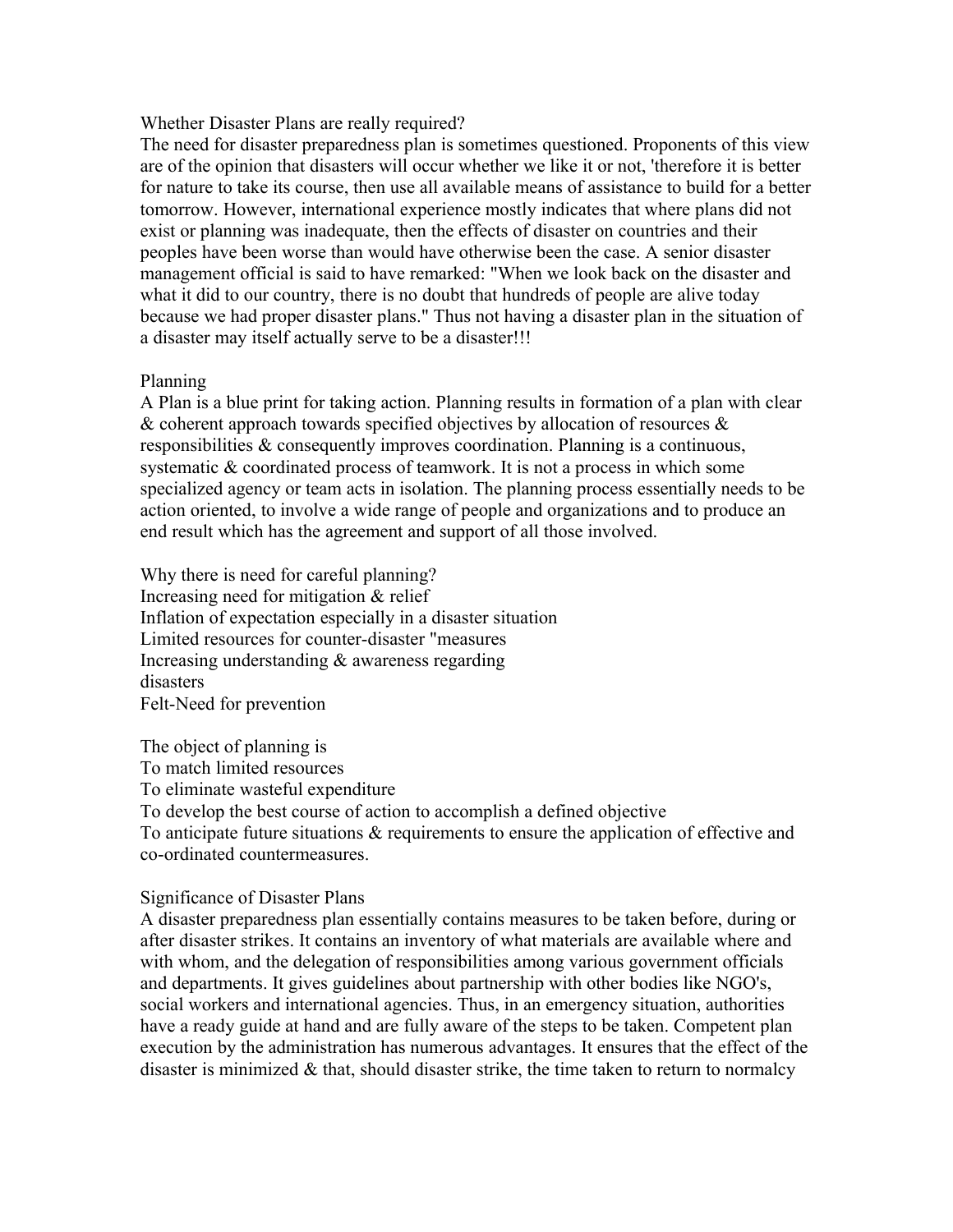## Whether Disaster Plans are really required?

The need for disaster preparedness plan is sometimes questioned. Proponents of this view are of the opinion that disasters will occur whether we like it or not, 'therefore it is better for nature to take its course, then use all available means of assistance to build for a better tomorrow. However, international experience mostly indicates that where plans did not exist or planning was inadequate, then the effects of disaster on countries and their peoples have been worse than would have otherwise been the case. A senior disaster management official is said to have remarked: "When we look back on the disaster and what it did to our country, there is no doubt that hundreds of people are alive today because we had proper disaster plans." Thus not having a disaster plan in the situation of a disaster may itself actually serve to be a disaster!!!

## Planning

A Plan is a blue print for taking action. Planning results in formation of a plan with clear & coherent approach towards specified objectives by allocation of resources & responsibilities & consequently improves coordination. Planning is a continuous, systematic & coordinated process of teamwork. It is not a process in which some specialized agency or team acts in isolation. The planning process essentially needs to be action oriented, to involve a wide range of people and organizations and to produce an end result which has the agreement and support of all those involved.

### Why there is need for careful planning?

- Increasing need for mitigation & relief
- Inflation of expectation especially in a disaster situation
- Limited resources for counter-disaster "measures
- Increasing understanding & awareness regarding disasters
- Felt-Need for prevention

### The object of planning is

- To match limited resources
- To eliminate wasteful expenditure
- To develop the best course of action to accomplish a defined objective
- To anticipate future situations & requirements to ensure the application of effective and co-ordinated countermeasures.

## Significance of Disaster Plans

A disaster preparedness plan essentially contains measures to be taken before, during or after disaster strikes. It contains an inventory of what materials are available where and with whom, and the delegation of responsibilities among various government officials and departments. It gives guidelines about partnership with other bodies like NGO's, social workers and international agencies. Thus, in an emergency situation, authorities have a ready guide at hand and are fully aware of the steps to be taken. Competent plan execution by the administration has numerous advantages. It ensures that the effect of the disaster is minimized & that, should disaster strike, the time taken to return to normalcy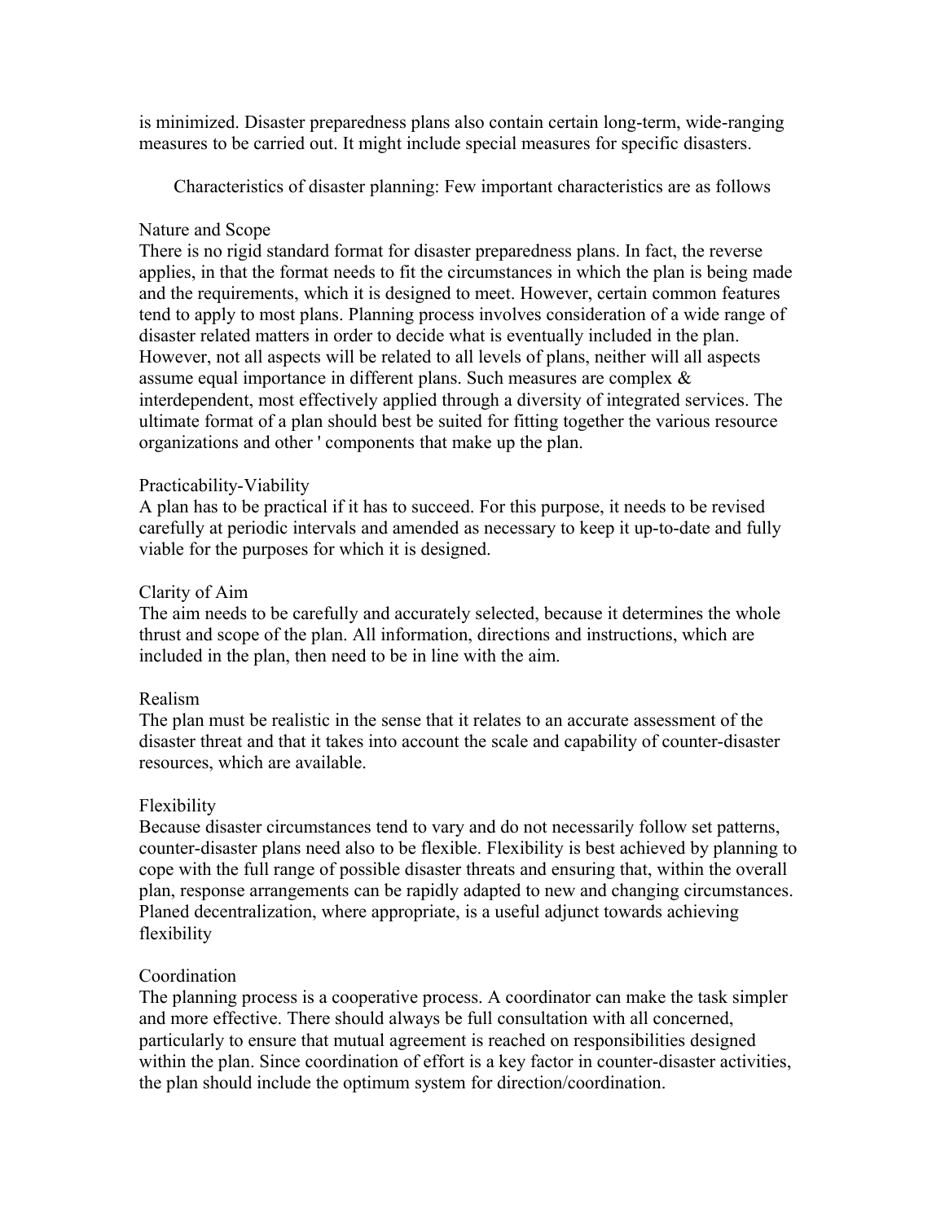is minimized. Disaster preparedness plans also contain certain long-term, wide-ranging measures to be carried out. It might include special measures for specific disasters.

Characteristics of disaster planning: Few important characteristics are as follows

### Nature and Scope

There is no rigid standard format for disaster preparedness plans. In fact, the reverse applies, in that the format needs to fit the circumstances in which the plan is being made and the requirements, which it is designed to meet. However, certain common features tend to apply to most plans. Planning process involves consideration of a wide range of disaster related matters in order to decide what is eventually included in the plan. However, not all aspects will be related to all levels of plans, neither will all aspects assume equal importance in different plans. Such measures are complex & interdependent, most effectively applied through a diversity of integrated services. The ultimate format of a plan should best be suited for fitting together the various resource organizations and other ' components that make up the plan.

### Practicability-Viability

A plan has to be practical if it has to succeed. For this purpose, it needs to be revised carefully at periodic intervals and amended as necessary to keep it up-to-date and fully viable for the purposes for which it is designed.

### Clarity of Aim

The aim needs to be carefully and accurately selected, because it determines the whole thrust and scope of the plan. All information, directions and instructions, which are included in the plan, then need to be in line with the aim.

### Realism

The plan must be realistic in the sense that it relates to an accurate assessment of the disaster threat and that it takes into account the scale and capability of counter-disaster resources, which are available.

### Flexibility

Because disaster circumstances tend to vary and do not necessarily follow set patterns, counter-disaster plans need also to be flexible. Flexibility is best achieved by planning to cope with the full range of possible disaster threats and ensuring that, within the overall plan, response arrangements can be rapidly adapted to new and changing circumstances. Planed decentralization, where appropriate, is a useful adjunct towards achieving flexibility

### Coordination

The planning process is a cooperative process. A coordinator can make the task simpler and more effective. There should always be full consultation with all concerned, particularly to ensure that mutual agreement is reached on responsibilities designed within the plan. Since coordination of effort is a key factor in counter-disaster activities, the plan should include the optimum system for direction/coordination.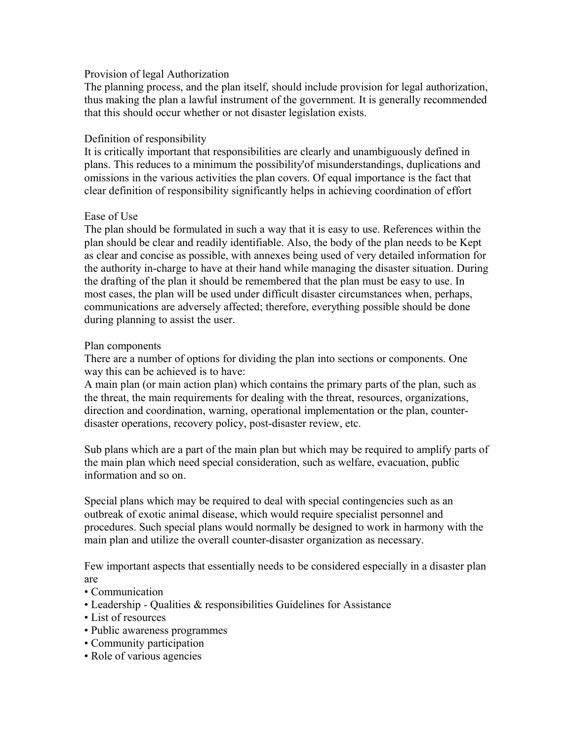### Provision of legal Authorization

The planning process, and the plan itself, should include provision for legal authorization, thus making the plan a lawful instrument of the government. It is generally recommended that this should occur whether or not disaster legislation exists.

### Definition of responsibility

It is critically important that responsibilities are clearly and unambiguously defined in plans. This reduces to a minimum the possibility'of misunderstandings, duplications and omissions in the various activities the plan covers. Of equal importance is the fact that clear definition of responsibility significantly helps in achieving coordination of effort

### Ease of Use

The plan should be formulated in such a way that it is easy to use. References within the plan should be clear and readily identifiable. Also, the body of the plan needs to be Kept as clear and concise as possible, with annexes being used of very detailed information for the authority in-charge to have at their hand while managing the disaster situation. During the drafting of the plan it should be remembered that the plan must be easy to use. In most cases, the plan will be used under difficult disaster circumstances when, perhaps, communications are adversely affected; therefore, everything possible should be done during planning to assist the user.

### Plan components

There are a number of options for dividing the plan into sections or components. One way this can be achieved is to have:

A main plan (or main action plan) which contains the primary parts of the plan, such as the threat, the main requirements for dealing with the threat, resources, organizations, direction and coordination, warning, operational implementation or the plan, counter-disaster operations, recovery policy, post-disaster review, etc.

Sub plans which are a part of the main plan but which may be required to amplify parts of the main plan which need special consideration, such as welfare, evacuation, public information and so on.

Special plans which may be required to deal with special contingencies such as an outbreak of exotic animal disease, which would require specialist personnel and procedures. Such special plans would normally be designed to work in harmony with the main plan and utilize the overall counter-disaster organization as necessary.

Few important aspects that essentially needs to be considered especially in a disaster plan are

- Communication
- Leadership - Qualities & responsibilities Guidelines for Assistance
- List of resources
- Public awareness programmes
- Community participation
- Role of various agencies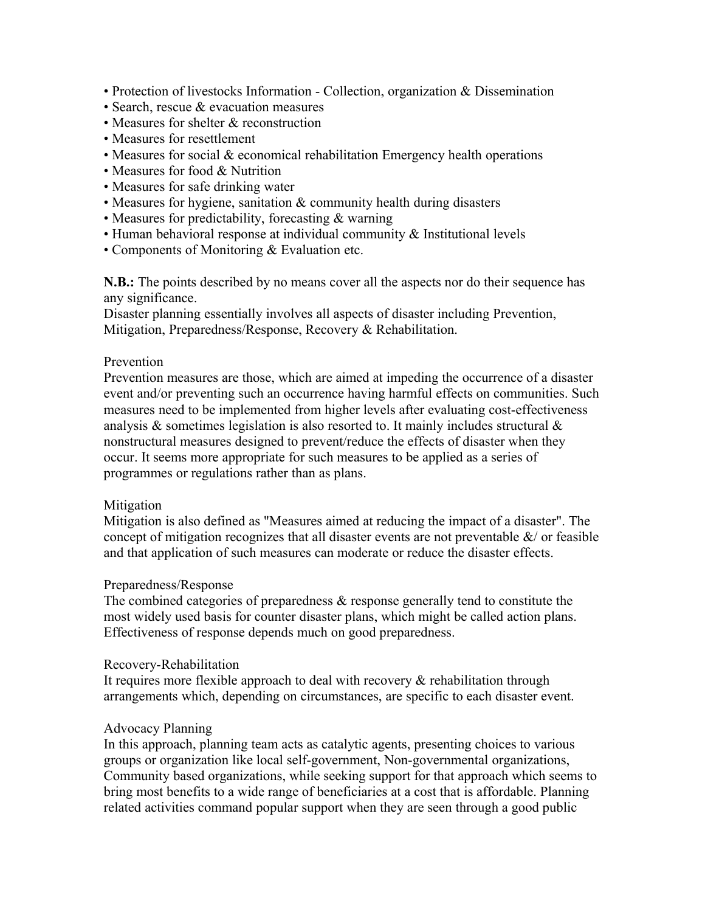- Protection of livestocks Information - Collection, organization & Dissemination
- Search, rescue & evacuation measures
- Measures for shelter & reconstruction
- Measures for resettlement
- Measures for social & economical rehabilitation Emergency health operations
- Measures for food & Nutrition
- Measures for safe drinking water
- Measures for hygiene, sanitation & community health during disasters
- Measures for predictability, forecasting & warning
- Human behavioral response at individual community & Institutional levels
- Components of Monitoring & Evaluation etc.

**N.B.:** The points described by no means cover all the aspects nor do their sequence has any significance.
Disaster planning essentially involves all aspects of disaster including Prevention, Mitigation, Preparedness/Response, Recovery & Rehabilitation.

Prevention
Prevention measures are those, which are aimed at impeding the occurrence of a disaster event and/or preventing such an occurrence having harmful effects on communities. Such measures need to be implemented from higher levels after evaluating cost-effectiveness analysis & sometimes legislation is also resorted to. It mainly includes structural & nonstructural measures designed to prevent/reduce the effects of disaster when they occur. It seems more appropriate for such measures to be applied as a series of programmes or regulations rather than as plans.

Mitigation
Mitigation is also defined as "Measures aimed at reducing the impact of a disaster". The concept of mitigation recognizes that all disaster events are not preventable &/ or feasible and that application of such measures can moderate or reduce the disaster effects.

Preparedness/Response
The combined categories of preparedness & response generally tend to constitute the most widely used basis for counter disaster plans, which might be called action plans. Effectiveness of response depends much on good preparedness.

Recovery-Rehabilitation
It requires more flexible approach to deal with recovery & rehabilitation through arrangements which, depending on circumstances, are specific to each disaster event.

Advocacy Planning
In this approach, planning team acts as catalytic agents, presenting choices to various groups or organization like local self-government, Non-governmental organizations, Community based organizations, while seeking support for that approach which seems to bring most benefits to a wide range of beneficiaries at a cost that is affordable. Planning related activities command popular support when they are seen through a good public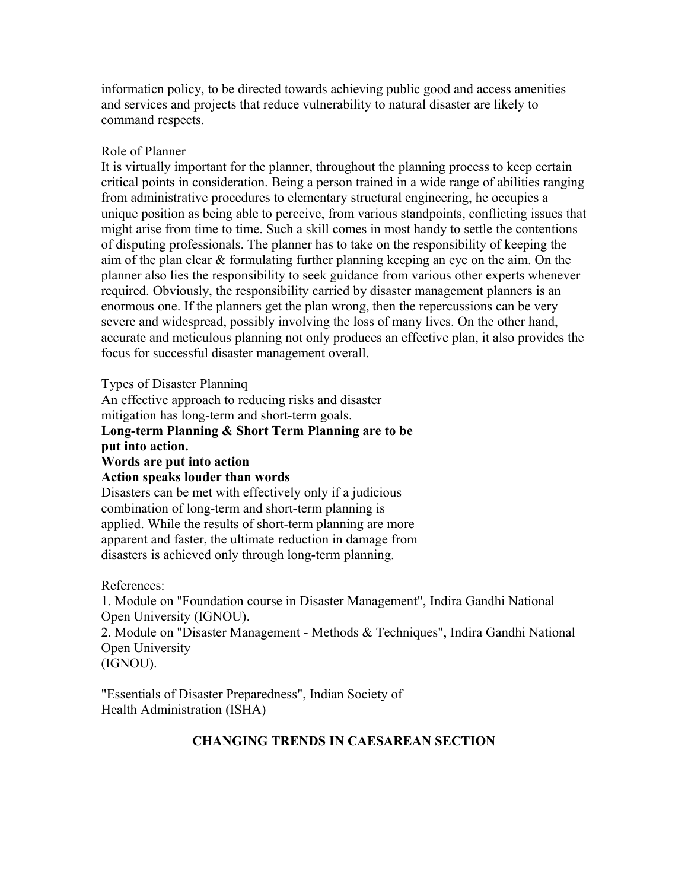informaticn policy, to be directed towards achieving public good and access amenities and services and projects that reduce vulnerability to natural disaster are likely to command respects.

Role of Planner

It is virtually important for the planner, throughout the planning process to keep certain critical points in consideration. Being a person trained in a wide range of abilities ranging from administrative procedures to elementary structural engineering, he occupies a unique position as being able to perceive, from various standpoints, conflicting issues that might arise from time to time. Such a skill comes in most handy to settle the contentions of disputing professionals. The planner has to take on the responsibility of keeping the aim of the plan clear & formulating further planning keeping an eye on the aim. On the planner also lies the responsibility to seek guidance from various other experts whenever required. Obviously, the responsibility carried by disaster management planners is an enormous one. If the planners get the plan wrong, then the repercussions can be very severe and widespread, possibly involving the loss of many lives. On the other hand, accurate and meticulous planning not only produces an effective plan, it also provides the focus for successful disaster management overall.

Types of Disaster Planninq

An effective approach to reducing risks and disaster mitigation has long-term and short-term goals.

**Long-term Planning & Short Term Planning are to be put into action.**

**Words are put into action**

**Action speaks louder than words**

Disasters can be met with effectively only if a judicious combination of long-term and short-term planning is applied. While the results of short-term planning are more apparent and faster, the ultimate reduction in damage from disasters is achieved only through long-term planning.

References:

1. Module on "Foundation course in Disaster Management", Indira Gandhi National Open University (IGNOU).
2. Module on "Disaster Management - Methods & Techniques", Indira Gandhi National Open University (IGNOU).

"Essentials of Disaster Preparedness", Indian Society of Health Administration (ISHA)

## CHANGING TRENDS IN CAESAREAN SECTION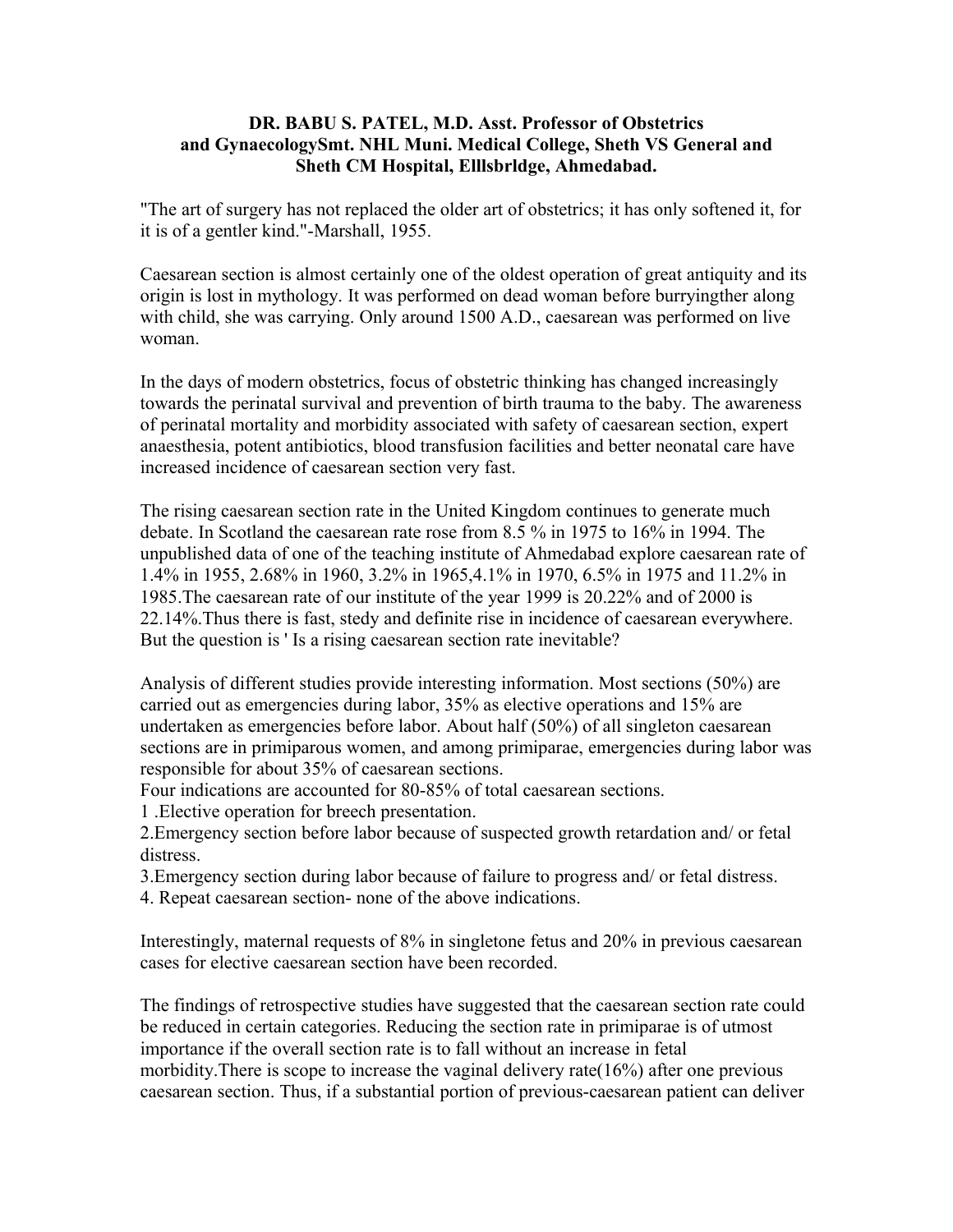**DR. BABU S. PATEL, M.D. Asst. Professor of Obstetrics and GynaecologySmt. NHL Muni. Medical College, Sheth VS General and Sheth CM Hospital, Elllsbrldge, Ahmedabad.**

"The art of surgery has not replaced the older art of obstetrics; it has only softened it, for it is of a gentler kind."-Marshall, 1955.

Caesarean section is almost certainly one of the oldest operation of great antiquity and its origin is lost in mythology. It was performed on dead woman before buryingther along with child, she was carrying. Only around 1500 A.D., caesarean was performed on live woman.

In the days of modern obstetrics, focus of obstetric thinking has changed increasingly towards the perinatal survival and prevention of birth trauma to the baby. The awareness of perinatal mortality and morbidity associated with safety of caesarean section, expert anaesthesia, potent antibiotics, blood transfusion facilities and better neonatal care have increased incidence of caesarean section very fast.

The rising caesarean section rate in the United Kingdom continues to generate much debate. In Scotland the caesarean rate rose from 8.5 % in 1975 to 16% in 1994. The unpublished data of one of the teaching institute of Ahmedabad explore caesarean rate of 1.4% in 1955, 2.68% in 1960, 3.2% in 1965,4.1% in 1970, 6.5% in 1975 and 11.2% in 1985.The caesarean rate of our institute of the year 1999 is 20.22% and of 2000 is 22.14%.Thus there is fast, stedy and definite rise in incidence of caesarean everywhere. But the question is ' Is a rising caesarean section rate inevitable?

Analysis of different studies provide interesting information. Most sections (50%) are carried out as emergencies during labor, 35% as elective operations and 15% are undertaken as emergencies before labor. About half (50%) of all singleton caesarean sections are in primiparous women, and among primiparae, emergencies during labor was responsible for about 35% of caesarean sections.

Four indications are accounted for 80-85% of total caesarean sections.

1 .Elective operation for breech presentation.

2.Emergency section before labor because of suspected growth retardation and/ or fetal distress.

3.Emergency section during labor because of failure to progress and/ or fetal distress.

4. Repeat caesarean section- none of the above indications.

Interestingly, maternal requests of 8% in singletone fetus and 20% in previous caesarean cases for elective caesarean section have been recorded.

The findings of retrospective studies have suggested that the caesarean section rate could be reduced in certain categories. Reducing the section rate in primiparae is of utmost importance if the overall section rate is to fall without an increase in fetal morbidity.There is scope to increase the vaginal delivery rate(16%) after one previous caesarean section. Thus, if a substantial portion of previous-caesarean patient can deliver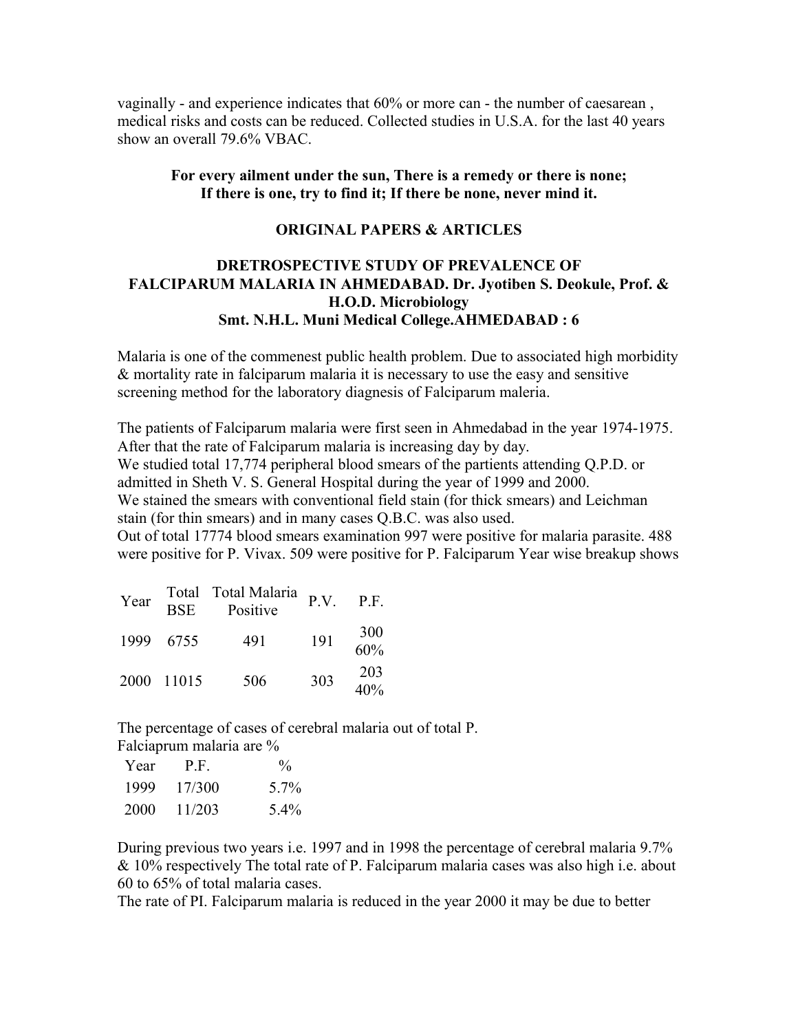vaginally - and experience indicates that 60% or more can - the number of caesarean , medical risks and costs can be reduced. Collected studies in U.S.A. for the last 40 years show an overall 79.6% VBAC.

**For every ailment under the sun, There is a remedy or there is none; If there is one, try to find it; If there be none, never mind it.**

## ORIGINAL PAPERS & ARTICLES

### DRETROSPECTIVE STUDY OF PREVALENCE OF FALCIPARUM MALARIA IN AHMEDABAD. Dr. Jyotiben S. Deokule, Prof. & H.O.D. Microbiology Smt. N.H.L. Muni Medical College.AHMEDABAD : 6

Malaria is one of the commenest public health problem. Due to associated high morbidity & mortality rate in falciparum malaria it is necessary to use the easy and sensitive screening method for the laboratory diagnosis of Falciparum maleria.

The patients of Falciparum malaria were first seen in Ahmedabad in the year 1974-1975. After that the rate of Falciparum malaria is increasing day by day.
We studied total 17,774 peripheral blood smears of the partients attending Q.P.D. or admitted in Sheth V. S. General Hospital during the year of 1999 and 2000.
We stained the smears with conventional field stain (for thick smears) and Leichman stain (for thin smears) and in many cases Q.B.C. was also used.
Out of total 17774 blood smears examination 997 were positive for malaria parasite. 488 were positive for P. Vivax. 509 were positive for P. Falciparum Year wise breakup shows

| Year | Total BSE | Total Malaria Positive | P.V. | P.F. |
|---|---|---|---|---|
| 1999 | 6755 | 491 | 191 | 300 60% |
| 2000 | 11015 | 506 | 303 | 203 40% |

The percentage of cases of cerebral malaria out of total P. Falciaprum malaria are %

| Year | P.F. | % |
|---|---|---|
| 1999 | 17/300 | 5.7% |
| 2000 | 11/203 | 5.4% |

During previous two years i.e. 1997 and in 1998 the percentage of cerebral malaria 9.7% & 10% respectively The total rate of P. Falciparum malaria cases was also high i.e. about 60 to 65% of total malaria cases.
The rate of PI. Falciparum malaria is reduced in the year 2000 it may be due to better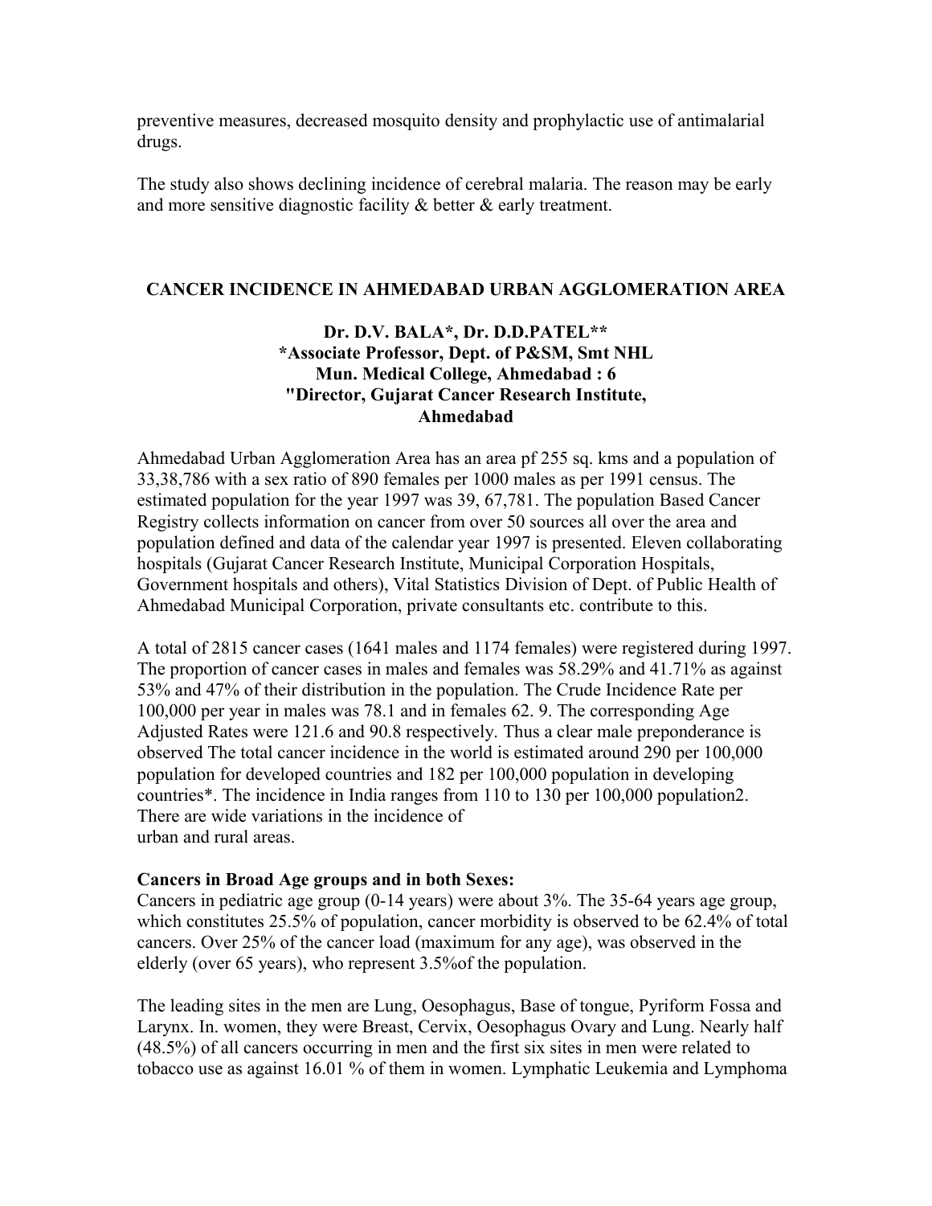preventive measures, decreased mosquito density and prophylactic use of antimalarial drugs.

The study also shows declining incidence of cerebral malaria. The reason may be early and more sensitive diagnostic facility & better & early treatment.

## CANCER INCIDENCE IN AHMEDABAD URBAN AGGLOMERATION AREA

**Dr. D.V. BALA\*, Dr. D.D.PATEL\*\***
**\*Associate Professor, Dept. of P&SM, Smt NHL Mun. Medical College, Ahmedabad : 6**
**"Director, Gujarat Cancer Research Institute, Ahmedabad**

Ahmedabad Urban Agglomeration Area has an area pf 255 sq. kms and a population of 33,38,786 with a sex ratio of 890 females per 1000 males as per 1991 census. The estimated population for the year 1997 was 39, 67,781. The population Based Cancer Registry collects information on cancer from over 50 sources all over the area and population defined and data of the calendar year 1997 is presented. Eleven collaborating hospitals (Gujarat Cancer Research Institute, Municipal Corporation Hospitals, Government hospitals and others), Vital Statistics Division of Dept. of Public Health of Ahmedabad Municipal Corporation, private consultants etc. contribute to this.

A total of 2815 cancer cases (1641 males and 1174 females) were registered during 1997. The proportion of cancer cases in males and females was 58.29% and 41.71% as against 53% and 47% of their distribution in the population. The Crude Incidence Rate per 100,000 per year in males was 78.1 and in females 62. 9. The corresponding Age Adjusted Rates were 121.6 and 90.8 respectively. Thus a clear male preponderance is observed The total cancer incidence in the world is estimated around 290 per 100,000 population for developed countries and 182 per 100,000 population in developing countries*. The incidence in India ranges from 110 to 130 per 100,000 population2. There are wide variations in the incidence of urban and rural areas.

**Cancers in Broad Age groups and in both Sexes:**
Cancers in pediatric age group (0-14 years) were about 3%. The 35-64 years age group, which constitutes 25.5% of population, cancer morbidity is observed to be 62.4% of total cancers. Over 25% of the cancer load (maximum for any age), was observed in the elderly (over 65 years), who represent 3.5%of the population.

The leading sites in the men are Lung, Oesophagus, Base of tongue, Pyriform Fossa and Larynx. In. women, they were Breast, Cervix, Oesophagus Ovary and Lung. Nearly half (48.5%) of all cancers occurring in men and the first six sites in men were related to tobacco use as against 16.01 % of them in women. Lymphatic Leukemia and Lymphoma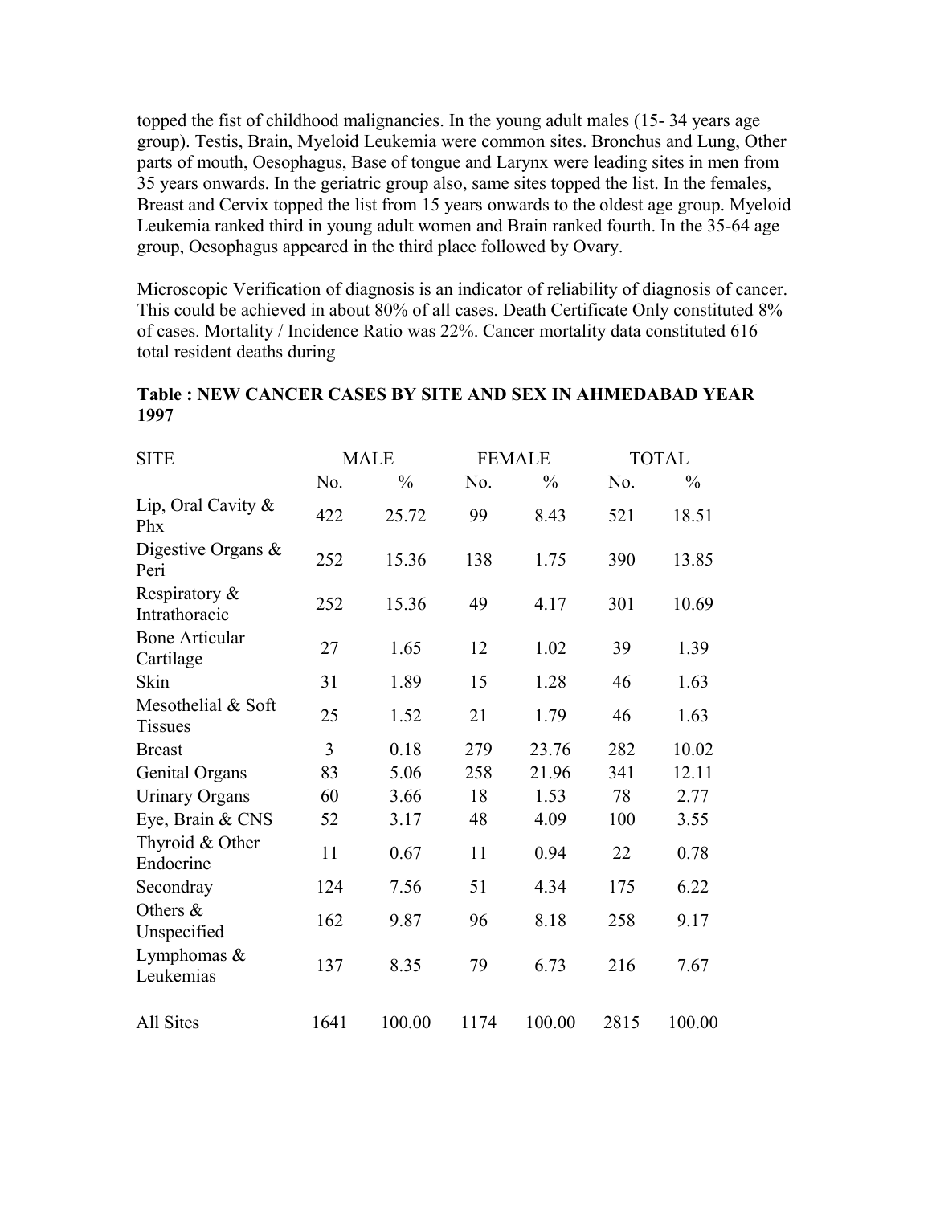topped the fist of childhood malignancies. In the young adult males (15- 34 years age group). Testis, Brain, Myeloid Leukemia were common sites. Bronchus and Lung, Other parts of mouth, Oesophagus, Base of tongue and Larynx were leading sites in men from 35 years onwards. In the geriatric group also, same sites topped the list. In the females, Breast and Cervix topped the list from 15 years onwards to the oldest age group. Myeloid Leukemia ranked third in young adult women and Brain ranked fourth. In the 35-64 age group, Oesophagus appeared in the third place followed by Ovary.

Microscopic Verification of diagnosis is an indicator of reliability of diagnosis of cancer. This could be achieved in about 80% of all cases. Death Certificate Only constituted 8% of cases. Mortality / Incidence Ratio was 22%. Cancer mortality data constituted 616 total resident deaths during

**Table : NEW CANCER CASES BY SITE AND SEX IN AHMEDABAD YEAR 1997**

| SITE | MALE | | FEMALE | | TOTAL | |
|---|---|---|---|---|---|---|
| | No. | % | No. | % | No. | % |
| Lip, Oral Cavity & Phx | 422 | 25.72 | 99 | 8.43 | 521 | 18.51 |
| Digestive Organs & Peri | 252 | 15.36 | 138 | 1.75 | 390 | 13.85 |
| Respiratory & Intrathoracic | 252 | 15.36 | 49 | 4.17 | 301 | 10.69 |
| Bone Articular Cartilage | 27 | 1.65 | 12 | 1.02 | 39 | 1.39 |
| Skin | 31 | 1.89 | 15 | 1.28 | 46 | 1.63 |
| Mesothelial & Soft Tissues | 25 | 1.52 | 21 | 1.79 | 46 | 1.63 |
| Breast | 3 | 0.18 | 279 | 23.76 | 282 | 10.02 |
| Genital Organs | 83 | 5.06 | 258 | 21.96 | 341 | 12.11 |
| Urinary Organs | 60 | 3.66 | 18 | 1.53 | 78 | 2.77 |
| Eye, Brain & CNS | 52 | 3.17 | 48 | 4.09 | 100 | 3.55 |
| Thyroid & Other Endocrine | 11 | 0.67 | 11 | 0.94 | 22 | 0.78 |
| Secondray | 124 | 7.56 | 51 | 4.34 | 175 | 6.22 |
| Others & Unspecified | 162 | 9.87 | 96 | 8.18 | 258 | 9.17 |
| Lymphomas & Leukemias | 137 | 8.35 | 79 | 6.73 | 216 | 7.67 |
| All Sites | 1641 | 100.00 | 1174 | 100.00 | 2815 | 100.00 |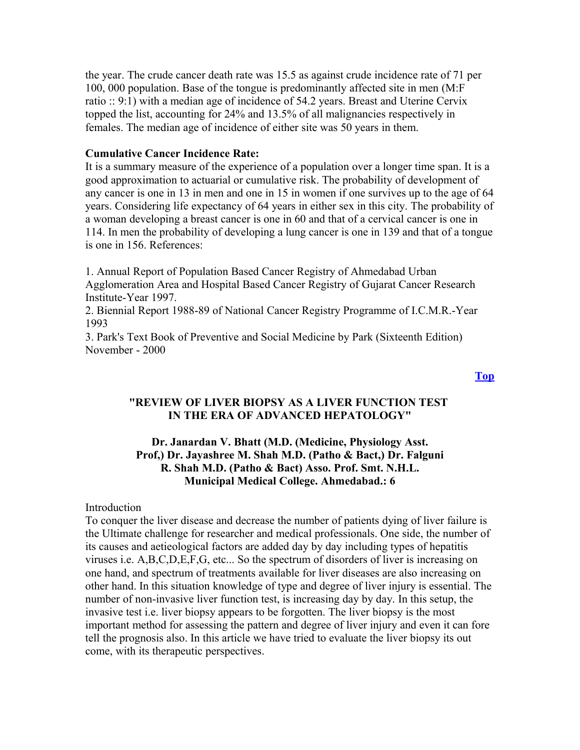the year. The crude cancer death rate was 15.5 as against crude incidence rate of 71 per 100, 000 population. Base of the tongue is predominantly affected site in men (M:F ratio :: 9:1) with a median age of incidence of 54.2 years. Breast and Uterine Cervix topped the list, accounting for 24% and 13.5% of all malignancies respectively in females. The median age of incidence of either site was 50 years in them.

**Cumulative Cancer Incidence Rate:**
It is a summary measure of the experience of a population over a longer time span. It is a good approximation to actuarial or cumulative risk. The probability of development of any cancer is one in 13 in men and one in 15 in women if one survives up to the age of 64 years. Considering life expectancy of 64 years in either sex in this city. The probability of a woman developing a breast cancer is one in 60 and that of a cervical cancer is one in 114. In men the probability of developing a lung cancer is one in 139 and that of a tongue is one in 156. References:

1. Annual Report of Population Based Cancer Registry of Ahmedabad Urban Agglomeration Area and Hospital Based Cancer Registry of Gujarat Cancer Research Institute-Year 1997.
2. Biennial Report 1988-89 of National Cancer Registry Programme of I.C.M.R.-Year 1993
3. Park's Text Book of Preventive and Social Medicine by Park (Sixteenth Edition) November - 2000

**Top**

## "REVIEW OF LIVER BIOPSY AS A LIVER FUNCTION TEST IN THE ERA OF ADVANCED HEPATOLOGY"

**Dr. Janardan V. Bhatt (M.D. (Medicine, Physiology Asst. Prof,) Dr. Jayashree M. Shah M.D. (Patho & Bact,) Dr. Falguni R. Shah M.D. (Patho & Bact) Asso. Prof. Smt. N.H.L. Municipal Medical College. Ahmedabad.: 6**

Introduction
To conquer the liver disease and decrease the number of patients dying of liver failure is the Ultimate challenge for researcher and medical professionals. One side, the number of its causes and aetieological factors are added day by day including types of hepatitis viruses i.e. A,B,C,D,E,F,G, etc... So the spectrum of disorders of liver is increasing on one hand, and spectrum of treatments available for liver diseases are also increasing on other hand. In this situation knowledge of type and degree of liver injury is essential. The number of non-invasive liver function test, is increasing day by day. In this setup, the invasive test i.e. liver biopsy appears to be forgotten. The liver biopsy is the most important method for assessing the pattern and degree of liver injury and even it can fore tell the prognosis also. In this article we have tried to evaluate the liver biopsy its out come, with its therapeutic perspectives.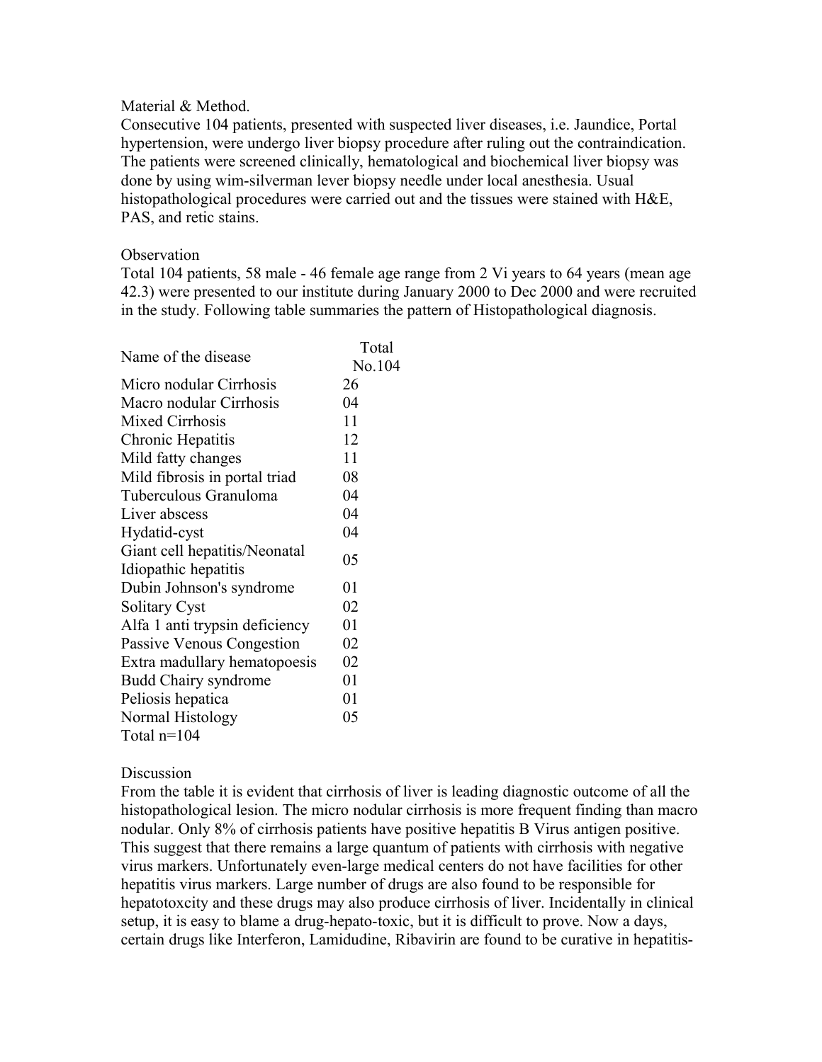Material & Method.

Consecutive 104 patients, presented with suspected liver diseases, i.e. Jaundice, Portal hypertension, were undergo liver biopsy procedure after ruling out the contraindication. The patients were screened clinically, hematological and biochemical liver biopsy was done by using wim-silverman lever biopsy needle under local anesthesia. Usual histopathological procedures were carried out and the tissues were stained with H&E, PAS, and retic stains.

Observation

Total 104 patients, 58 male - 46 female age range from 2 Vi years to 64 years (mean age 42.3) were presented to our institute during January 2000 to Dec 2000 and were recruited in the study. Following table summaries the pattern of Histopathological diagnosis.

| Name of the disease | Total No.104 |
|---|---|
| Micro nodular Cirrhosis | 26 |
| Macro nodular Cirrhosis | 04 |
| Mixed Cirrhosis | 11 |
| Chronic Hepatitis | 12 |
| Mild fatty changes | 11 |
| Mild fibrosis in portal triad | 08 |
| Tuberculous Granuloma | 04 |
| Liver abscess | 04 |
| Hydatid-cyst | 04 |
| Giant cell hepatitis/Neonatal Idiopathic hepatitis | 05 |
| Dubin Johnson's syndrome | 01 |
| Solitary Cyst | 02 |
| Alfa 1 anti trypsin deficiency | 01 |
| Passive Venous Congestion | 02 |
| Extra madullary hematopoesis | 02 |
| Budd Chairy syndrome | 01 |
| Peliosis hepatica | 01 |
| Normal Histology | 05 |
| Total n=104 | |

Discussion

From the table it is evident that cirrhosis of liver is leading diagnostic outcome of all the histopathological lesion. The micro nodular cirrhosis is more frequent finding than macro nodular. Only 8% of cirrhosis patients have positive hepatitis B Virus antigen positive. This suggest that there remains a large quantum of patients with cirrhosis with negative virus markers. Unfortunately even-large medical centers do not have facilities for other hepatitis virus markers. Large number of drugs are also found to be responsible for hepatotoxcity and these drugs may also produce cirrhosis of liver. Incidentally in clinical setup, it is easy to blame a drug-hepato-toxic, but it is difficult to prove. Now a days, certain drugs like Interferon, Lamidudine, Ribavirin are found to be curative in hepatitis-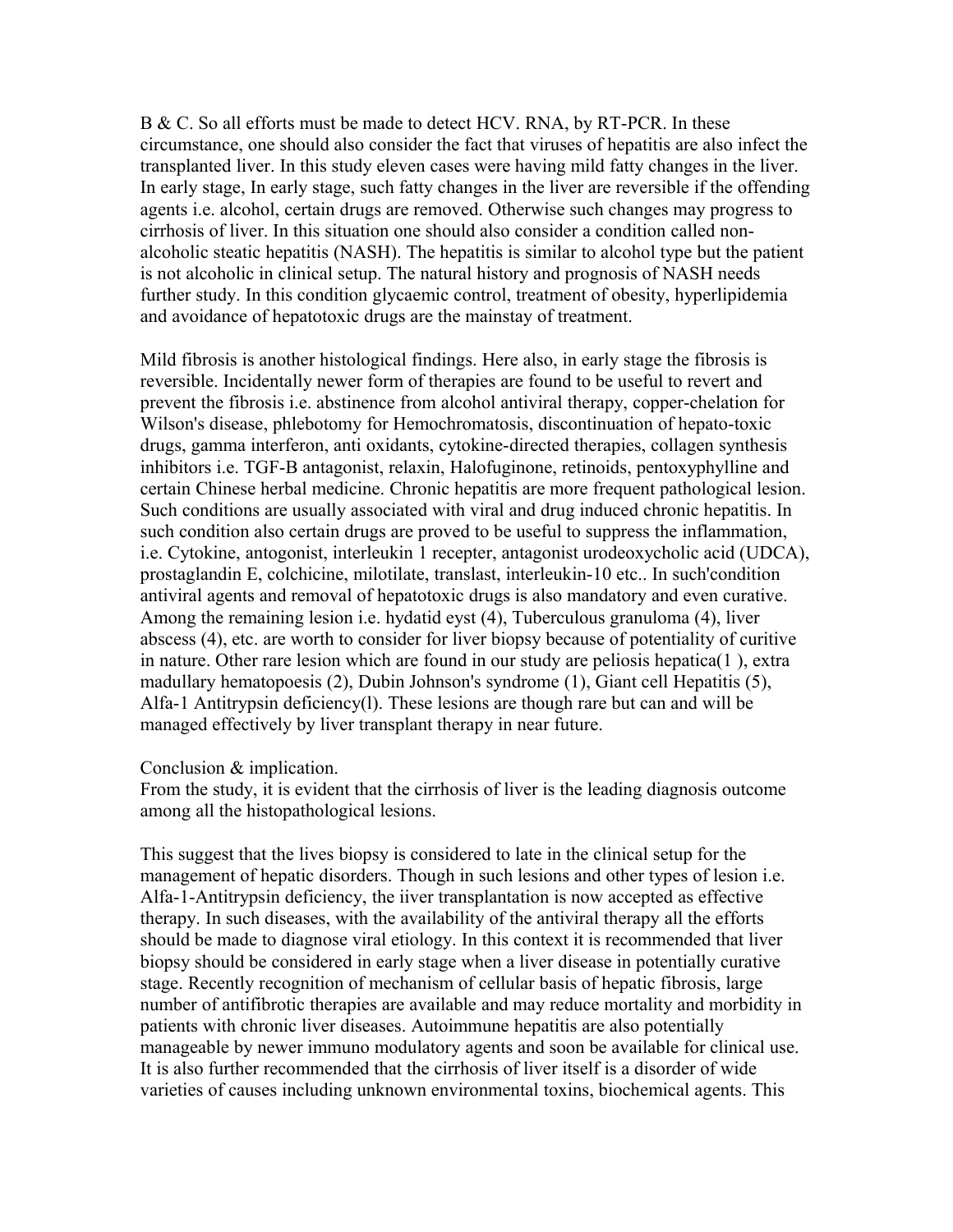B & C. So all efforts must be made to detect HCV. RNA, by RT-PCR. In these circumstance, one should also consider the fact that viruses of hepatitis are also infect the transplanted liver. In this study eleven cases were having mild fatty changes in the liver. In early stage, In early stage, such fatty changes in the liver are reversible if the offending agents i.e. alcohol, certain drugs are removed. Otherwise such changes may progress to cirrhosis of liver. In this situation one should also consider a condition called non-alcoholic steatic hepatitis (NASH). The hepatitis is similar to alcohol type but the patient is not alcoholic in clinical setup. The natural history and prognosis of NASH needs further study. In this condition glycaemic control, treatment of obesity, hyperlipidemia and avoidance of hepatotoxic drugs are the mainstay of treatment.

Mild fibrosis is another histological findings. Here also, in early stage the fibrosis is reversible. Incidentally newer form of therapies are found to be useful to revert and prevent the fibrosis i.e. abstinence from alcohol antiviral therapy, copper-chelation for Wilson's disease, phlebotomy for Hemochromatosis, discontinuation of hepato-toxic drugs, gamma interferon, anti oxidants, cytokine-directed therapies, collagen synthesis inhibitors i.e. TGF-B antagonist, relaxin, Halofuginone, retinoids, pentoxyphylline and certain Chinese herbal medicine. Chronic hepatitis are more frequent pathological lesion. Such conditions are usually associated with viral and drug induced chronic hepatitis. In such condition also certain drugs are proved to be useful to suppress the inflammation, i.e. Cytokine, antogonist, interleukin 1 recepter, antagonist urodeoxycholic acid (UDCA), prostaglandin E, colchicine, milotilate, translast, interleukin-10 etc.. In such'condition antiviral agents and removal of hepatotoxic drugs is also mandatory and even curative. Among the remaining lesion i.e. hydatid eyst (4), Tuberculous granuloma (4), liver abscess (4), etc. are worth to consider for liver biopsy because of potentiality of curitive in nature. Other rare lesion which are found in our study are peliosis hepatica(1 ), extra madullary hematopoesis (2), Dubin Johnson's syndrome (1), Giant cell Hepatitis (5), Alfa-1 Antitrypsin deficiency(l). These lesions are though rare but can and will be managed effectively by liver transplant therapy in near future.

Conclusion & implication.

From the study, it is evident that the cirrhosis of liver is the leading diagnosis outcome among all the histopathological lesions.

This suggest that the lives biopsy is considered to late in the clinical setup for the management of hepatic disorders. Though in such lesions and other types of lesion i.e. Alfa-1-Antitrypsin deficiency, the iiver transplantation is now accepted as effective therapy. In such diseases, with the availability of the antiviral therapy all the efforts should be made to diagnose viral etiology. In this context it is recommended that liver biopsy should be considered in early stage when a liver disease in potentially curative stage. Recently recognition of mechanism of cellular basis of hepatic fibrosis, large number of antifibrotic therapies are available and may reduce mortality and morbidity in patients with chronic liver diseases. Autoimmune hepatitis are also potentially manageable by newer immuno modulatory agents and soon be available for clinical use. It is also further recommended that the cirrhosis of liver itself is a disorder of wide varieties of causes including unknown environmental toxins, biochemical agents. This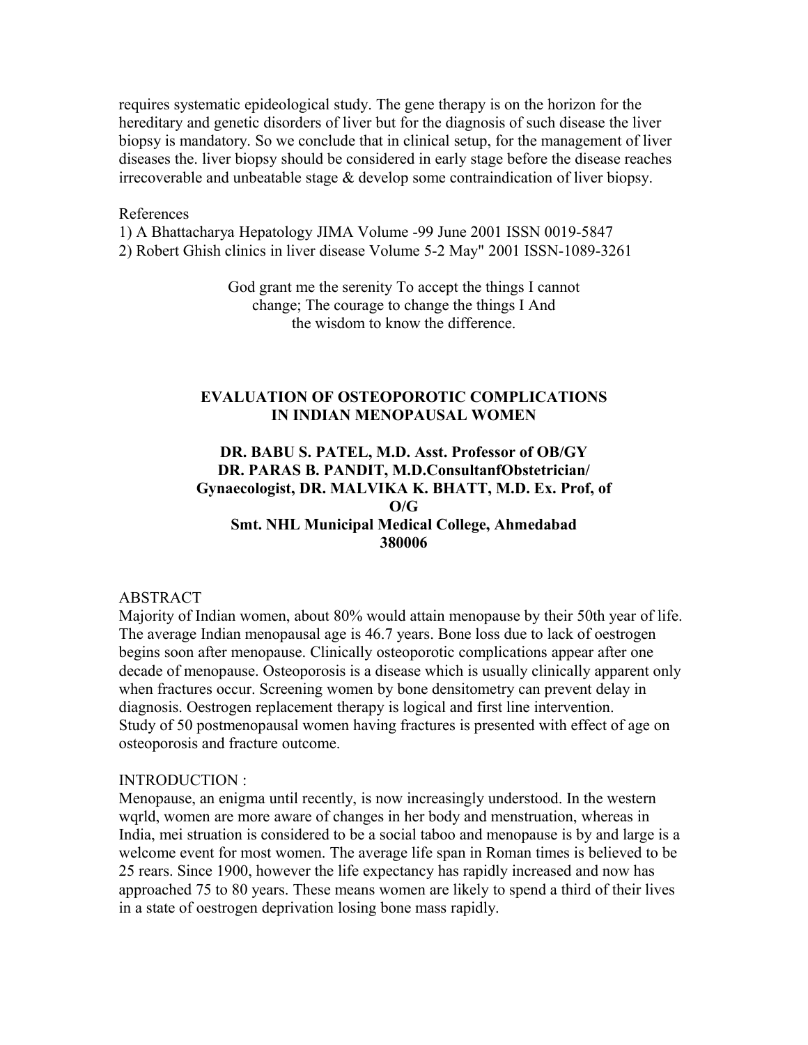requires systematic epideological study. The gene therapy is on the horizon for the hereditary and genetic disorders of liver but for the diagnosis of such disease the liver biopsy is mandatory. So we conclude that in clinical setup, for the management of liver diseases the. liver biopsy should be considered in early stage before the disease reaches irrecoverable and unbeatable stage & develop some contraindication of liver biopsy.

References

1) A Bhattacharya Hepatology JIMA Volume -99 June 2001 ISSN 0019-5847
2) Robert Ghish clinics in liver disease Volume 5-2 May" 2001 ISSN-1089-3261

God grant me the serenity To accept the things I cannot change; The courage to change the things I And the wisdom to know the difference.

## EVALUATION OF OSTEOPOROTIC COMPLICATIONS IN INDIAN MENOPAUSAL WOMEN

**DR. BABU S. PATEL, M.D. Asst. Professor of OB/GY**
**DR. PARAS B. PANDIT, M.D.ConsultanfObstetrician/ Gynaecologist, DR. MALVIKA K. BHATT, M.D. Ex. Prof, of O/G**
**Smt. NHL Municipal Medical College, Ahmedabad 380006**

ABSTRACT

Majority of Indian women, about 80% would attain menopause by their 50th year of life. The average Indian menopausal age is 46.7 years. Bone loss due to lack of oestrogen begins soon after menopause. Clinically osteoporotic complications appear after one decade of menopause. Osteoporosis is a disease which is usually clinically apparent only when fractures occur. Screening women by bone densitometry can prevent delay in diagnosis. Oestrogen replacement therapy is logical and first line intervention.
Study of 50 postmenopausal women having fractures is presented with effect of age on osteoporosis and fracture outcome.

INTRODUCTION :

Menopause, an enigma until recently, is now increasingly understood. In the western wqrld, women are more aware of changes in her body and menstruation, whereas in India, mei struation is considered to be a social taboo and menopause is by and large is a welcome event for most women. The average life span in Roman times is believed to be 25 rears. Since 1900, however the life expectancy has rapidly increased and now has approached 75 to 80 years. These means women are likely to spend a third of their lives in a state of oestrogen deprivation losing bone mass rapidly.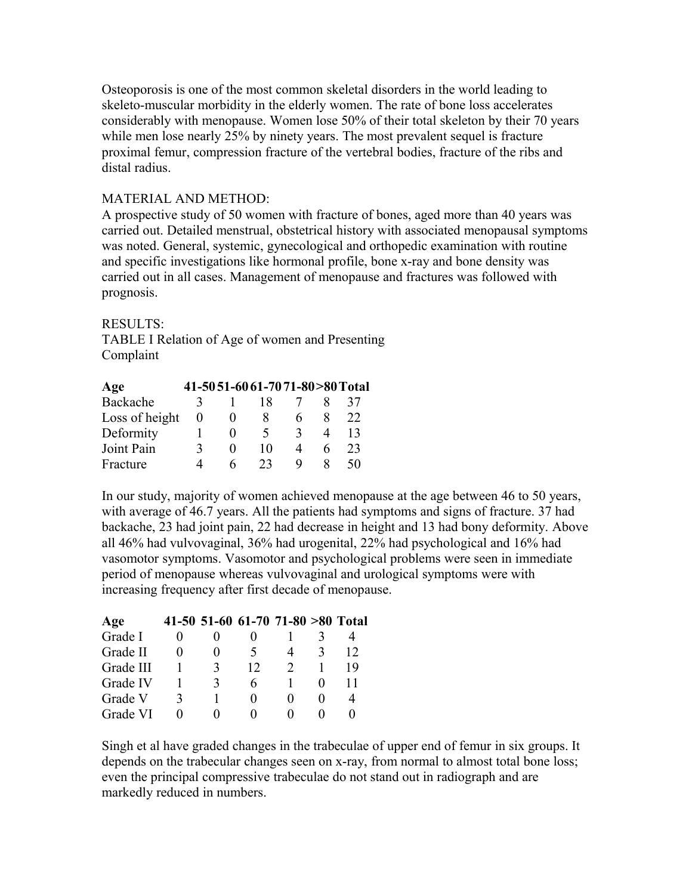Osteoporosis is one of the most common skeletal disorders in the world leading to skeleto-muscular morbidity in the elderly women. The rate of bone loss accelerates considerably with menopause. Women lose 50% of their total skeleton by their 70 years while men lose nearly 25% by ninety years. The most prevalent sequel is fracture proximal femur, compression fracture of the vertebral bodies, fracture of the ribs and distal radius.

MATERIAL AND METHOD:

A prospective study of 50 women with fracture of bones, aged more than 40 years was carried out. Detailed menstrual, obstetrical history with associated menopausal symptoms was noted. General, systemic, gynecological and orthopedic examination with routine and specific investigations like hormonal profile, bone x-ray and bone density was carried out in all cases. Management of menopause and fractures was followed with prognosis.

RESULTS:

TABLE I Relation of Age of women and Presenting Complaint

| Age | 41-50 | 51-60 | 61-70 | 71-80 | >80 | Total |
|---|---|---|---|---|---|---|
| Backache | 3 | 1 | 18 | 7 | 8 | 37 |
| Loss of height | 0 | 0 | 8 | 6 | 8 | 22 |
| Deformity | 1 | 0 | 5 | 3 | 4 | 13 |
| Joint Pain | 3 | 0 | 10 | 4 | 6 | 23 |
| Fracture | 4 | 6 | 23 | 9 | 8 | 50 |

In our study, majority of women achieved menopause at the age between 46 to 50 years, with average of 46.7 years. All the patients had symptoms and signs of fracture. 37 had backache, 23 had joint pain, 22 had decrease in height and 13 had bony deformity. Above all 46% had vulvovaginal, 36% had urogenital, 22% had psychological and 16% had vasomotor symptoms. Vasomotor and psychological problems were seen in immediate period of menopause whereas vulvovaginal and urological symptoms were with increasing frequency after first decade of menopause.

| Age | 41-50 | 51-60 | 61-70 | 71-80 | >80 | Total |
|---|---|---|---|---|---|---|
| Grade I | 0 | 0 | 0 | 1 | 3 | 4 |
| Grade II | 0 | 0 | 5 | 4 | 3 | 12 |
| Grade III | 1 | 3 | 12 | 2 | 1 | 19 |
| Grade IV | 1 | 3 | 6 | 1 | 0 | 11 |
| Grade V | 3 | 1 | 0 | 0 | 0 | 4 |
| Grade VI | 0 | 0 | 0 | 0 | 0 | 0 |

Singh et al have graded changes in the trabeculae of upper end of femur in six groups. It depends on the trabecular changes seen on x-ray, from normal to almost total bone loss; even the principal compressive trabeculae do not stand out in radiograph and are markedly reduced in numbers.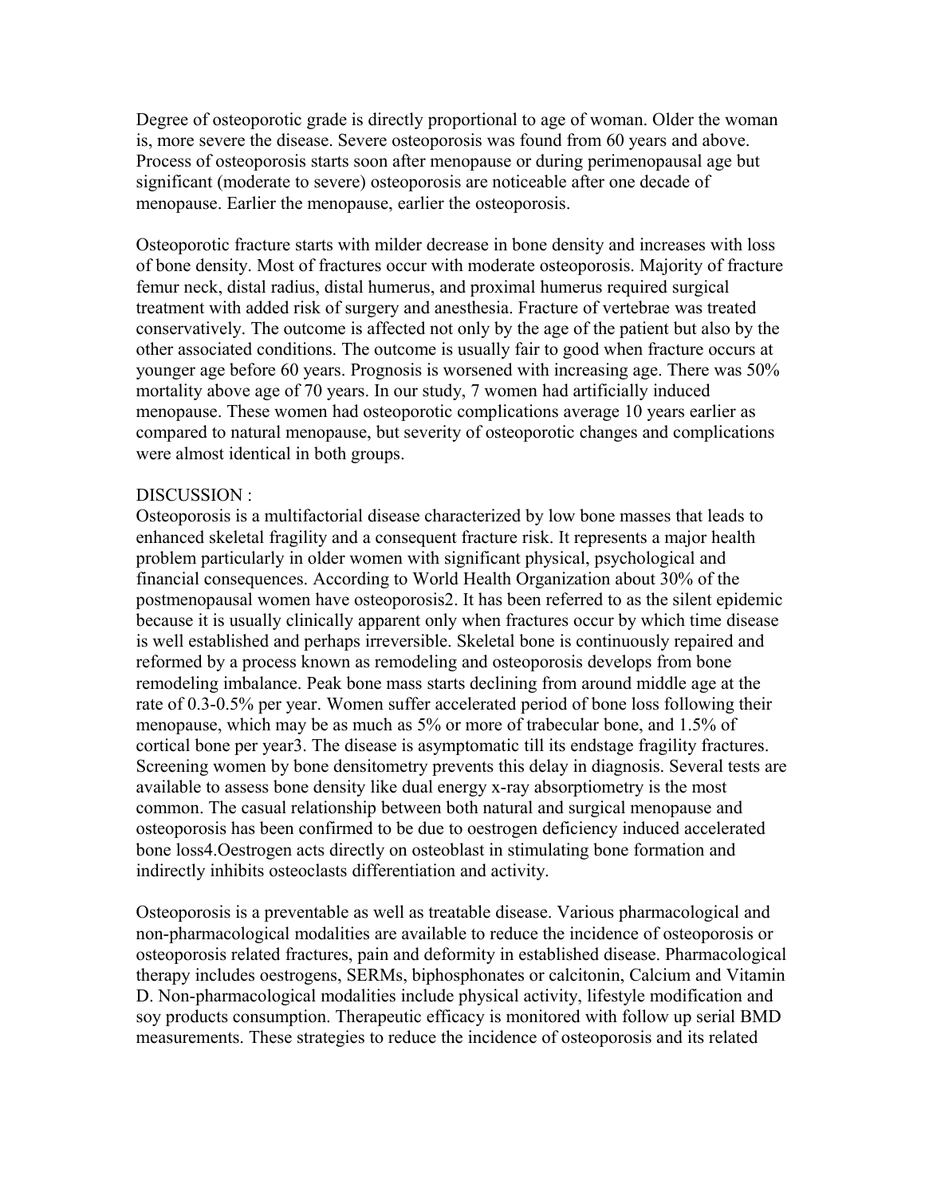Degree of osteoporotic grade is directly proportional to age of woman. Older the woman is, more severe the disease. Severe osteoporosis was found from 60 years and above. Process of osteoporosis starts soon after menopause or during perimenopausal age but significant (moderate to severe) osteoporosis are noticeable after one decade of menopause. Earlier the menopause, earlier the osteoporosis.

Osteoporotic fracture starts with milder decrease in bone density and increases with loss of bone density. Most of fractures occur with moderate osteoporosis. Majority of fracture femur neck, distal radius, distal humerus, and proximal humerus required surgical treatment with added risk of surgery and anesthesia. Fracture of vertebrae was treated conservatively. The outcome is affected not only by the age of the patient but also by the other associated conditions. The outcome is usually fair to good when fracture occurs at younger age before 60 years. Prognosis is worsened with increasing age. There was 50% mortality above age of 70 years. In our study, 7 women had artificially induced menopause. These women had osteoporotic complications average 10 years earlier as compared to natural menopause, but severity of osteoporotic changes and complications were almost identical in both groups.

DISCUSSION :

Osteoporosis is a multifactorial disease characterized by low bone masses that leads to enhanced skeletal fragility and a consequent fracture risk. It represents a major health problem particularly in older women with significant physical, psychological and financial consequences. According to World Health Organization about 30% of the postmenopausal women have osteoporosis[2]. It has been referred to as the silent epidemic because it is usually clinically apparent only when fractures occur by which time disease is well established and perhaps irreversible. Skeletal bone is continuously repaired and reformed by a process known as remodeling and osteoporosis develops from bone remodeling imbalance. Peak bone mass starts declining from around middle age at the rate of 0.3-0.5% per year. Women suffer accelerated period of bone loss following their menopause, which may be as much as 5% or more of trabecular bone, and 1.5% of cortical bone per year[3]. The disease is asymptomatic till its endstage fragility fractures. Screening women by bone densitometry prevents this delay in diagnosis. Several tests are available to assess bone density like dual energy x-ray absorptiometry is the most common. The casual relationship between both natural and surgical menopause and osteoporosis has been confirmed to be due to oestrogen deficiency induced accelerated bone loss[4].Oestrogen acts directly on osteoblast in stimulating bone formation and indirectly inhibits osteoclasts differentiation and activity.

Osteoporosis is a preventable as well as treatable disease. Various pharmacological and non-pharmacological modalities are available to reduce the incidence of osteoporosis or osteoporosis related fractures, pain and deformity in established disease. Pharmacological therapy includes oestrogens, SERMs, biphosphonates or calcitonin, Calcium and Vitamin D. Non-pharmacological modalities include physical activity, lifestyle modification and soy products consumption. Therapeutic efficacy is monitored with follow up serial BMD measurements. These strategies to reduce the incidence of osteoporosis and its related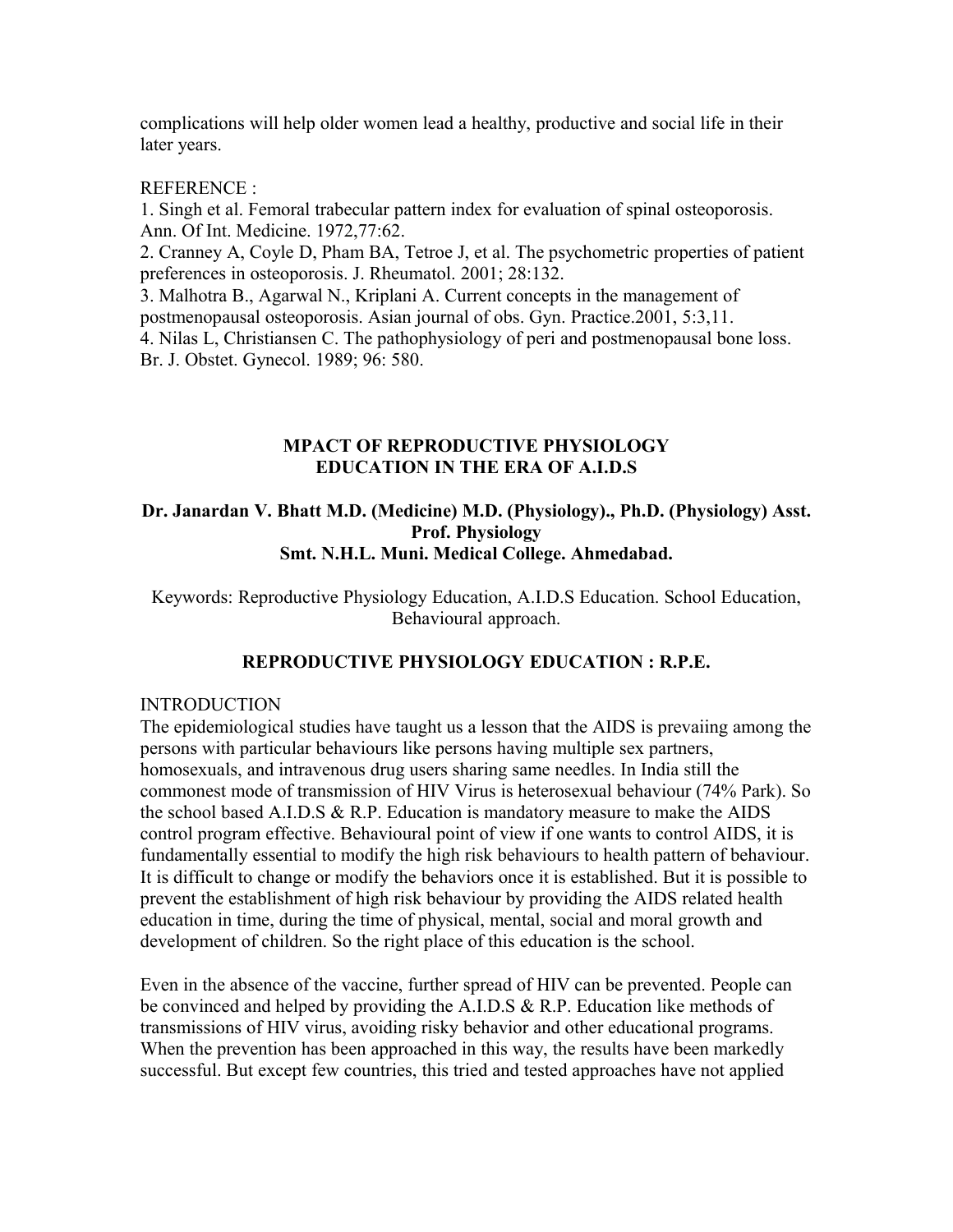complications will help older women lead a healthy, productive and social life in their later years.

REFERENCE :

1. Singh et al. Femoral trabecular pattern index for evaluation of spinal osteoporosis. Ann. Of Int. Medicine. 1972,77:62.
2. Cranney A, Coyle D, Pham BA, Tetroe J, et al. The psychometric properties of patient preferences in osteoporosis. J. Rheumatol. 2001; 28:132.
3. Malhotra B., Agarwal N., Kriplani A. Current concepts in the management of postmenopausal osteoporosis. Asian journal of obs. Gyn. Practice.2001, 5:3,11.
4. Nilas L, Christiansen C. The pathophysiology of peri and postmenopausal bone loss. Br. J. Obstet. Gynecol. 1989; 96: 580.

## MPACT OF REPRODUCTIVE PHYSIOLOGY EDUCATION IN THE ERA OF A.I.D.S

**Dr. Janardan V. Bhatt M.D. (Medicine) M.D. (Physiology)., Ph.D. (Physiology) Asst. Prof. Physiology**
**Smt. N.H.L. Muni. Medical College. Ahmedabad.**

Keywords: Reproductive Physiology Education, A.I.D.S Education. School Education, Behavioural approach.

### REPRODUCTIVE PHYSIOLOGY EDUCATION : R.P.E.

INTRODUCTION

The epidemiological studies have taught us a lesson that the AIDS is prevaiing among the persons with particular behaviours like persons having multiple sex partners, homosexuals, and intravenous drug users sharing same needles. In India still the commonest mode of transmission of HIV Virus is heterosexual behaviour (74% Park). So the school based A.I.D.S & R.P. Education is mandatory measure to make the AIDS control program effective. Behavioural point of view if one wants to control AIDS, it is fundamentally essential to modify the high risk behaviours to health pattern of behaviour. It is difficult to change or modify the behaviors once it is established. But it is possible to prevent the establishment of high risk behaviour by providing the AIDS related health education in time, during the time of physical, mental, social and moral growth and development of children. So the right place of this education is the school.

Even in the absence of the vaccine, further spread of HIV can be prevented. People can be convinced and helped by providing the A.I.D.S & R.P. Education like methods of transmissions of HIV virus, avoiding risky behavior and other educational programs. When the prevention has been approached in this way, the results have been markedly successful. But except few countries, this tried and tested approaches have not applied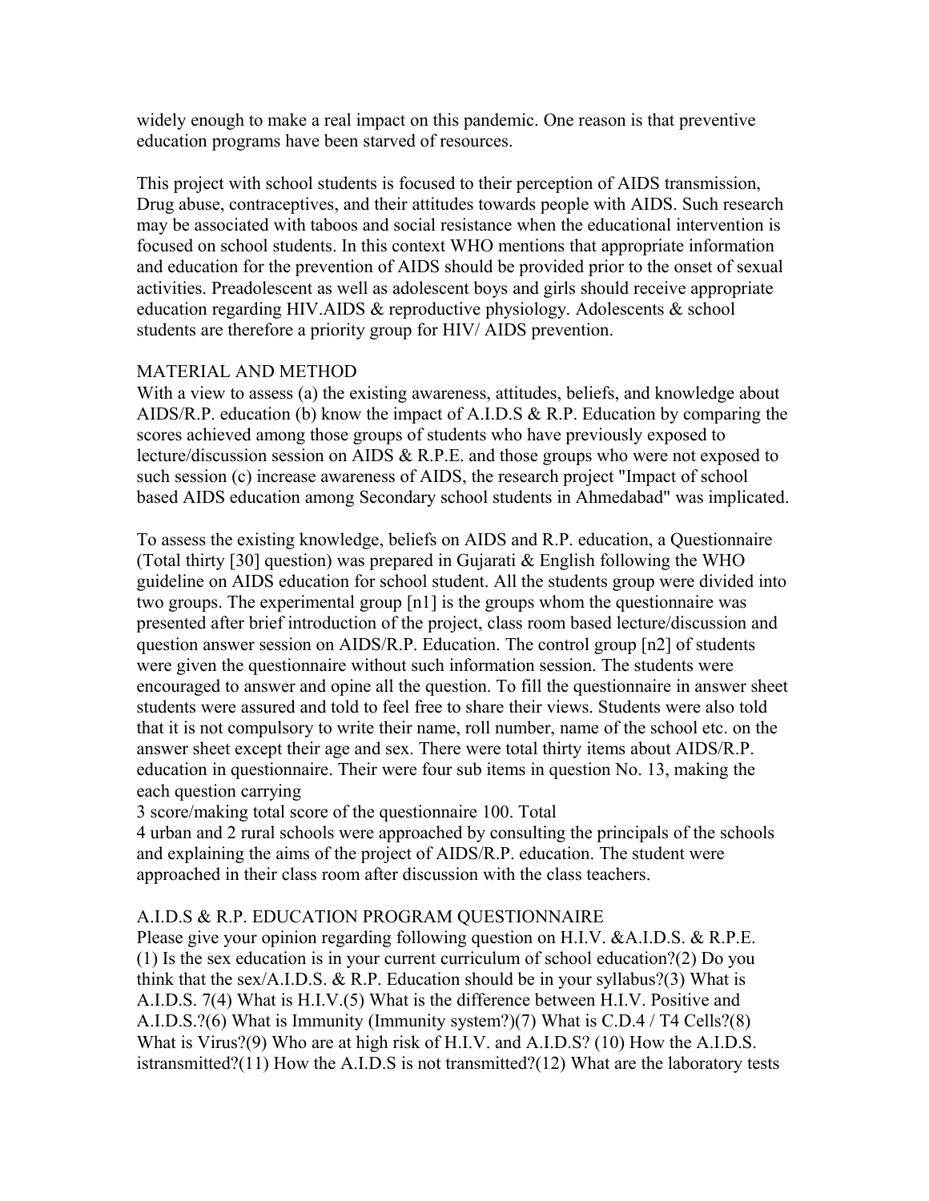widely enough to make a real impact on this pandemic. One reason is that preventive education programs have been starved of resources.

This project with school students is focused to their perception of AIDS transmission, Drug abuse, contraceptives, and their attitudes towards people with AIDS. Such research may be associated with taboos and social resistance when the educational intervention is focused on school students. In this context WHO mentions that appropriate information and education for the prevention of AIDS should be provided prior to the onset of sexual activities. Preadolescent as well as adolescent boys and girls should receive appropriate education regarding HIV.AIDS & reproductive physiology. Adolescents & school students are therefore a priority group for HIV/ AIDS prevention.

## MATERIAL AND METHOD

With a view to assess (a) the existing awareness, attitudes, beliefs, and knowledge about AIDS/R.P. education (b) know the impact of A.I.D.S & R.P. Education by comparing the scores achieved among those groups of students who have previously exposed to lecture/discussion session on AIDS & R.P.E. and those groups who were not exposed to such session (c) increase awareness of AIDS, the research project "Impact of school based AIDS education among Secondary school students in Ahmedabad" was implicated.

To assess the existing knowledge, beliefs on AIDS and R.P. education, a Questionnaire (Total thirty [30] question) was prepared in Gujarati & English following the WHO guideline on AIDS education for school student. All the students group were divided into two groups. The experimental group [n1] is the groups whom the questionnaire was presented after brief introduction of the project, class room based lecture/discussion and question answer session on AIDS/R.P. Education. The control group [n2] of students were given the questionnaire without such information session. The students were encouraged to answer and opine all the question. To fill the questionnaire in answer sheet students were assured and told to feel free to share their views. Students were also told that it is not compulsory to write their name, roll number, name of the school etc. on the answer sheet except their age and sex. There were total thirty items about AIDS/R.P. education in questionnaire. Their were four sub items in question No. 13, making the each question carrying
3 score/making total score of the questionnaire 100. Total
4 urban and 2 rural schools were approached by consulting the principals of the schools and explaining the aims of the project of AIDS/R.P. education. The student were approached in their class room after discussion with the class teachers.

## A.I.D.S & R.P. EDUCATION PROGRAM QUESTIONNAIRE

Please give your opinion regarding following question on H.I.V. &A.I.D.S. & R.P.E.
(1) Is the sex education is in your current curriculum of school education?(2) Do you think that the sex/A.I.D.S. & R.P. Education should be in your syllabus?(3) What is A.I.D.S. 7(4) What is H.I.V.(5) What is the difference between H.I.V. Positive and A.I.D.S.?(6) What is Immunity (Immunity system?)(7) What is C.D.4 / T4 Cells?(8) What is Virus?(9) Who are at high risk of H.I.V. and A.I.D.S? (10) How the A.I.D.S. istransmitted?(11) How the A.I.D.S is not transmitted?(12) What are the laboratory tests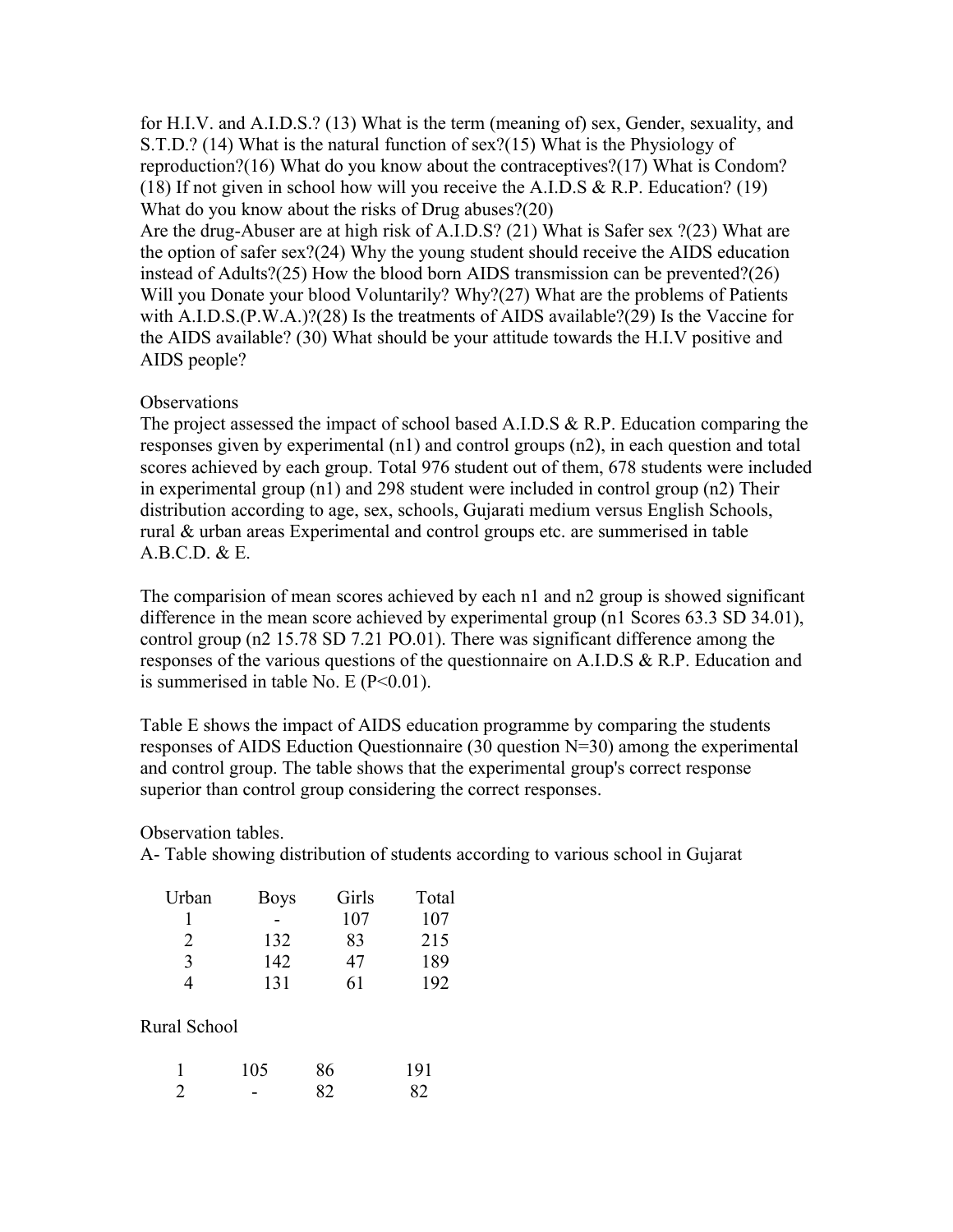for H.I.V. and A.I.D.S.? (13) What is the term (meaning of) sex, Gender, sexuality, and S.T.D.? (14) What is the natural function of sex?(15) What is the Physiology of reproduction?(16) What do you know about the contraceptives?(17) What is Condom? (18) If not given in school how will you receive the A.I.D.S & R.P. Education? (19) What do you know about the risks of Drug abuses?(20)
Are the drug-Abuser are at high risk of A.I.D.S? (21) What is Safer sex ?(23) What are the option of safer sex?(24) Why the young student should receive the AIDS education instead of Adults?(25) How the blood born AIDS transmission can be prevented?(26) Will you Donate your blood Voluntarily? Why?(27) What are the problems of Patients with A.I.D.S.(P.W.A.)?(28) Is the treatments of AIDS available?(29) Is the Vaccine for the AIDS available? (30) What should be your attitude towards the H.I.V positive and AIDS people?

Observations

The project assessed the impact of school based A.I.D.S & R.P. Education comparing the responses given by experimental (n1) and control groups (n2), in each question and total scores achieved by each group. Total 976 student out of them, 678 students were included in experimental group (n1) and 298 student were included in control group (n2) Their distribution according to age, sex, schools, Gujarati medium versus English Schools, rural & urban areas Experimental and control groups etc. are summerised in table A.B.C.D. & E.

The comparision of mean scores achieved by each n1 and n2 group is showed significant difference in the mean score achieved by experimental group (n1 Scores 63.3 SD 34.01), control group (n2 15.78 SD 7.21 PO.01). There was significant difference among the responses of the various questions of the questionnaire on A.I.D.S & R.P. Education and is summerised in table No. E (P<0.01).

Table E shows the impact of AIDS education programme by comparing the students responses of AIDS Eduction Questionnaire (30 question N=30) among the experimental and control group. The table shows that the experimental group's correct response superior than control group considering the correct responses.

Observation tables.

A- Table showing distribution of students according to various school in Gujarat

| Urban | Boys | Girls | Total |
|---|---|---|---|
| 1 | - | 107 | 107 |
| 2 | 132 | 83 | 215 |
| 3 | 142 | 47 | 189 |
| 4 | 131 | 61 | 192 |
| Rural School | | | |
| 1 | 105 | 86 | 191 |
| 2 | - | 82 | 82 |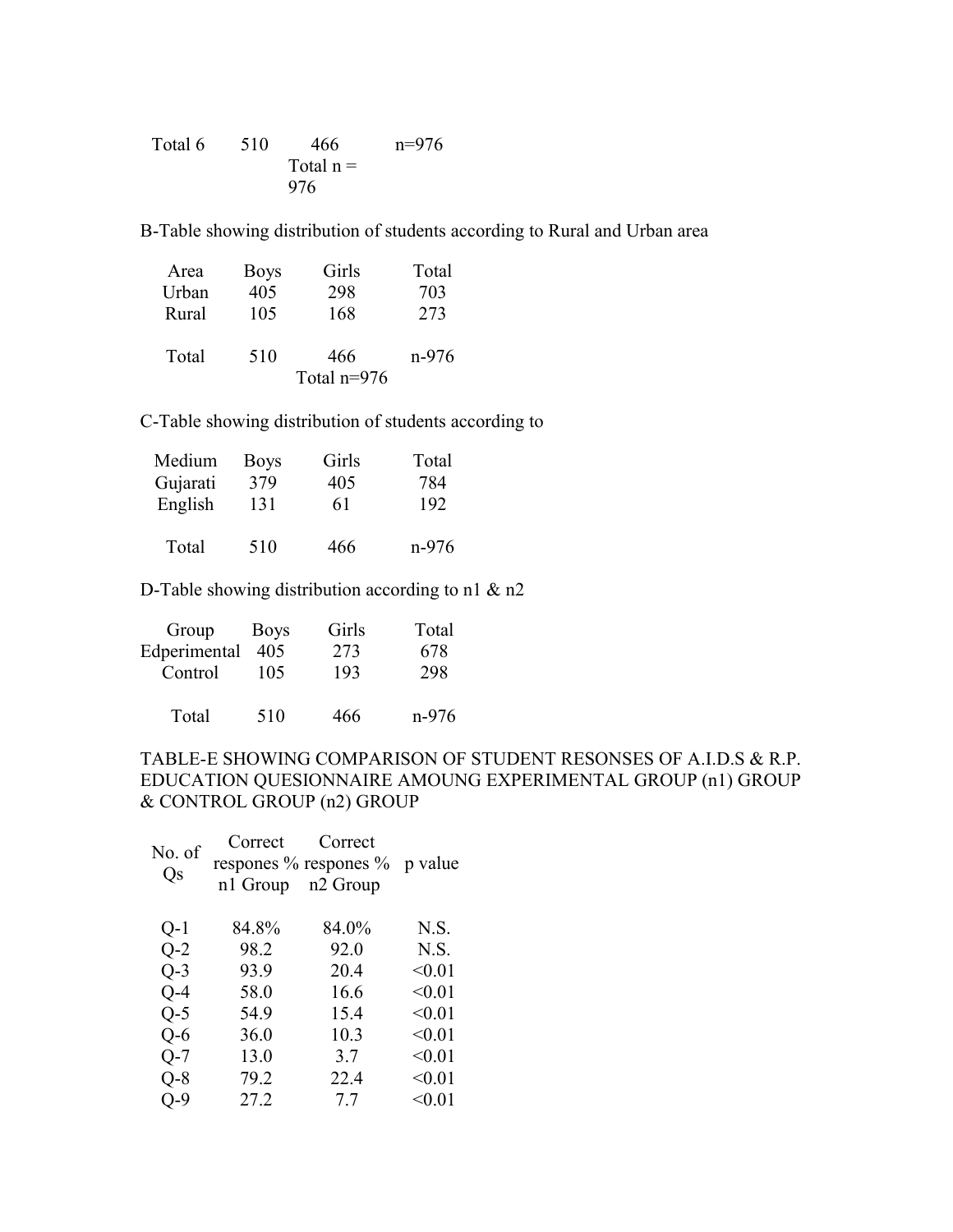| Total 6 | 510 | 466 Total n = 976 | n=976 |
|---|---|---|---|

B-Table showing distribution of students according to Rural and Urban area

| Area | Boys | Girls | Total |
|---|---|---|---|
| Urban | 405 | 298 | 703 |
| Rural | 105 | 168 | 273 |
| Total | 510 | 466 | n-976 |
| | | Total n=976 | |

C-Table showing distribution of students according to

| Medium | Boys | Girls | Total |
|---|---|---|---|
| Gujarati | 379 | 405 | 784 |
| English | 131 | 61 | 192 |
| Total | 510 | 466 | n-976 |

D-Table showing distribution according to n1 & n2

| Group | Boys | Girls | Total |
|---|---|---|---|
| Edperimental | 405 | 273 | 678 |
| Control | 105 | 193 | 298 |
| Total | 510 | 466 | n-976 |

TABLE-E SHOWING COMPARISON OF STUDENT RESONSES OF A.I.D.S & R.P. EDUCATION QUESIONNAIRE AMOUNG EXPERIMENTAL GROUP (n1) GROUP & CONTROL GROUP (n2) GROUP

| No. of Qs | Correct respones % n1 Group | Correct respones % n2 Group | p value |
|---|---|---|---|
| Q-1 | 84.8% | 84.0% | N.S. |
| Q-2 | 98.2 | 92.0 | N.S. |
| Q-3 | 93.9 | 20.4 | <0.01 |
| Q-4 | 58.0 | 16.6 | <0.01 |
| Q-5 | 54.9 | 15.4 | <0.01 |
| Q-6 | 36.0 | 10.3 | <0.01 |
| Q-7 | 13.0 | 3.7 | <0.01 |
| Q-8 | 79.2 | 22.4 | <0.01 |
| Q-9 | 27.2 | 7.7 | <0.01 |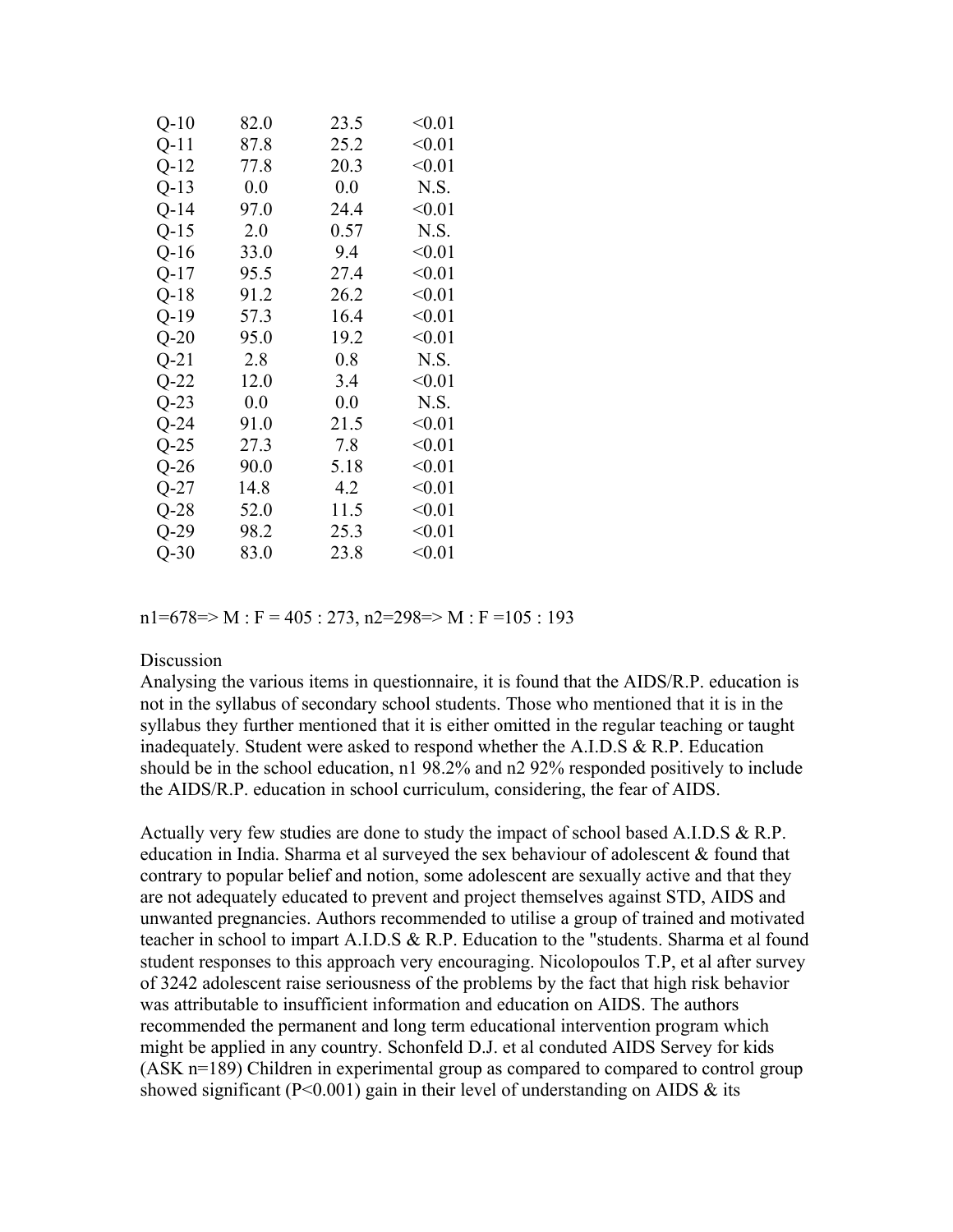| | | | |
|---|---|---|---|
| Q-10 | 82.0 | 23.5 | <0.01 |
| Q-11 | 87.8 | 25.2 | <0.01 |
| Q-12 | 77.8 | 20.3 | <0.01 |
| Q-13 | 0.0 | 0.0 | N.S. |
| Q-14 | 97.0 | 24.4 | <0.01 |
| Q-15 | 2.0 | 0.57 | N.S. |
| Q-16 | 33.0 | 9.4 | <0.01 |
| Q-17 | 95.5 | 27.4 | <0.01 |
| Q-18 | 91.2 | 26.2 | <0.01 |
| Q-19 | 57.3 | 16.4 | <0.01 |
| Q-20 | 95.0 | 19.2 | <0.01 |
| Q-21 | 2.8 | 0.8 | N.S. |
| Q-22 | 12.0 | 3.4 | <0.01 |
| Q-23 | 0.0 | 0.0 | N.S. |
| Q-24 | 91.0 | 21.5 | <0.01 |
| Q-25 | 27.3 | 7.8 | <0.01 |
| Q-26 | 90.0 | 5.18 | <0.01 |
| Q-27 | 14.8 | 4.2 | <0.01 |
| Q-28 | 52.0 | 11.5 | <0.01 |
| Q-29 | 98.2 | 25.3 | <0.01 |
| Q-30 | 83.0 | 23.8 | <0.01 |

n1=678=> M : F = 405 : 273, n2=298=> M : F =105 : 193

## Discussion

Analysing the various items in questionnaire, it is found that the AIDS/R.P. education is not in the syllabus of secondary school students. Those who mentioned that it is in the syllabus they further mentioned that it is either omitted in the regular teaching or taught inadequately. Student were asked to respond whether the A.I.D.S & R.P. Education should be in the school education, n1 98.2% and n2 92% responded positively to include the AIDS/R.P. education in school curriculum, considering, the fear of AIDS.

Actually very few studies are done to study the impact of school based A.I.D.S & R.P. education in India. Sharma et al surveyed the sex behaviour of adolescent & found that contrary to popular belief and notion, some adolescent are sexually active and that they are not adequately educated to prevent and project themselves against STD, AIDS and unwanted pregnancies. Authors recommended to utilise a group of trained and motivated teacher in school to impart A.I.D.S & R.P. Education to the "students. Sharma et al found student responses to this approach very encouraging. Nicolopoulos T.P, et al after survey of 3242 adolescent raise seriousness of the problems by the fact that high risk behavior was attributable to insufficient information and education on AIDS. The authors recommended the permanent and long term educational intervention program which might be applied in any country. Schonfeld D.J. et al conduted AIDS Servey for kids (ASK n=189) Children in experimental group as compared to compared to control group showed significant (P<0.001) gain in their level of understanding on AIDS & its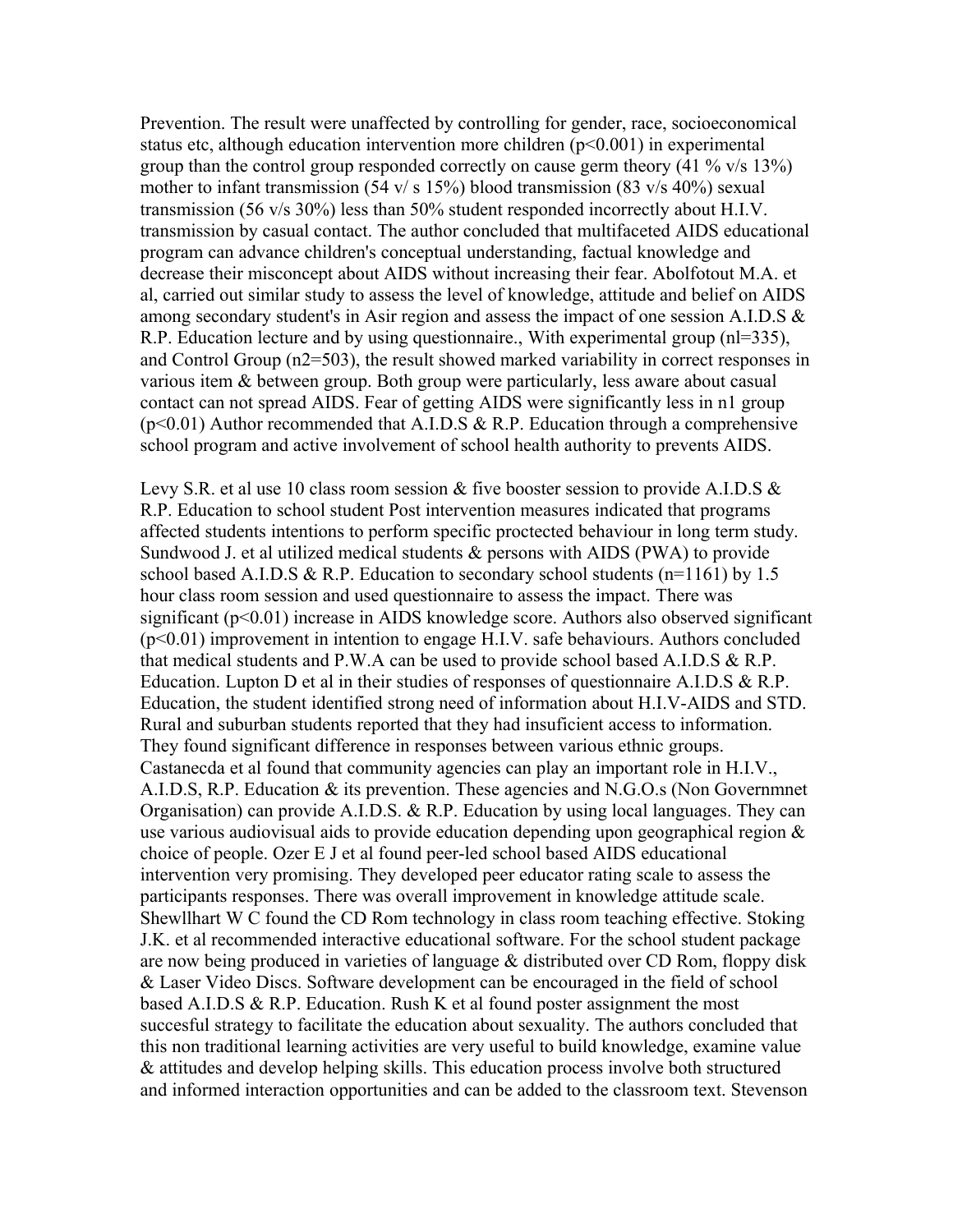Prevention. The result were unaffected by controlling for gender, race, socioeconomical status etc, although education intervention more children ($p<0.001$) in experimental group than the control group responded correctly on cause germ theory (41 % v/s 13%) mother to infant transmission (54 v/ s 15%) blood transmission (83 v/s 40%) sexual transmission (56 v/s 30%) less than 50% student responded incorrectly about H.I.V. transmission by casual contact. The author concluded that multifaceted AIDS educational program can advance children's conceptual understanding, factual knowledge and decrease their misconcept about AIDS without increasing their fear. Abolfotout M.A. et al, carried out similar study to assess the level of knowledge, attitude and belief on AIDS among secondary student's in Asir region and assess the impact of one session A.I.D.S & R.P. Education lecture and by using questionnaire., With experimental group (nl=335), and Control Group (n2=503), the result showed marked variability in correct responses in various item & between group. Both group were particularly, less aware about casual contact can not spread AIDS. Fear of getting AIDS were significantly less in n1 group ($p<0.01$) Author recommended that A.I.D.S & R.P. Education through a comprehensive school program and active involvement of school health authority to prevents AIDS.

Levy S.R. et al use 10 class room session & five booster session to provide A.I.D.S & R.P. Education to school student Post intervention measures indicated that programs affected students intentions to perform specific proctected behaviour in long term study. Sundwood J. et al utilized medical students & persons with AIDS (PWA) to provide school based A.I.D.S & R.P. Education to secondary school students (n=1161) by 1.5 hour class room session and used questionnaire to assess the impact. There was significant ($p<0.01$) increase in AIDS knowledge score. Authors also observed significant ($p<0.01$) improvement in intention to engage H.I.V. safe behaviours. Authors concluded that medical students and P.W.A can be used to provide school based A.I.D.S & R.P. Education. Lupton D et al in their studies of responses of questionnaire A.I.D.S & R.P. Education, the student identified strong need of information about H.I.V-AIDS and STD. Rural and suburban students reported that they had insuficient access to information. They found significant difference in responses between various ethnic groups. Castanecda et al found that community agencies can play an important role in H.I.V., A.I.D.S, R.P. Education & its prevention. These agencies and N.G.O.s (Non Governmnet Organisation) can provide A.I.D.S. & R.P. Education by using local languages. They can use various audiovisual aids to provide education depending upon geographical region & choice of people. Ozer E J et al found peer-led school based AIDS educational intervention very promising. They developed peer educator rating scale to assess the participants responses. There was overall improvement in knowledge attitude scale. Shewllhart W C found the CD Rom technology in class room teaching effective. Stoking J.K. et al recommended interactive educational software. For the school student package are now being produced in varieties of language & distributed over CD Rom, floppy disk & Laser Video Discs. Software development can be encouraged in the field of school based A.I.D.S & R.P. Education. Rush K et al found poster assignment the most succesful strategy to facilitate the education about sexuality. The authors concluded that this non traditional learning activities are very useful to build knowledge, examine value & attitudes and develop helping skills. This education process involve both structured and informed interaction opportunities and can be added to the classroom text. Stevenson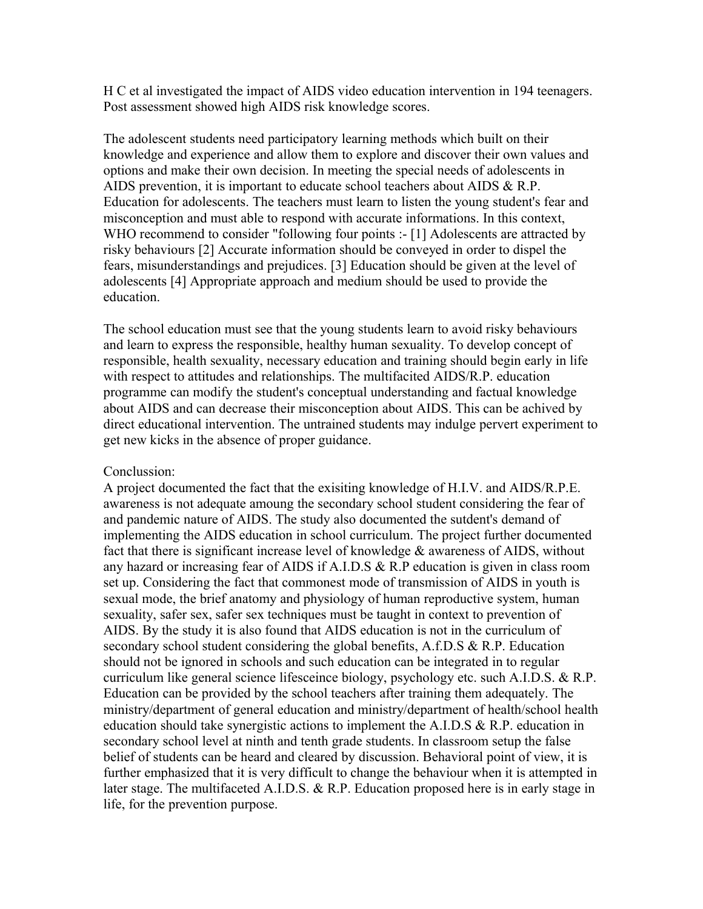H C et al investigated the impact of AIDS video education intervention in 194 teenagers. Post assessment showed high AIDS risk knowledge scores.

The adolescent students need participatory learning methods which built on their knowledge and experience and allow them to explore and discover their own values and options and make their own decision. In meeting the special needs of adolescents in AIDS prevention, it is important to educate school teachers about AIDS & R.P. Education for adolescents. The teachers must learn to listen the young student's fear and misconception and must able to respond with accurate informations. In this context, WHO recommend to consider "following four points :- [1] Adolescents are attracted by risky behaviours [2] Accurate information should be conveyed in order to dispel the fears, misunderstandings and prejudices. [3] Education should be given at the level of adolescents [4] Appropriate approach and medium should be used to provide the education.

The school education must see that the young students learn to avoid risky behaviours and learn to express the responsible, healthy human sexuality. To develop concept of responsible, health sexuality, necessary education and training should begin early in life with respect to attitudes and relationships. The multifacited AIDS/R.P. education programme can modify the student's conceptual understanding and factual knowledge about AIDS and can decrease their misconception about AIDS. This can be achived by direct educational intervention. The untrained students may indulge pervert experiment to get new kicks in the absence of proper guidance.

Conclussion:

A project documented the fact that the exisiting knowledge of H.I.V. and AIDS/R.P.E. awareness is not adequate amoung the secondary school student considering the fear of and pandemic nature of AIDS. The study also documented the sutdent's demand of implementing the AIDS education in school curriculum. The project further documented fact that there is significant increase level of knowledge & awareness of AIDS, without any hazard or increasing fear of AIDS if A.I.D.S & R.P education is given in class room set up. Considering the fact that commonest mode of transmission of AIDS in youth is sexual mode, the brief anatomy and physiology of human reproductive system, human sexuality, safer sex, safer sex techniques must be taught in context to prevention of AIDS. By the study it is also found that AIDS education is not in the curriculum of secondary school student considering the global benefits, A.f.D.S & R.P. Education should not be ignored in schools and such education can be integrated in to regular curriculum like general science lifesceince biology, psychology etc. such A.I.D.S. & R.P. Education can be provided by the school teachers after training them adequately. The ministry/department of general education and ministry/department of health/school health education should take synergistic actions to implement the A.I.D.S & R.P. education in secondary school level at ninth and tenth grade students. In classroom setup the false belief of students can be heard and cleared by discussion. Behavioral point of view, it is further emphasized that it is very difficult to change the behaviour when it is attempted in later stage. The multifaceted A.I.D.S. & R.P. Education proposed here is in early stage in life, for the prevention purpose.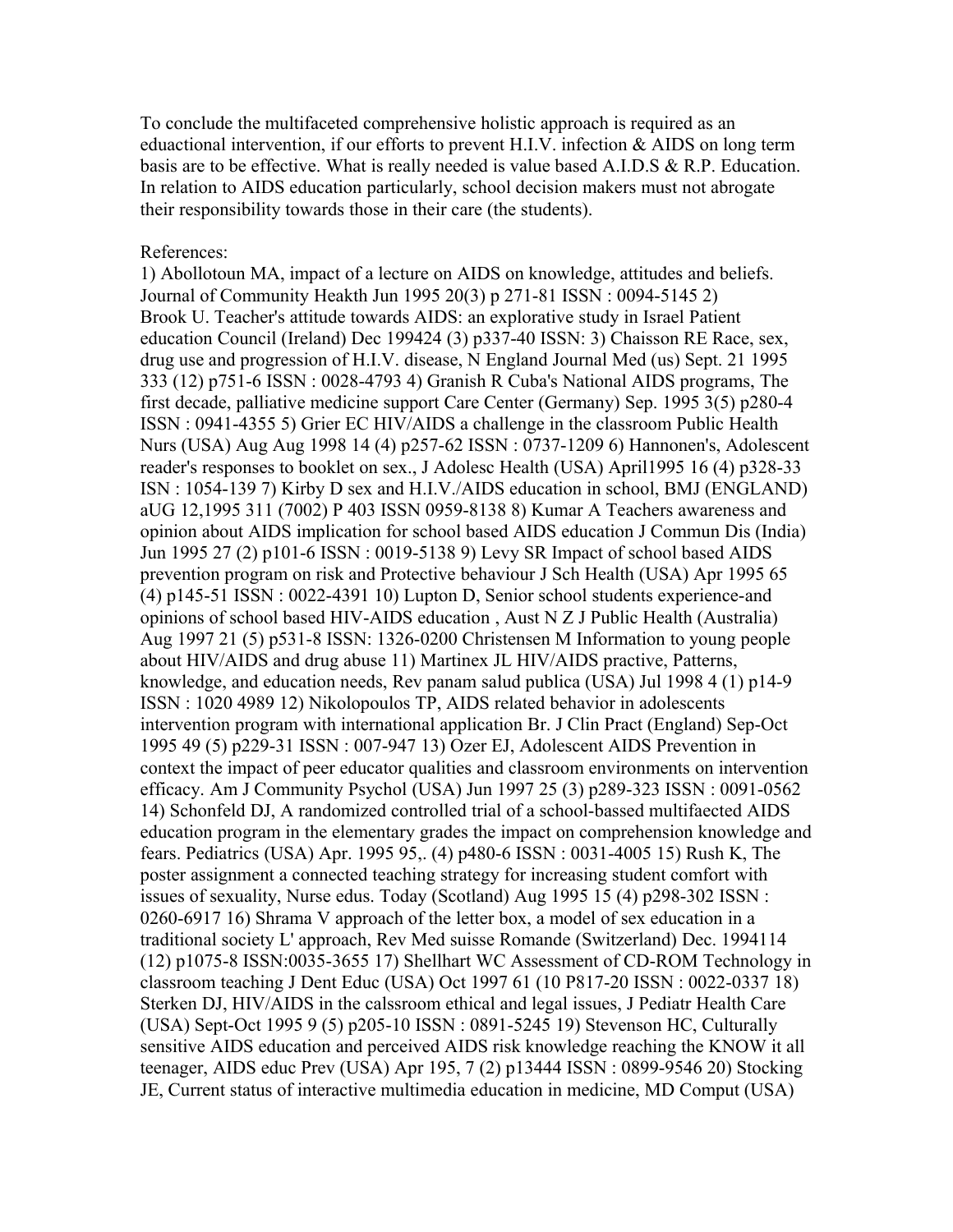To conclude the multifaceted comprehensive holistic approach is required as an eduactional intervention, if our efforts to prevent H.I.V. infection & AIDS on long term basis are to be effective. What is really needed is value based A.I.D.S & R.P. Education. In relation to AIDS education particularly, school decision makers must not abrogate their responsibility towards those in their care (the students).

References:

1) Abollotoun MA, impact of a lecture on AIDS on knowledge, attitudes and beliefs. Journal of Community Heakth Jun 1995 20(3) p 271-81 ISSN : 0094-5145 2) Brook U. Teacher's attitude towards AIDS: an explorative study in Israel Patient education Council (Ireland) Dec 199424 (3) p337-40 ISSN: 3) Chaisson RE Race, sex, drug use and progression of H.I.V. disease, N England Journal Med (us) Sept. 21 1995 333 (12) p751-6 ISSN : 0028-4793 4) Granish R Cuba's National AIDS programs, The first decade, palliative medicine support Care Center (Germany) Sep. 1995 3(5) p280-4 ISSN : 0941-4355 5) Grier EC HIV/AIDS a challenge in the classroom Public Health Nurs (USA) Aug Aug 1998 14 (4) p257-62 ISSN : 0737-1209 6) Hannonen's, Adolescent reader's responses to booklet on sex., J Adolesc Health (USA) April1995 16 (4) p328-33 ISN : 1054-139 7) Kirby D sex and H.I.V./AIDS education in school, BMJ (ENGLAND) aUG 12,1995 311 (7002) P 403 ISSN 0959-8138 8) Kumar A Teachers awareness and opinion about AIDS implication for school based AIDS education J Commun Dis (India) Jun 1995 27 (2) p101-6 ISSN : 0019-5138 9) Levy SR Impact of school based AIDS prevention program on risk and Protective behaviour J Sch Health (USA) Apr 1995 65 (4) p145-51 ISSN : 0022-4391 10) Lupton D, Senior school students experience-and opinions of school based HIV-AIDS education , Aust N Z J Public Health (Australia) Aug 1997 21 (5) p531-8 ISSN: 1326-0200 Christensen M Information to young people about HIV/AIDS and drug abuse 11) Martinex JL HIV/AIDS practive, Patterns, knowledge, and education needs, Rev panam salud publica (USA) Jul 1998 4 (1) p14-9 ISSN : 1020 4989 12) Nikolopoulos TP, AIDS related behavior in adolescents intervention program with international application Br. J Clin Pract (England) Sep-Oct 1995 49 (5) p229-31 ISSN : 007-947 13) Ozer EJ, Adolescent AIDS Prevention in context the impact of peer educator qualities and classroom environments on intervention efficacy. Am J Community Psychol (USA) Jun 1997 25 (3) p289-323 ISSN : 0091-0562 14) Schonfeld DJ, A randomized controlled trial of a school-bassed multifaected AIDS education program in the elementary grades the impact on comprehension knowledge and fears. Pediatrics (USA) Apr. 1995 95,. (4) p480-6 ISSN : 0031-4005 15) Rush K, The poster assignment a connected teaching strategy for increasing student comfort with issues of sexuality, Nurse edus. Today (Scotland) Aug 1995 15 (4) p298-302 ISSN : 0260-6917 16) Shrama V approach of the letter box, a model of sex education in a traditional society L' approach, Rev Med suisse Romande (Switzerland) Dec. 1994114 (12) p1075-8 ISSN:0035-3655 17) Shellhart WC Assessment of CD-ROM Technology in classroom teaching J Dent Educ (USA) Oct 1997 61 (10 P817-20 ISSN : 0022-0337 18) Sterken DJ, HIV/AIDS in the calssroom ethical and legal issues, J Pediatr Health Care (USA) Sept-Oct 1995 9 (5) p205-10 ISSN : 0891-5245 19) Stevenson HC, Culturally sensitive AIDS education and perceived AIDS risk knowledge reaching the KNOW it all teenager, AIDS educ Prev (USA) Apr 195, 7 (2) p13444 ISSN : 0899-9546 20) Stocking JE, Current status of interactive multimedia education in medicine, MD Comput (USA)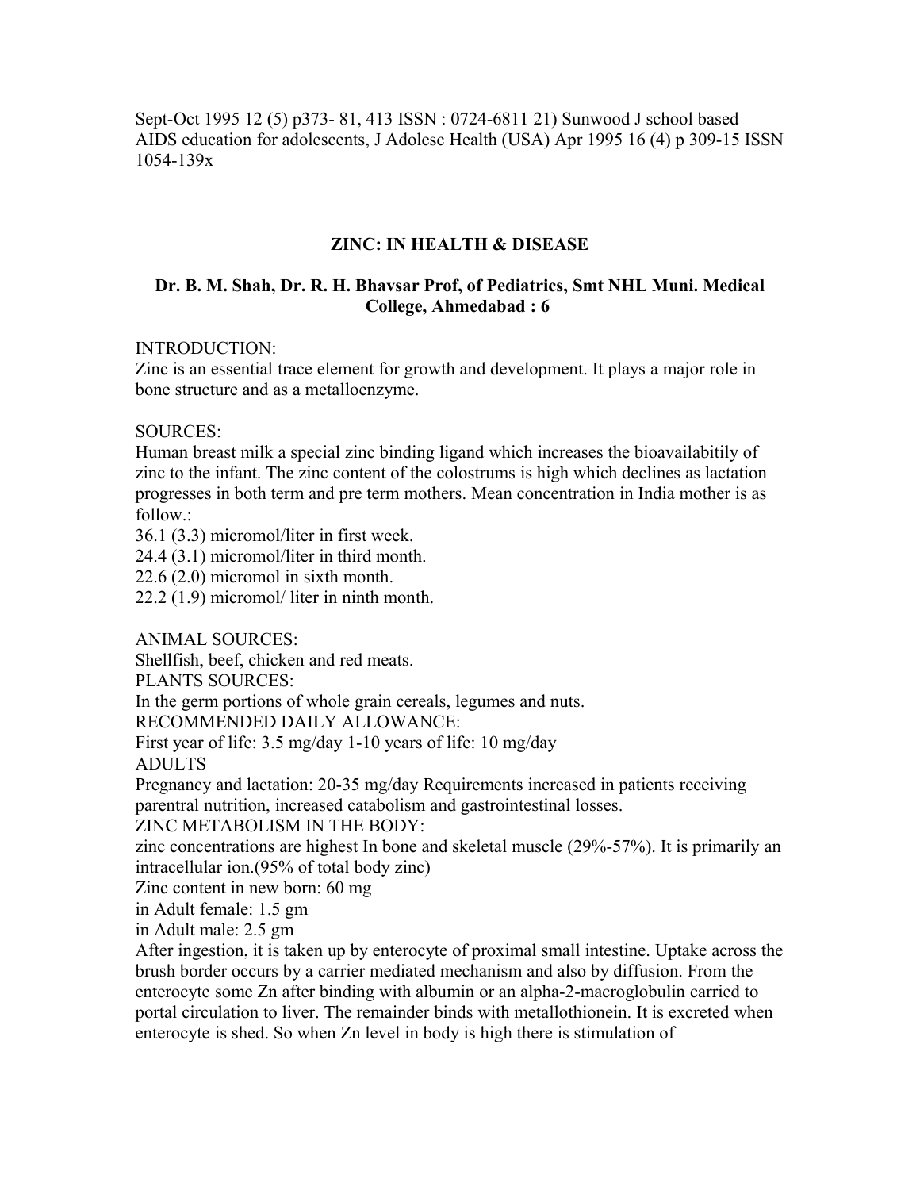Sept-Oct 1995 12 (5) p373- 81, 413 ISSN : 0724-6811 21) Sunwood J school based AIDS education for adolescents, J Adolesc Health (USA) Apr 1995 16 (4) p 309-15 ISSN 1054-139x

## ZINC: IN HEALTH & DISEASE

**Dr. B. M. Shah, Dr. R. H. Bhavsar Prof, of Pediatrics, Smt NHL Muni. Medical College, Ahmedabad : 6**

INTRODUCTION:
Zinc is an essential trace element for growth and development. It plays a major role in bone structure and as a metalloenzyme.

SOURCES:
Human breast milk a special zinc binding ligand which increases the bioavailabitily of zinc to the infant. The zinc content of the colostrums is high which declines as lactation progresses in both term and pre term mothers. Mean concentration in India mother is as follow.:
36.1 (3.3) micromol/liter in first week.
24.4 (3.1) micromol/liter in third month.
22.6 (2.0) micromol in sixth month.
22.2 (1.9) micromol/ liter in ninth month.

ANIMAL SOURCES:
Shellfish, beef, chicken and red meats.
PLANTS SOURCES:
In the germ portions of whole grain cereals, legumes and nuts.
RECOMMENDED DAILY ALLOWANCE:
First year of life: 3.5 mg/day 1-10 years of life: 10 mg/day
ADULTS
Pregnancy and lactation: 20-35 mg/day Requirements increased in patients receiving parental nutrition, increased catabolism and gastrointestinal losses.
ZINC METABOLISM IN THE BODY:
zinc concentrations are highest In bone and skeletal muscle (29%-57%). It is primarily an intracellular ion.(95% of total body zinc)
Zinc content in new born: 60 mg
in Adult female: 1.5 gm
in Adult male: 2.5 gm
After ingestion, it is taken up by enterocyte of proximal small intestine. Uptake across the brush border occurs by a carrier mediated mechanism and also by diffusion. From the enterocyte some Zn after binding with albumin or an alpha-2-macroglobulin carried to portal circulation to liver. The remainder binds with metallothionein. It is excreted when enterocyte is shed. So when Zn level in body is high there is stimulation of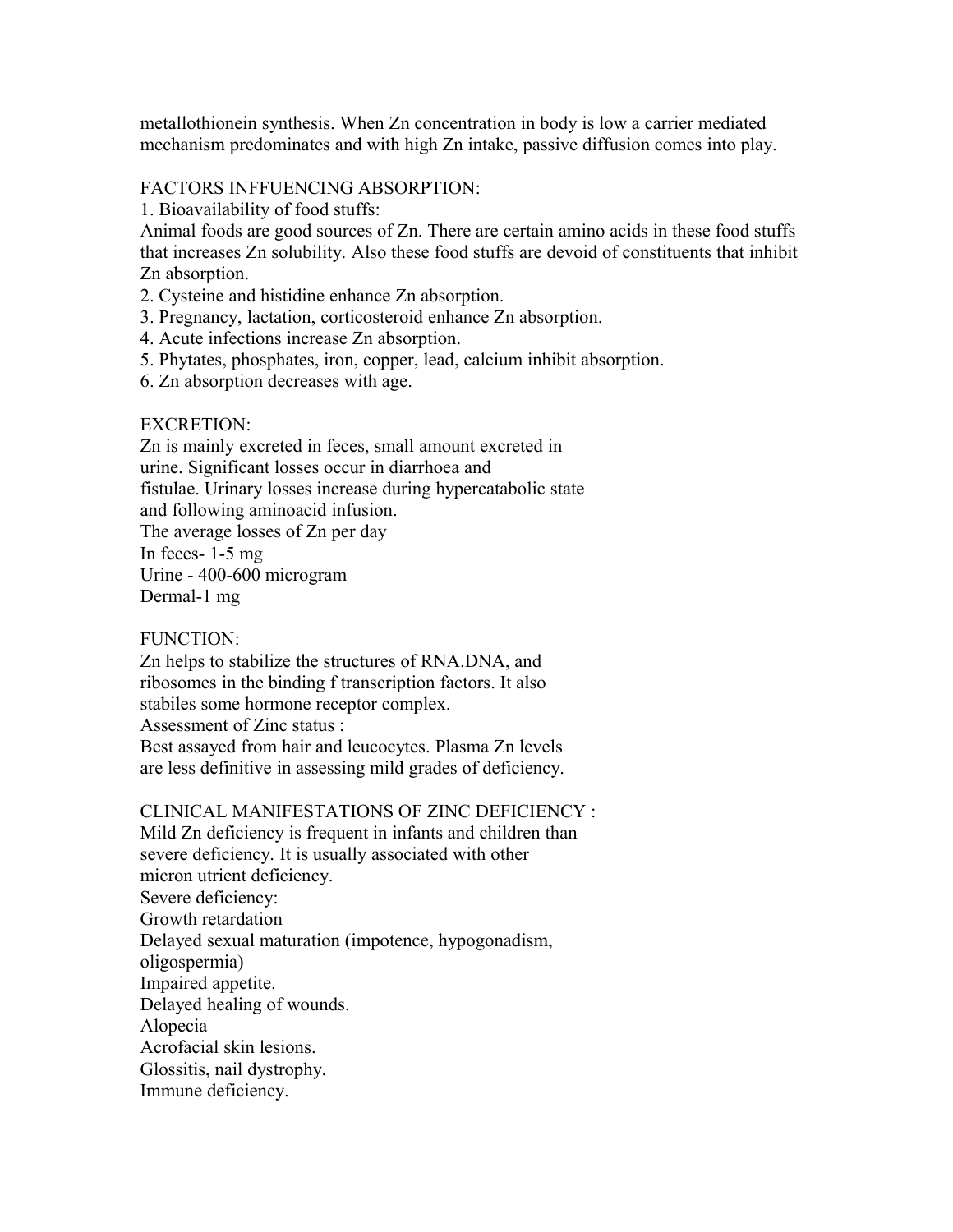metallothionein synthesis. When Zn concentration in body is low a carrier mediated mechanism predominates and with high Zn intake, passive diffusion comes into play.

## FACTORS INFFUENCING ABSORPTION:

1. Bioavailability of food stuffs:
Animal foods are good sources of Zn. There are certain amino acids in these food stuffs that increases Zn solubility. Also these food stuffs are devoid of constituents that inhibit Zn absorption.
2. Cysteine and histidine enhance Zn absorption.
3. Pregnancy, lactation, corticosteroid enhance Zn absorption.
4. Acute infections increase Zn absorption.
5. Phytates, phosphates, iron, copper, lead, calcium inhibit absorption.
6. Zn absorption decreases with age.

## EXCRETION:

Zn is mainly excreted in feces, small amount excreted in urine. Significant losses occur in diarrhoea and fistulae. Urinary losses increase during hypercatabolic state and following aminoacid infusion.
The average losses of Zn per day
In feces- 1-5 mg
Urine - 400-600 microgram
Dermal-1 mg

## FUNCTION:

Zn helps to stabilize the structures of RNA.DNA, and ribosomes in the binding f transcription factors. It also stabiles some hormone receptor complex.
Assessment of Zinc status :
Best assayed from hair and leucocytes. Plasma Zn levels are less definitive in assessing mild grades of deficiency.

## CLINICAL MANIFESTATIONS OF ZINC DEFICIENCY :

Mild Zn deficiency is frequent in infants and children than severe deficiency. It is usually associated with other micron utrient deficiency.
Severe deficiency:
Growth retardation
Delayed sexual maturation (impotence, hypogonadism, oligospermia)
Impaired appetite.
Delayed healing of wounds.
Alopecia
Acrofacial skin lesions.
Glossitis, nail dystrophy.
Immune deficiency.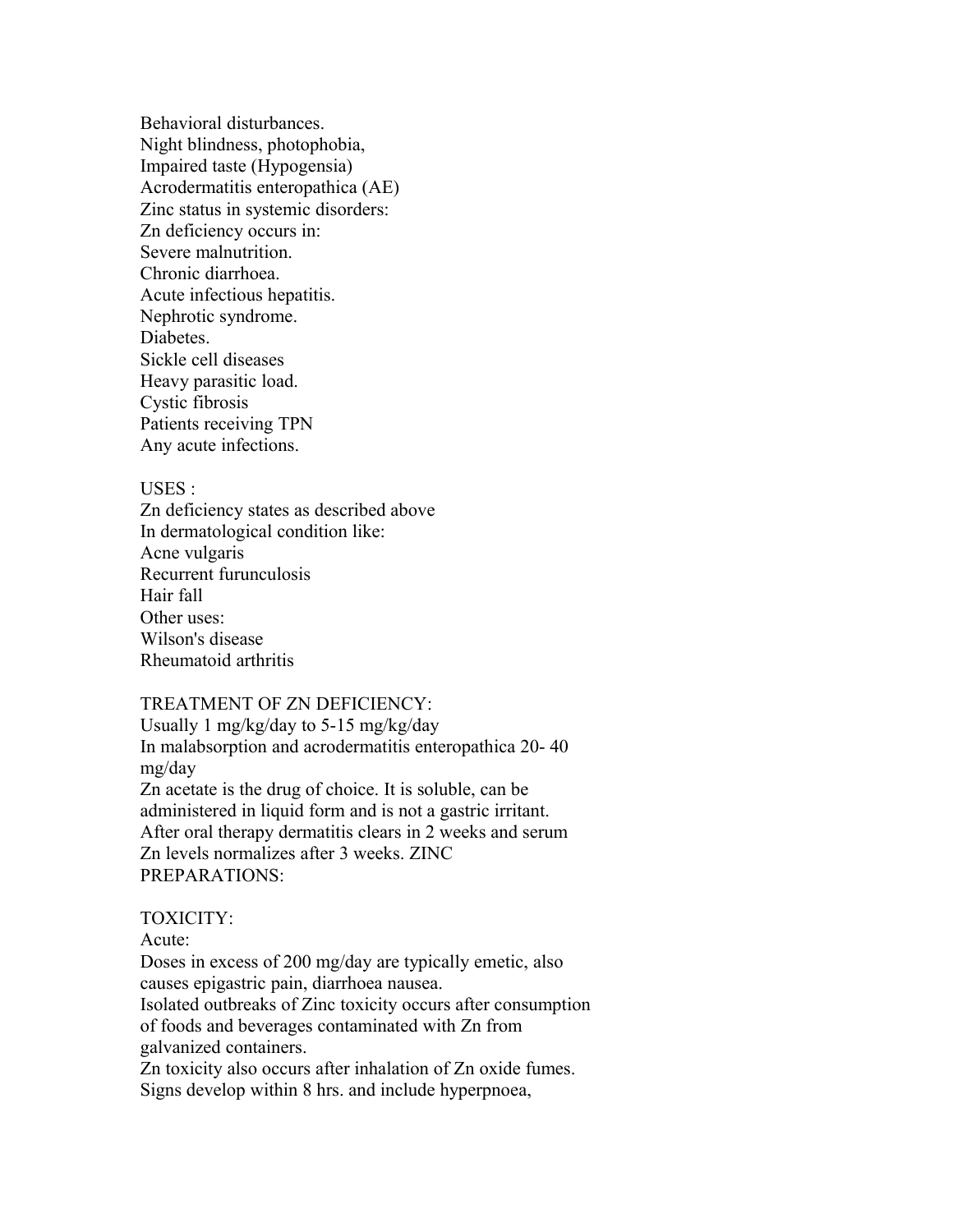Behavioral disturbances.

Night blindness, photophobia,

Impaired taste (Hypogensia)

Acrodermatitis enteropathica (AE)

Zinc status in systemic disorders:

Zn deficiency occurs in:

- Severe malnutrition.
- Chronic diarrhoea.
- Acute infectious hepatitis.
- Nephrotic syndrome.
- Diabetes.
- Sickle cell diseases
- Heavy parasitic load.
- Cystic fibrosis
- Patients receiving TPN
- Any acute infections.

USES :

Zn deficiency states as described above

In dermatological condition like:

- Acne vulgaris
- Recurrent furunculosis
- Hair fall

Other uses:

- Wilson's disease
- Rheumatoid arthritis

TREATMENT OF ZN DEFICIENCY:

Usually 1 mg/kg/day to 5-15 mg/kg/day

In malabsorption and acrodermatitis enteropathica 20- 40 mg/day

Zn acetate is the drug of choice. It is soluble, can be administered in liquid form and is not a gastric irritant.

After oral therapy dermatitis clears in 2 weeks and serum Zn levels normalizes after 3 weeks. ZINC PREPARATIONS:

TOXICITY:

Acute:

Doses in excess of 200 mg/day are typically emetic, also causes epigastric pain, diarrhoea nausea.

Isolated outbreaks of Zinc toxicity occurs after consumption of foods and beverages contaminated with Zn from galvanized containers.

Zn toxicity also occurs after inhalation of Zn oxide fumes. Signs develop within 8 hrs. and include hyperpnoea,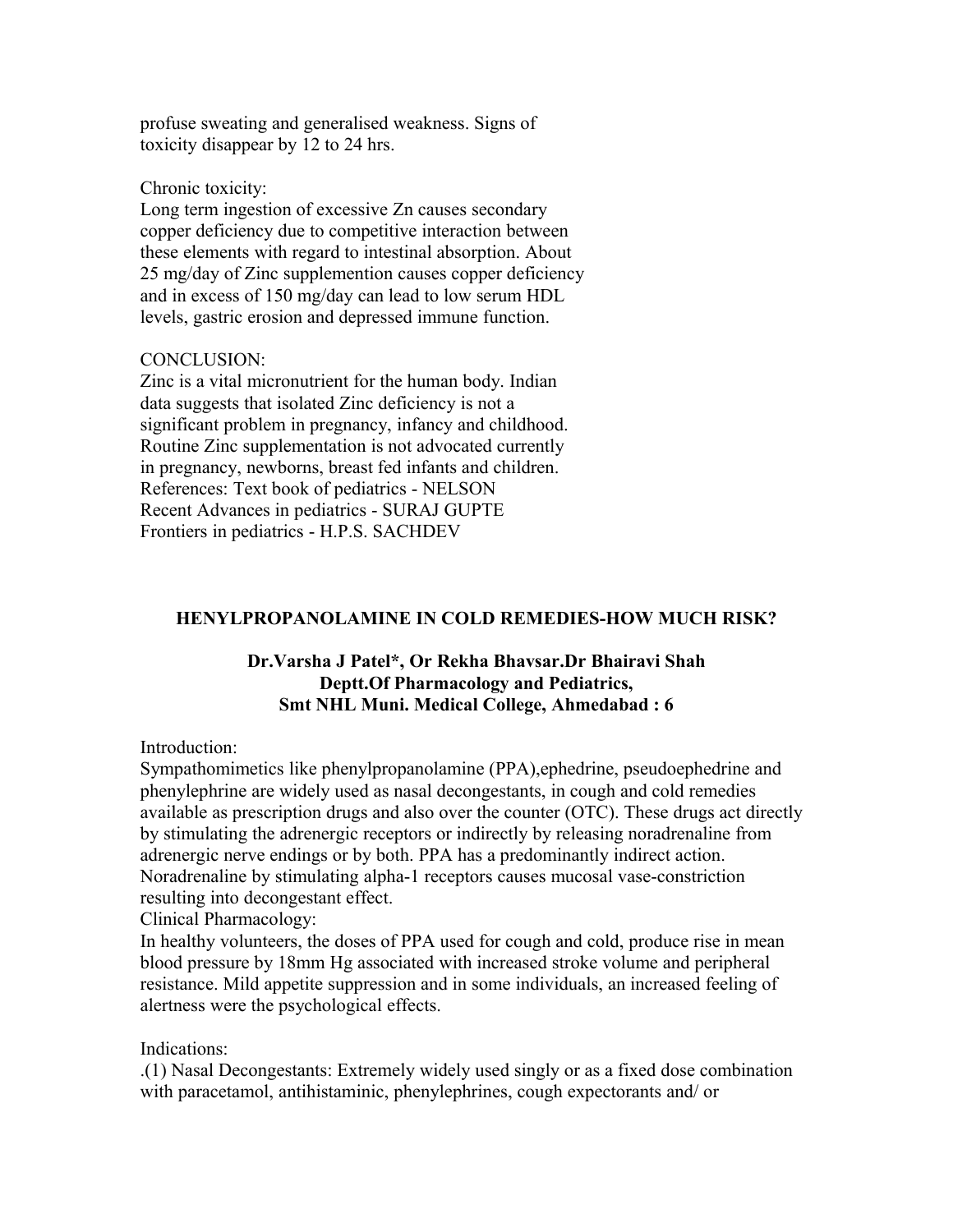profuse sweating and generalised weakness. Signs of toxicity disappear by 12 to 24 hrs.

Chronic toxicity:
Long term ingestion of excessive Zn causes secondary copper deficiency due to competitive interaction between these elements with regard to intestinal absorption. About 25 mg/day of Zinc supplemention causes copper deficiency and in excess of 150 mg/day can lead to low serum HDL levels, gastric erosion and depressed immune function.

CONCLUSION:
Zinc is a vital micronutrient for the human body. Indian data suggests that isolated Zinc deficiency is not a significant problem in pregnancy, infancy and childhood. Routine Zinc supplementation is not advocated currently in pregnancy, newborns, breast fed infants and children.
References: Text book of pediatrics - NELSON
Recent Advances in pediatrics - SURAJ GUPTE
Frontiers in pediatrics - H.P.S. SACHDEV

## HENYLPROPANOLAMINE IN COLD REMEDIES-HOW MUCH RISK?

**Dr.Varsha J Patel\*, Or Rekha Bhavsar.Dr Bhairavi Shah**
**Deptt.Of Pharmacology and Pediatrics,**
**Smt NHL Muni. Medical College, Ahmedabad : 6**

Introduction:
Sympathomimetics like phenylpropanolamine (PPA),ephedrine, pseudoephedrine and phenylephrine are widely used as nasal decongestants, in cough and cold remedies available as prescription drugs and also over the counter (OTC). These drugs act directly by stimulating the adrenergic receptors or indirectly by releasing noradrenaline from adrenergic nerve endings or by both. PPA has a predominantly indirect action. Noradrenaline by stimulating alpha-1 receptors causes mucosal vase-constriction resulting into decongestant effect.
Clinical Pharmacology:
In healthy volunteers, the doses of PPA used for cough and cold, produce rise in mean blood pressure by 18mm Hg associated with increased stroke volume and peripheral resistance. Mild appetite suppression and in some individuals, an increased feeling of alertness were the psychological effects.

Indications:
.(1) Nasal Decongestants: Extremely widely used singly or as a fixed dose combination with paracetamol, antihistaminic, phenylephrines, cough expectorants and/ or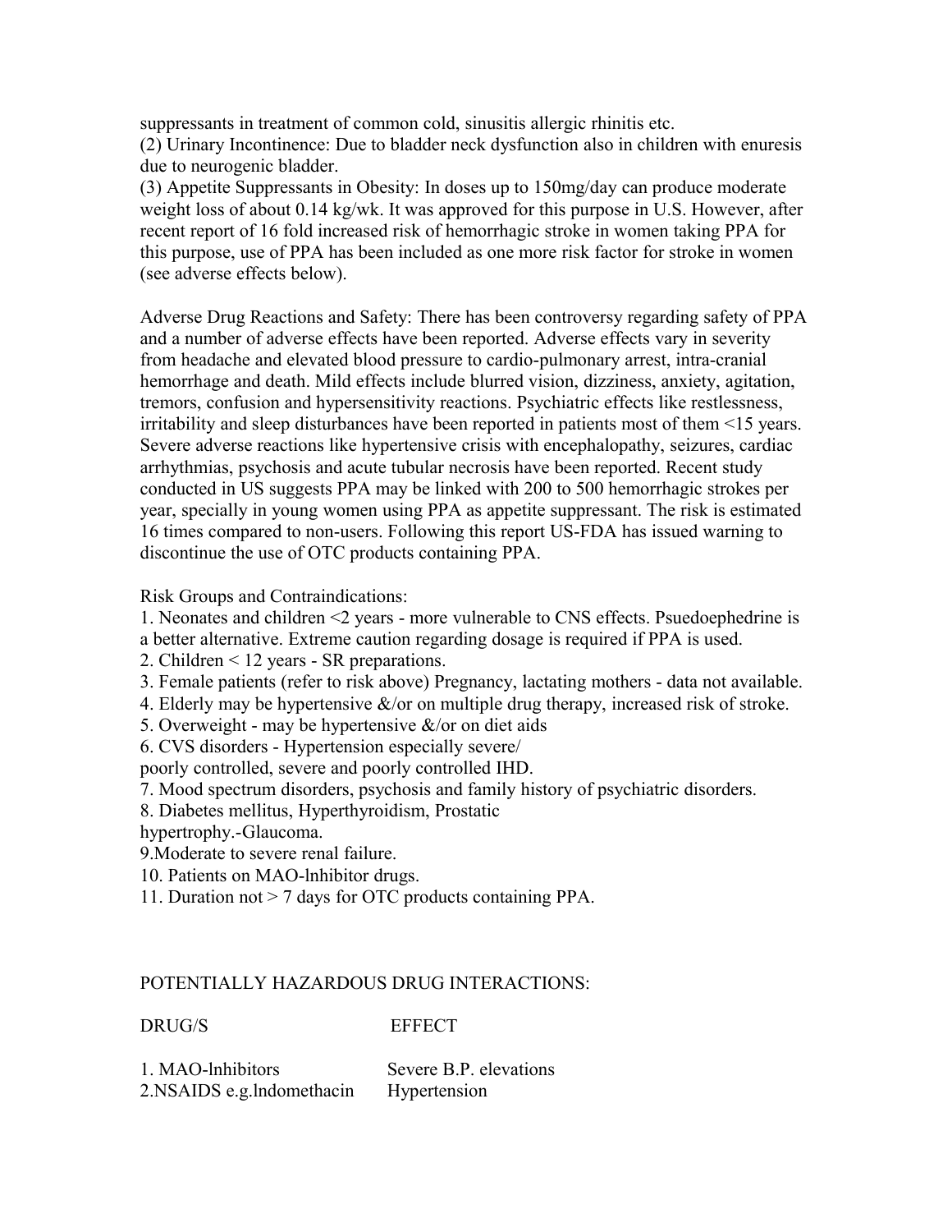suppressants in treatment of common cold, sinusitis allergic rhinitis etc.

(2) Urinary Incontinence: Due to bladder neck dysfunction also in children with enuresis due to neurogenic bladder.

(3) Appetite Suppressants in Obesity: In doses up to 150mg/day can produce moderate weight loss of about 0.14 kg/wk. It was approved for this purpose in U.S. However, after recent report of 16 fold increased risk of hemorrhagic stroke in women taking PPA for this purpose, use of PPA has been included as one more risk factor for stroke in women (see adverse effects below).

Adverse Drug Reactions and Safety: There has been controversy regarding safety of PPA and a number of adverse effects have been reported. Adverse effects vary in severity from headache and elevated blood pressure to cardio-pulmonary arrest, intra-cranial hemorrhage and death. Mild effects include blurred vision, dizziness, anxiety, agitation, tremors, confusion and hypersensitivity reactions. Psychiatric effects like restlessness, irritability and sleep disturbances have been reported in patients most of them <15 years. Severe adverse reactions like hypertensive crisis with encephalopathy, seizures, cardiac arrhythmias, psychosis and acute tubular necrosis have been reported. Recent study conducted in US suggests PPA may be linked with 200 to 500 hemorrhagic strokes per year, specially in young women using PPA as appetite suppressant. The risk is estimated 16 times compared to non-users. Following this report US-FDA has issued warning to discontinue the use of OTC products containing PPA.

Risk Groups and Contraindications:

1. Neonates and children <2 years - more vulnerable to CNS effects. Psuedoephedrine is a better alternative. Extreme caution regarding dosage is required if PPA is used.
2. Children < 12 years - SR preparations.
3. Female patients (refer to risk above) Pregnancy, lactating mothers - data not available.
4. Elderly may be hypertensive &/or on multiple drug therapy, increased risk of stroke.
5. Overweight - may be hypertensive &/or on diet aids
6. CVS disorders - Hypertension especially severe/ poorly controlled, severe and poorly controlled IHD.
7. Mood spectrum disorders, psychosis and family history of psychiatric disorders.
8. Diabetes mellitus, Hyperthyroidism, Prostatic hypertrophy.-Glaucoma.
9. Moderate to severe renal failure.
10. Patients on MAO-lnhibitor drugs.
11. Duration not > 7 days for OTC products containing PPA.

POTENTIALLY HAZARDOUS DRUG INTERACTIONS:

| DRUG/S | EFFECT |
|---|---|
| 1. MAO-lnhibitors | Severe B.P. elevations |
| 2.NSAIDS e.g.lndomethacin | Hypertension |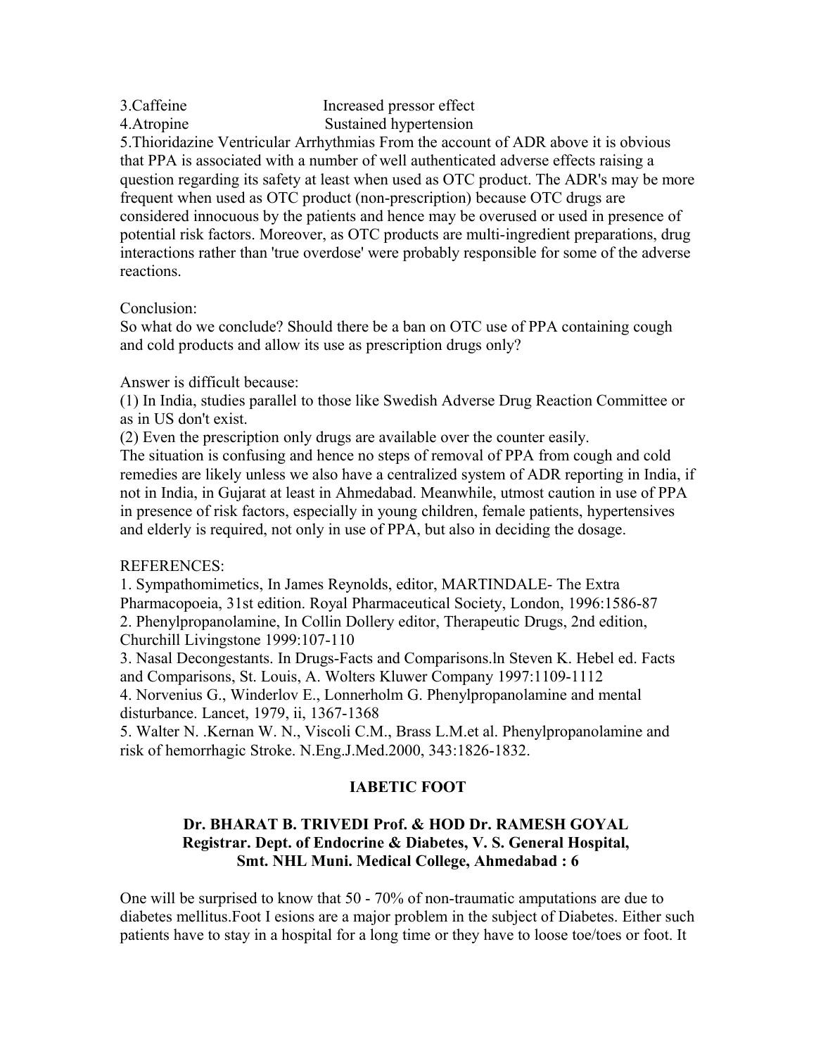| | |
|---|---|
| 3.Caffeine | Increased pressor effect |
| 4.Atropine | Sustained hypertension |

5.Thioridazine Ventricular Arrhythmias From the account of ADR above it is obvious that PPA is associated with a number of well authenticated adverse effects raising a question regarding its safety at least when used as OTC product. The ADR's may be more frequent when used as OTC product (non-prescription) because OTC drugs are considered innocuous by the patients and hence may be overused or used in presence of potential risk factors. Moreover, as OTC products are multi-ingredient preparations, drug interactions rather than 'true overdose' were probably responsible for some of the adverse reactions.

Conclusion:

So what do we conclude? Should there be a ban on OTC use of PPA containing cough and cold products and allow its use as prescription drugs only?

Answer is difficult because:

(1) In India, studies parallel to those like Swedish Adverse Drug Reaction Committee or as in US don't exist.

(2) Even the prescription only drugs are available over the counter easily.

The situation is confusing and hence no steps of removal of PPA from cough and cold remedies are likely unless we also have a centralized system of ADR reporting in India, if not in India, in Gujarat at least in Ahmedabad. Meanwhile, utmost caution in use of PPA in presence of risk factors, especially in young children, female patients, hypertensives and elderly is required, not only in use of PPA, but also in deciding the dosage.

REFERENCES:

1. Sympathomimetics, In James Reynolds, editor, MARTINDALE- The Extra Pharmacopoeia, 31st edition. Royal Pharmaceutical Society, London, 1996:1586-87
2. Phenylpropanolamine, In Collin Dollery editor, Therapeutic Drugs, 2nd edition, Churchill Livingstone 1999:107-110
3. Nasal Decongestants. In Drugs-Facts and Comparisons.ln Steven K. Hebel ed. Facts and Comparisons, St. Louis, A. Wolters Kluwer Company 1997:1109-1112
4. Norvenius G., Winderlov E., Lonnerholm G. Phenylpropanolamine and mental disturbance. Lancet, 1979, ii, 1367-1368
5. Walter N. .Kernan W. N., Viscoli C.M., Brass L.M.et al. Phenylpropanolamine and risk of hemorrhagic Stroke. N.Eng.J.Med.2000, 343:1826-1832.

## IABETIC FOOT

**Dr. BHARAT B. TRIVEDI Prof. & HOD Dr. RAMESH GOYAL**
**Registrar. Dept. of Endocrine & Diabetes, V. S. General Hospital,**
**Smt. NHL Muni. Medical College, Ahmedabad : 6**

One will be surprised to know that 50 - 70% of non-traumatic amputations are due to diabetes mellitus.Foot I esions are a major problem in the subject of Diabetes. Either such patients have to stay in a hospital for a long time or they have to loose toe/toes or foot. It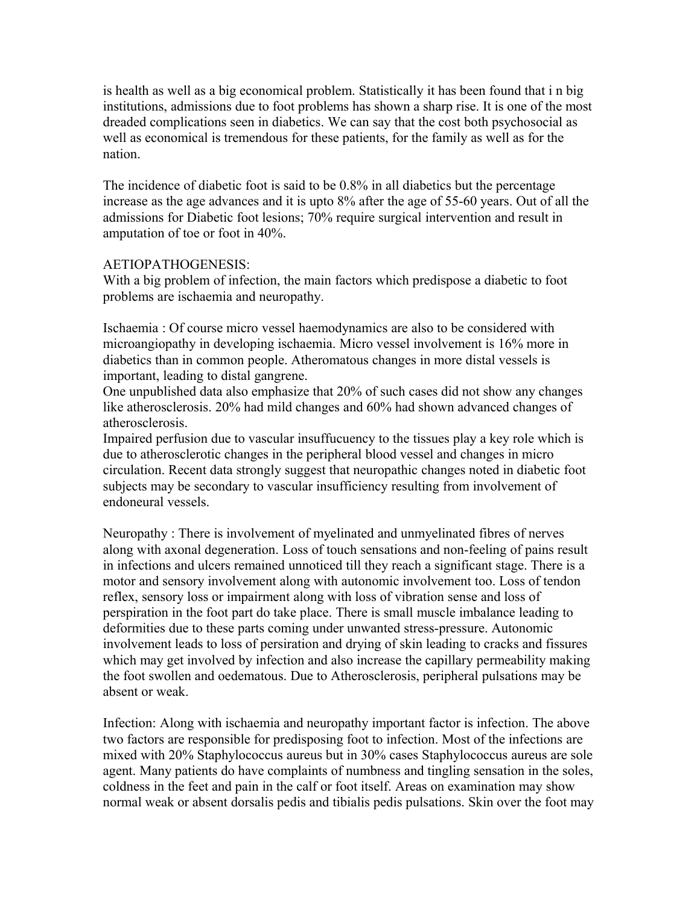is health as well as a big economical problem. Statistically it has been found that i n big institutions, admissions due to foot problems has shown a sharp rise. It is one of the most dreaded complications seen in diabetics. We can say that the cost both psychosocial as well as economical is tremendous for these patients, for the family as well as for the nation.

The incidence of diabetic foot is said to be 0.8% in all diabetics but the percentage increase as the age advances and it is upto 8% after the age of 55-60 years. Out of all the admissions for Diabetic foot lesions; 70% require surgical intervention and result in amputation of toe or foot in 40%.

AETIOPATHOGENESIS:
With a big problem of infection, the main factors which predispose a diabetic to foot problems are ischaemia and neuropathy.

Ischaemia : Of course micro vessel haemodynamics are also to be considered with microangiopathy in developing ischaemia. Micro vessel involvement is 16% more in diabetics than in common people. Atheromatous changes in more distal vessels is important, leading to distal gangrene.
One unpublished data also emphasize that 20% of such cases did not show any changes like atherosclerosis. 20% had mild changes and 60% had shown advanced changes of atherosclerosis.
Impaired perfusion due to vascular insuffucuency to the tissues play a key role which is due to atherosclerotic changes in the peripheral blood vessel and changes in micro circulation. Recent data strongly suggest that neuropathic changes noted in diabetic foot subjects may be secondary to vascular insufficiency resulting from involvement of endoneural vessels.

Neuropathy : There is involvement of myelinated and unmyelinated fibres of nerves along with axonal degeneration. Loss of touch sensations and non-feeling of pains result in infections and ulcers remained unnoticed till they reach a significant stage. There is a motor and sensory involvement along with autonomic involvement too. Loss of tendon reflex, sensory loss or impairment along with loss of vibration sense and loss of perspiration in the foot part do take place. There is small muscle imbalance leading to deformities due to these parts coming under unwanted stress-pressure. Autonomic involvement leads to loss of persiration and drying of skin leading to cracks and fissures which may get involved by infection and also increase the capillary permeability making the foot swollen and oedematous. Due to Atherosclerosis, peripheral pulsations may be absent or weak.

Infection: Along with ischaemia and neuropathy important factor is infection. The above two factors are responsible for predisposing foot to infection. Most of the infections are mixed with 20% Staphylococcus aureus but in 30% cases Staphylococcus aureus are sole agent. Many patients do have complaints of numbness and tingling sensation in the soles, coldness in the feet and pain in the calf or foot itself. Areas on examination may show normal weak or absent dorsalis pedis and tibialis pedis pulsations. Skin over the foot may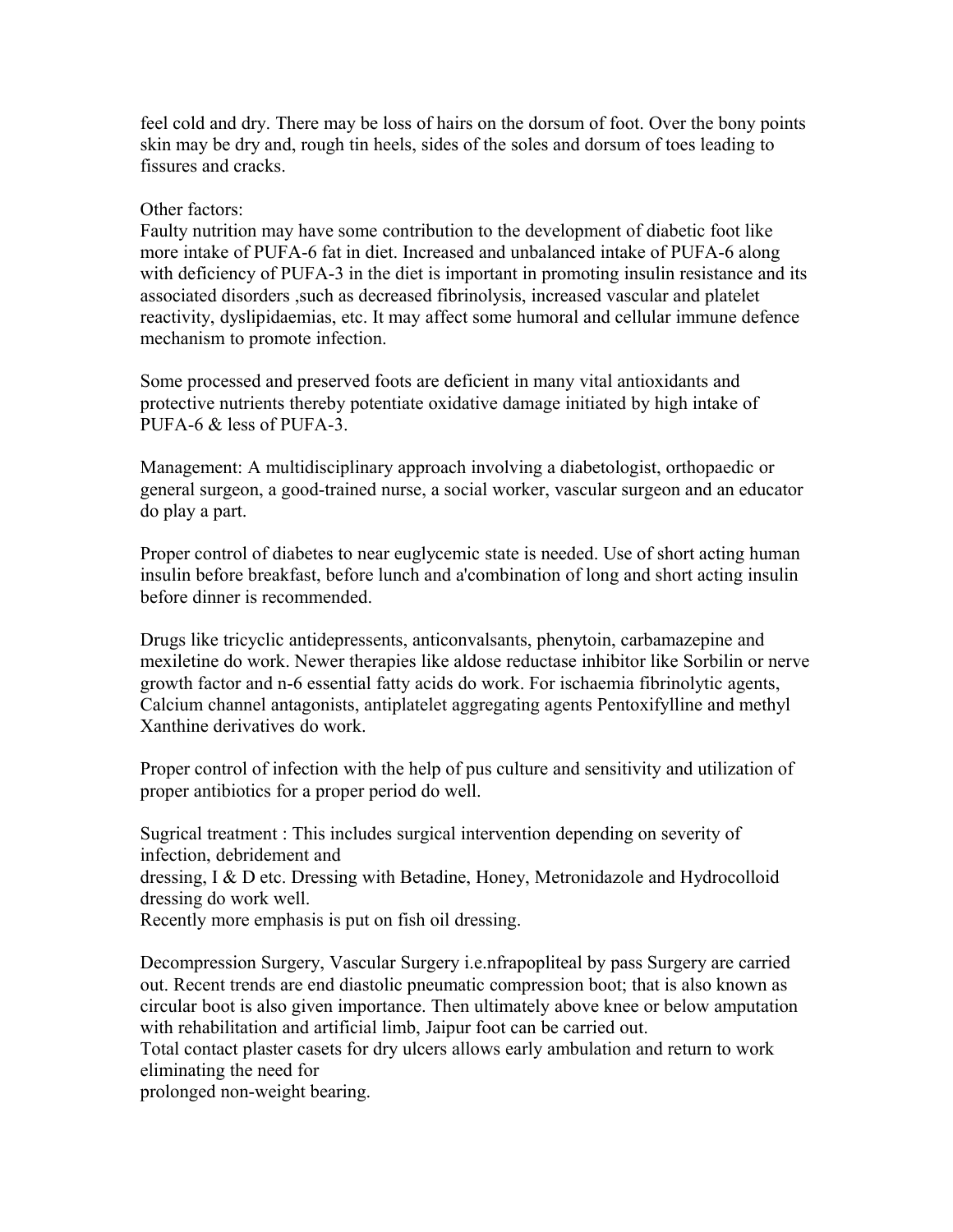feel cold and dry. There may be loss of hairs on the dorsum of foot. Over the bony points skin may be dry and, rough tin heels, sides of the soles and dorsum of toes leading to fissures and cracks.

Other factors:
Faulty nutrition may have some contribution to the development of diabetic foot like more intake of PUFA-6 fat in diet. Increased and unbalanced intake of PUFA-6 along with deficiency of PUFA-3 in the diet is important in promoting insulin resistance and its associated disorders ,such as decreased fibrinolysis, increased vascular and platelet reactivity, dyslipidaemias, etc. It may affect some humoral and cellular immune defence mechanism to promote infection.

Some processed and preserved foots are deficient in many vital antioxidants and protective nutrients thereby potentiate oxidative damage initiated by high intake of PUFA-6 & less of PUFA-3.

Management: A multidisciplinary approach involving a diabetologist, orthopaedic or general surgeon, a good-trained nurse, a social worker, vascular surgeon and an educator do play a part.

Proper control of diabetes to near euglycemic state is needed. Use of short acting human insulin before breakfast, before lunch and a'combination of long and short acting insulin before dinner is recommended.

Drugs like tricyclic antidepressents, anticonvalsants, phenytoin, carbamazepine and mexiletine do work. Newer therapies like aldose reductase inhibitor like Sorbilin or nerve growth factor and n-6 essential fatty acids do work. For ischaemia fibrinolytic agents, Calcium channel antagonists, antiplatelet aggregating agents Pentoxifylline and methyl Xanthine derivatives do work.

Proper control of infection with the help of pus culture and sensitivity and utilization of proper antibiotics for a proper period do well.

Sugrical treatment : This includes surgical intervention depending on severity of infection, debridement and
dressing, I & D etc. Dressing with Betadine, Honey, Metronidazole and Hydrocolloid dressing do work well.
Recently more emphasis is put on fish oil dressing.

Decompression Surgery, Vascular Surgery i.e.nfrapopliteal by pass Surgery are carried out. Recent trends are end diastolic pneumatic compression boot; that is also known as circular boot is also given importance. Then ultimately above knee or below amputation with rehabilitation and artificial limb, Jaipur foot can be carried out.
Total contact plaster casets for dry ulcers allows early ambulation and return to work eliminating the need for
prolonged non-weight bearing.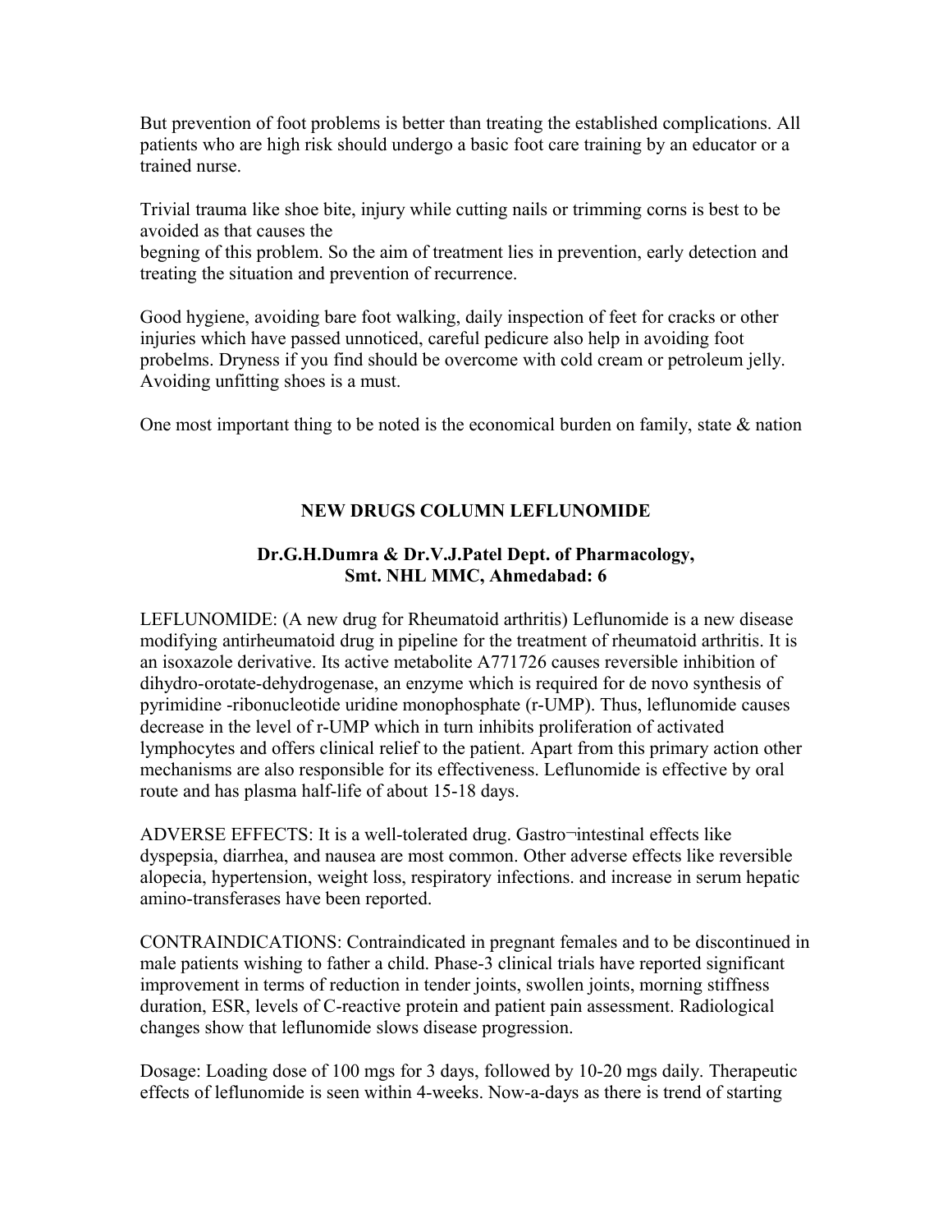But prevention of foot problems is better than treating the established complications. All patients who are high risk should undergo a basic foot care training by an educator or a trained nurse.

Trivial trauma like shoe bite, injury while cutting nails or trimming corns is best to be avoided as that causes the begning of this problem. So the aim of treatment lies in prevention, early detection and treating the situation and prevention of recurrence.

Good hygiene, avoiding bare foot walking, daily inspection of feet for cracks or other injuries which have passed unnoticed, careful pedicure also help in avoiding foot probelms. Dryness if you find should be overcome with cold cream or petroleum jelly. Avoiding unfitting shoes is a must.

One most important thing to be noted is the economical burden on family, state & nation

## NEW DRUGS COLUMN LEFLUNOMIDE

**Dr.G.H.Dumra & Dr.V.J.Patel Dept. of Pharmacology, Smt. NHL MMC, Ahmedabad: 6**

LEFLUNOMIDE: (A new drug for Rheumatoid arthritis) Leflunomide is a new disease modifying antirheumatoid drug in pipeline for the treatment of rheumatoid arthritis. It is an isoxazole derivative. Its active metabolite A771726 causes reversible inhibition of dihydro-orotate-dehydrogenase, an enzyme which is required for de novo synthesis of pyrimidine -ribonucleotide uridine monophosphate (r-UMP). Thus, leflunomide causes decrease in the level of r-UMP which in turn inhibits proliferation of activated lymphocytes and offers clinical relief to the patient. Apart from this primary action other mechanisms are also responsible for its effectiveness. Leflunomide is effective by oral route and has plasma half-life of about 15-18 days.

ADVERSE EFFECTS: It is a well-tolerated drug. Gastro¬intestinal effects like dyspepsia, diarrhea, and nausea are most common. Other adverse effects like reversible alopecia, hypertension, weight loss, respiratory infections. and increase in serum hepatic amino-transferases have been reported.

CONTRAINDICATIONS: Contraindicated in pregnant females and to be discontinued in male patients wishing to father a child. Phase-3 clinical trials have reported significant improvement in terms of reduction in tender joints, swollen joints, morning stiffness duration, ESR, levels of C-reactive protein and patient pain assessment. Radiological changes show that leflunomide slows disease progression.

Dosage: Loading dose of 100 mgs for 3 days, followed by 10-20 mgs daily. Therapeutic effects of leflunomide is seen within 4-weeks. Now-a-days as there is trend of starting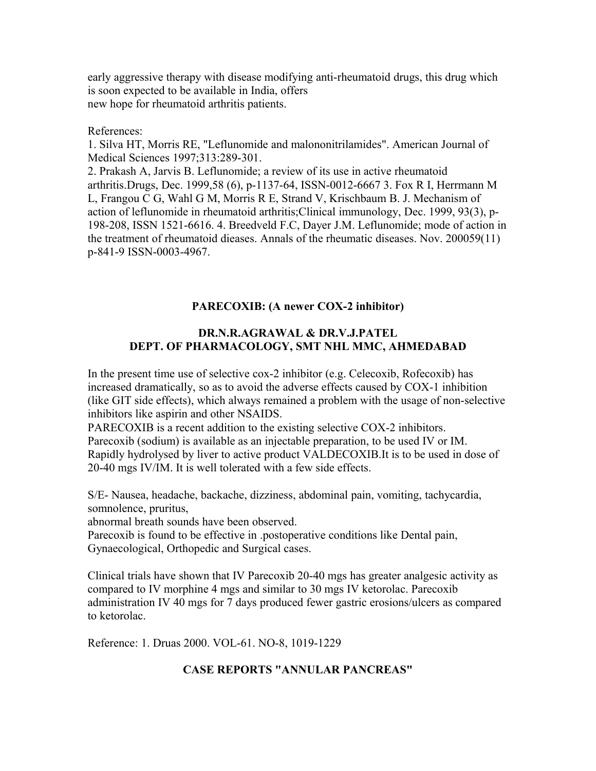early aggressive therapy with disease modifying anti-rheumatoid drugs, this drug which is soon expected to be available in India, offers
new hope for rheumatoid arthritis patients.

References:
1. Silva HT, Morris RE, "Leflunomide and malononitrilamides". American Journal of Medical Sciences 1997;313:289-301.
2. Prakash A, Jarvis B. Leflunomide; a review of its use in active rheumatoid arthritis.Drugs, Dec. 1999,58 (6), p-1137-64, ISSN-0012-6667 3. Fox R I, Herrmann M L, Frangou C G, Wahl G M, Morris R E, Strand V, Krischbaum B. J. Mechanism of action of leflunomide in rheumatoid arthritis;Clinical immunology, Dec. 1999, 93(3), p-198-208, ISSN 1521-6616. 4. Breedveld F.C, Dayer J.M. Leflunomide; mode of action in the treatment of rheumatoid dieases. Annals of the rheumatic diseases. Nov. 200059(11) p-841-9 ISSN-0003-4967.

## PARECOXIB: (A newer COX-2 inhibitor)

**DR.N.R.AGRAWAL & DR.V.J.PATEL**
**DEPT. OF PHARMACOLOGY, SMT NHL MMC, AHMEDABAD**

In the present time use of selective cox-2 inhibitor (e.g. Celecoxib, Rofecoxib) has increased dramatically, so as to avoid the adverse effects caused by COX-1 inhibition (like GIT side effects), which always remained a problem with the usage of non-selective inhibitors like aspirin and other NSAIDS.
PARECOXIB is a recent addition to the existing selective COX-2 inhibitors.
Parecoxib (sodium) is available as an injectable preparation, to be used IV or IM.
Rapidly hydrolysed by liver to active product VALDECOXIB.It is to be used in dose of 20-40 mgs IV/IM. It is well tolerated with a few side effects.

S/E- Nausea, headache, backache, dizziness, abdominal pain, vomiting, tachycardia, somnolence, pruritus,
abnormal breath sounds have been observed.
Parecoxib is found to be effective in .postoperative conditions like Dental pain, Gynaecological, Orthopedic and Surgical cases.

Clinical trials have shown that IV Parecoxib 20-40 mgs has greater analgesic activity as compared to IV morphine 4 mgs and similar to 30 mgs IV ketorolac. Parecoxib administration IV 40 mgs for 7 days produced fewer gastric erosions/ulcers as compared to ketorolac.

Reference: 1. Druas 2000. VOL-61. NO-8, 1019-1229

## CASE REPORTS "ANNULAR PANCREAS"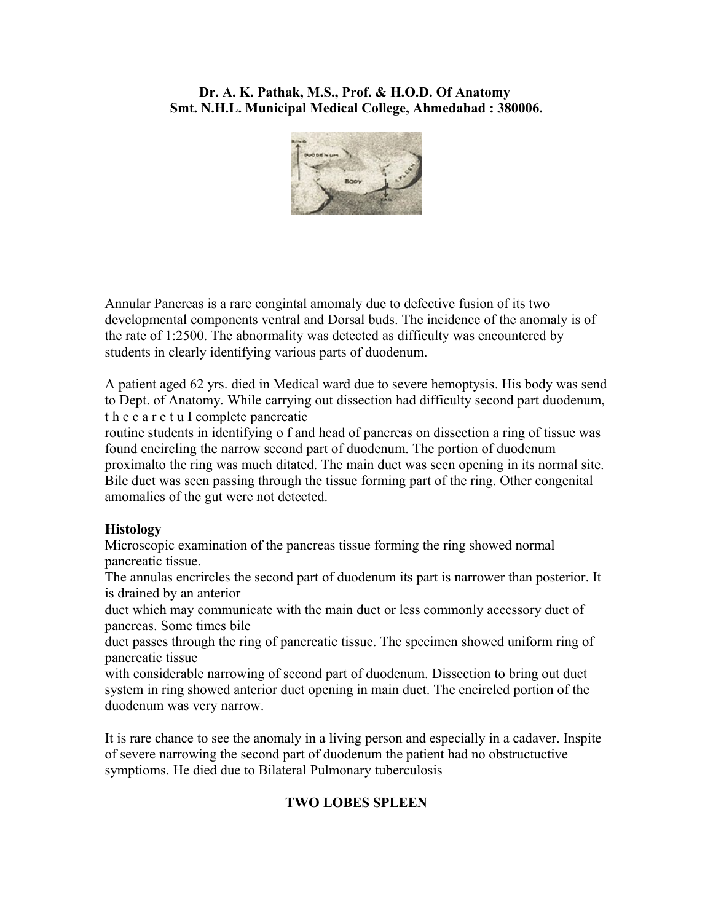**Dr. A. K. Pathak, M.S., Prof. & H.O.D. Of Anatomy**
**Smt. N.H.L. Municipal Medical College, Ahmedabad : 380006.**

Annular Pancreas is a rare congintal amomaly due to defective fusion of its two developmental components ventral and Dorsal buds. The incidence of the anomaly is of the rate of 1:2500. The abnormality was detected as difficulty was encountered by students in clearly identifying various parts of duodenum.

A patient aged 62 yrs. died in Medical ward due to severe hemoptysis. His body was send to Dept. of Anatomy. While carrying out dissection had difficulty second part duodenum, t h e c a r e t u I complete pancreatic
routine students in identifying o f and head of pancreas on dissection a ring of tissue was found encircling the narrow second part of duodenum. The portion of duodenum proximalto the ring was much ditated. The main duct was seen opening in its normal site. Bile duct was seen passing through the tissue forming part of the ring. Other congenital amomalies of the gut were not detected.

**Histology**

Microscopic examination of the pancreas tissue forming the ring showed normal pancreatic tissue.
The annulas encrircles the second part of duodenum its part is narrower than posterior. It is drained by an anterior
duct which may communicate with the main duct or less commonly accessory duct of pancreas. Some times bile
duct passes through the ring of pancreatic tissue. The specimen showed uniform ring of pancreatic tissue
with considerable narrowing of second part of duodenum. Dissection to bring out duct system in ring showed anterior duct opening in main duct. The encircled portion of the duodenum was very narrow.

It is rare chance to see the anomaly in a living person and especially in a cadaver. Inspite of severe narrowing the second part of duodenum the patient had no obstructuctive symptioms. He died due to Bilateral Pulmonary tuberculosis

**TWO LOBES SPLEEN**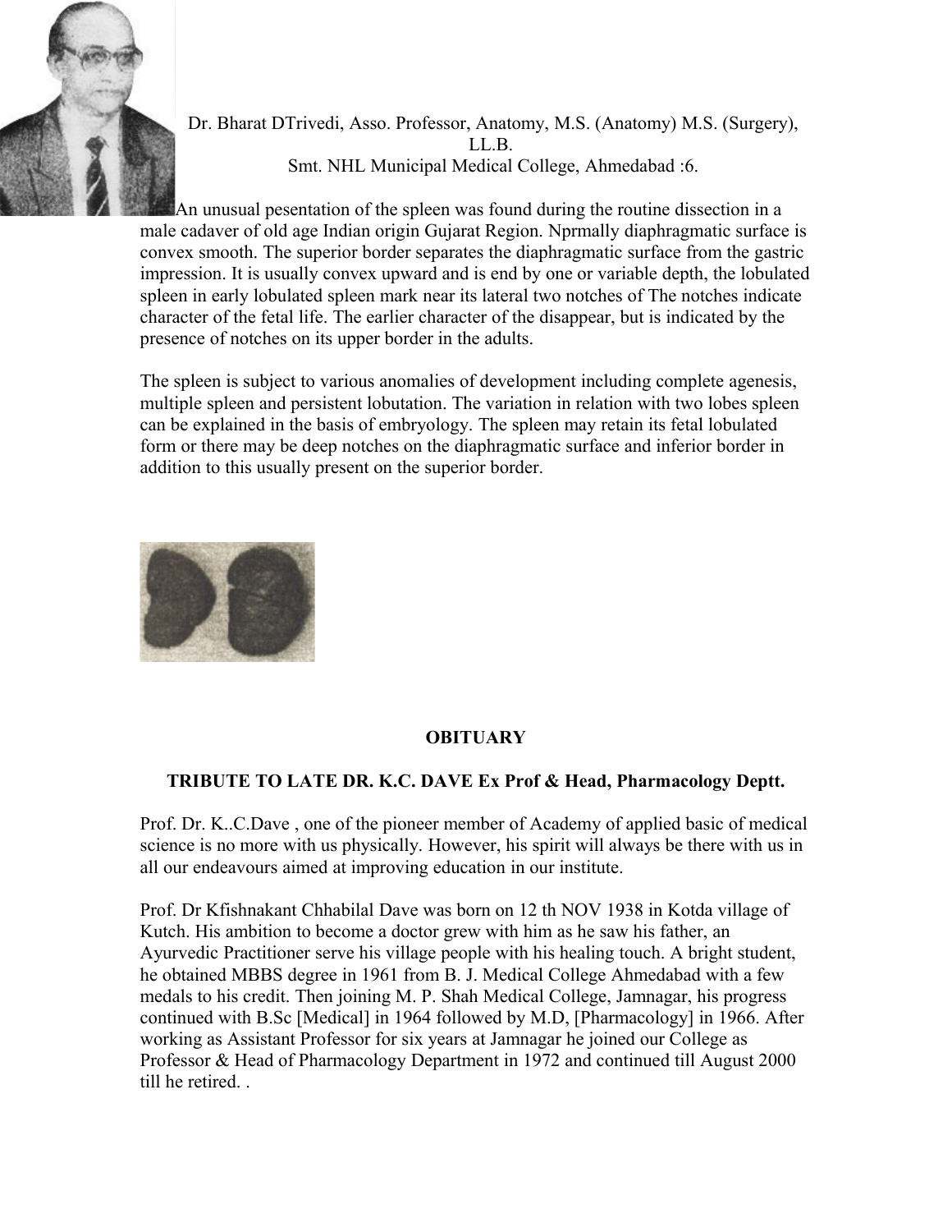Dr. Bharat DTrivedi, Asso. Professor, Anatomy, M.S. (Anatomy) M.S. (Surgery), LL.B.
Smt. NHL Municipal Medical College, Ahmedabad :6.

An unusual pesentation of the spleen was found during the routine dissection in a male cadaver of old age Indian origin Gujarat Region. Nprmally diaphragmatic surface is convex smooth. The superior border separates the diaphragmatic surface from the gastric impression. It is usually convex upward and is end by one or variable depth, the lobulated spleen in early lobulated spleen mark near its lateral two notches of The notches indicate character of the fetal life. The earlier character of the disappear, but is indicated by the presence of notches on its upper border in the adults.

The spleen is subject to various anomalies of development including complete agenesis, multiple spleen and persistent lobutation. The variation in relation with two lobes spleen can be explained in the basis of embryology. The spleen may retain its fetal lobulated form or there may be deep notches on the diaphragmatic surface and inferior border in addition to this usually present on the superior border.

## OBITUARY

### TRIBUTE TO LATE DR. K.C. DAVE Ex Prof & Head, Pharmacology Deptt.

Prof. Dr. K..C.Dave , one of the pioneer member of Academy of applied basic of medical science is no more with us physically. However, his spirit will always be there with us in all our endeavours aimed at improving education in our institute.

Prof. Dr Kfishnakant Chhabilal Dave was born on 12 th NOV 1938 in Kotda village of Kutch. His ambition to become a doctor grew with him as he saw his father, an Ayurvedic Practitioner serve his village people with his healing touch. A bright student, he obtained MBBS degree in 1961 from B. J. Medical College Ahmedabad with a few medals to his credit. Then joining M. P. Shah Medical College, Jamnagar, his progress continued with B.Sc [Medical] in 1964 followed by M.D, [Pharmacology] in 1966. After working as Assistant Professor for six years at Jamnagar he joined our College as Professor & Head of Pharmacology Department in 1972 and continued till August 2000 till he retired. .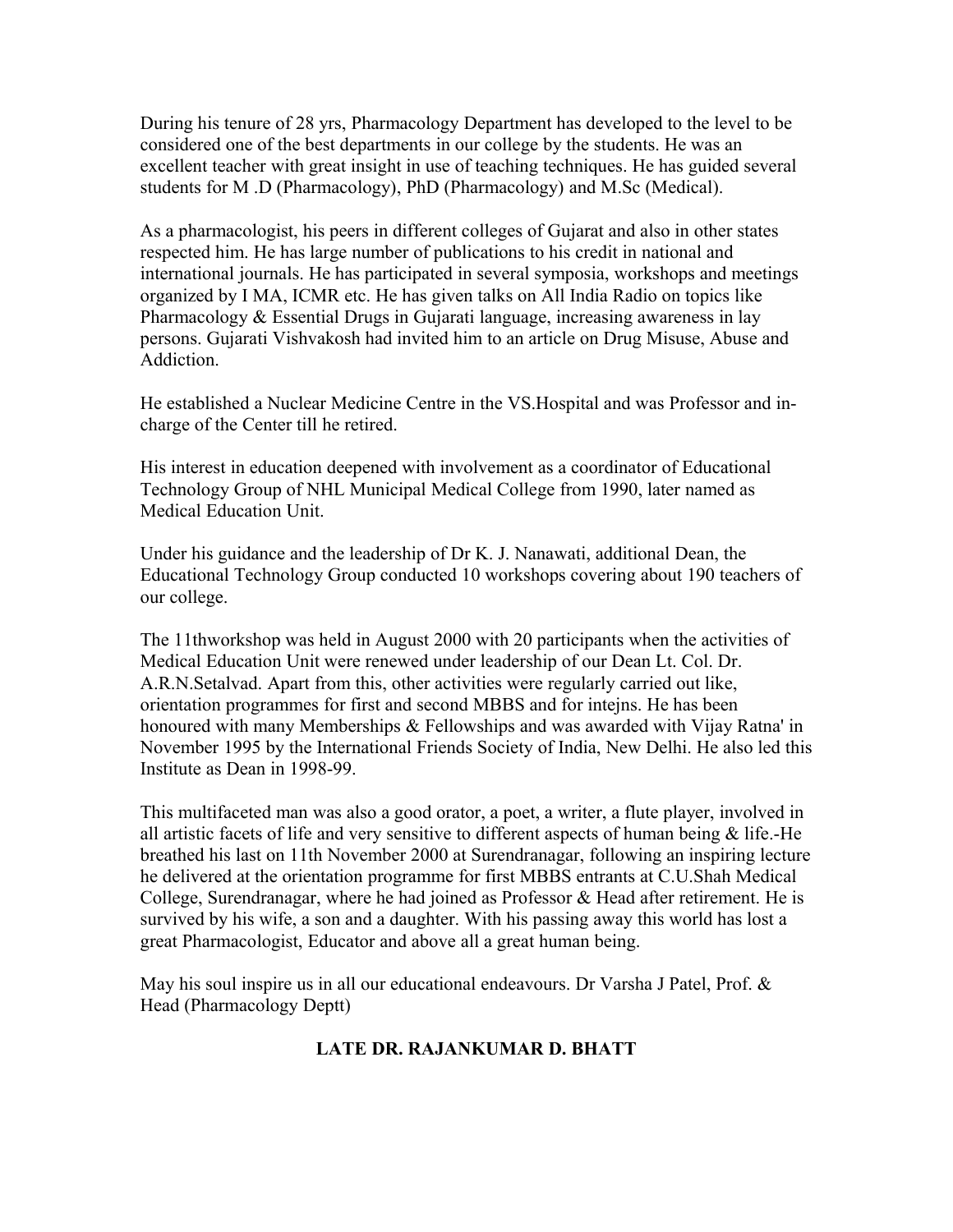During his tenure of 28 yrs, Pharmacology Department has developed to the level to be considered one of the best departments in our college by the students. He was an excellent teacher with great insight in use of teaching techniques. He has guided several students for M .D (Pharmacology), PhD (Pharmacology) and M.Sc (Medical).

As a pharmacologist, his peers in different colleges of Gujarat and also in other states respected him. He has large number of publications to his credit in national and international journals. He has participated in several symposia, workshops and meetings organized by I MA, ICMR etc. He has given talks on All India Radio on topics like Pharmacology & Essential Drugs in Gujarati language, increasing awareness in lay persons. Gujarati Vishvakosh had invited him to an article on Drug Misuse, Abuse and Addiction.

He established a Nuclear Medicine Centre in the VS.Hospital and was Professor and in-charge of the Center till he retired.

His interest in education deepened with involvement as a coordinator of Educational Technology Group of NHL Municipal Medical College from 1990, later named as Medical Education Unit.

Under his guidance and the leadership of Dr K. J. Nanawati, additional Dean, the Educational Technology Group conducted 10 workshops covering about 190 teachers of our college.

The 11thworkshop was held in August 2000 with 20 participants when the activities of Medical Education Unit were renewed under leadership of our Dean Lt. Col. Dr. A.R.N.Setalvad. Apart from this, other activities were regularly carried out like, orientation programmes for first and second MBBS and for intejns. He has been honoured with many Memberships & Fellowships and was awarded with Vijay Ratna' in November 1995 by the International Friends Society of India, New Delhi. He also led this Institute as Dean in 1998-99.

This multifaceted man was also a good orator, a poet, a writer, a flute player, involved in all artistic facets of life and very sensitive to different aspects of human being & life.-He breathed his last on 11th November 2000 at Surendranagar, following an inspiring lecture he delivered at the orientation programme for first MBBS entrants at C.U.Shah Medical College, Surendranagar, where he had joined as Professor & Head after retirement. He is survived by his wife, a son and a daughter. With his passing away this world has lost a great Pharmacologist, Educator and above all a great human being.

May his soul inspire us in all our educational endeavours. Dr Varsha J Patel, Prof. & Head (Pharmacology Deptt)

**LATE DR. RAJANKUMAR D. BHATT**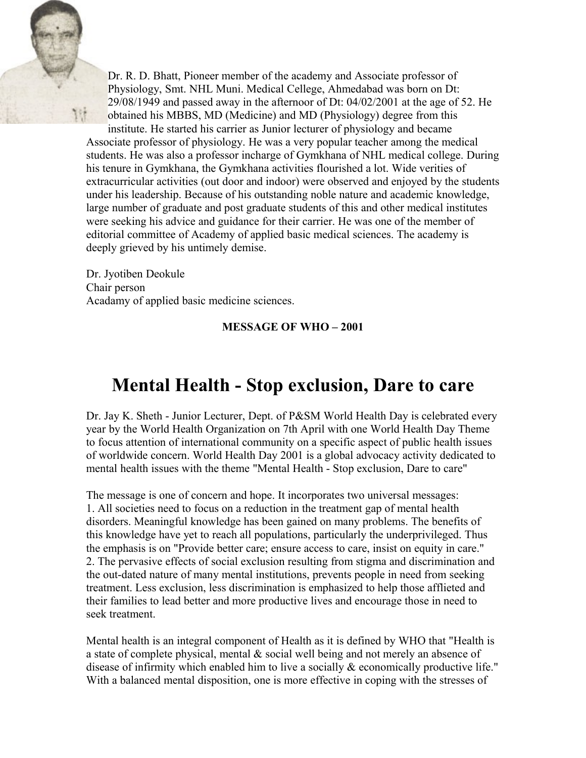Dr. R. D. Bhatt, Pioneer member of the academy and Associate professor of Physiology, Smt. NHL Muni. Medical Cellege, Ahmedabad was born on Dt: 29/08/1949 and passed away in the afternoor of Dt: 04/02/2001 at the age of 52. He obtained his MBBS, MD (Medicine) and MD (Physiology) degree from this institute. He started his carrier as Junior lecturer of physiology and became Associate professor of physiology. He was a very popular teacher among the medical students. He was also a professor incharge of Gymkhana of NHL medical college. During his tenure in Gymkhana, the Gymkhana activities flourished a lot. Wide verities of extracurricular activities (out door and indoor) were observed and enjoyed by the students under his leadership. Because of his outstanding noble nature and academic knowledge, large number of graduate and post graduate students of this and other medical institutes were seeking his advice and guidance for their carrier. He was one of the member of editorial committee of Academy of applied basic medical sciences. The academy is deeply grieved by his untimely demise.

Dr. Jyotiben Deokule  
Chair person  
Acadamy of applied basic medicine sciences.

**MESSAGE OF WHO – 2001**

# Mental Health - Stop exclusion, Dare to care

Dr. Jay K. Sheth - Junior Lecturer, Dept. of P&SM World Health Day is celebrated every year by the World Health Organization on 7th April with one World Health Day Theme to focus attention of international community on a specific aspect of public health issues of worldwide concern. World Health Day 2001 is a global advocacy activity dedicated to mental health issues with the theme "Mental Health - Stop exclusion, Dare to care"

The message is one of concern and hope. It incorporates two universal messages:

1. All societies need to focus on a reduction in the treatment gap of mental health disorders. Meaningful knowledge has been gained on many problems. The benefits of this knowledge have yet to reach all populations, particularly the underprivileged. Thus the emphasis is on "Provide better care; ensure access to care, insist on equity in care."
2. The pervasive effects of social exclusion resulting from stigma and discrimination and the out-dated nature of many mental institutions, prevents people in need from seeking treatment. Less exclusion, less discrimination is emphasized to help those afflieted and their families to lead better and more productive lives and encourage those in need to seek treatment.

Mental health is an integral component of Health as it is defined by WHO that "Health is a state of complete physical, mental & social well being and not merely an absence of disease of infirmity which enabled him to live a socially & economically productive life." With a balanced mental disposition, one is more effective in coping with the stresses of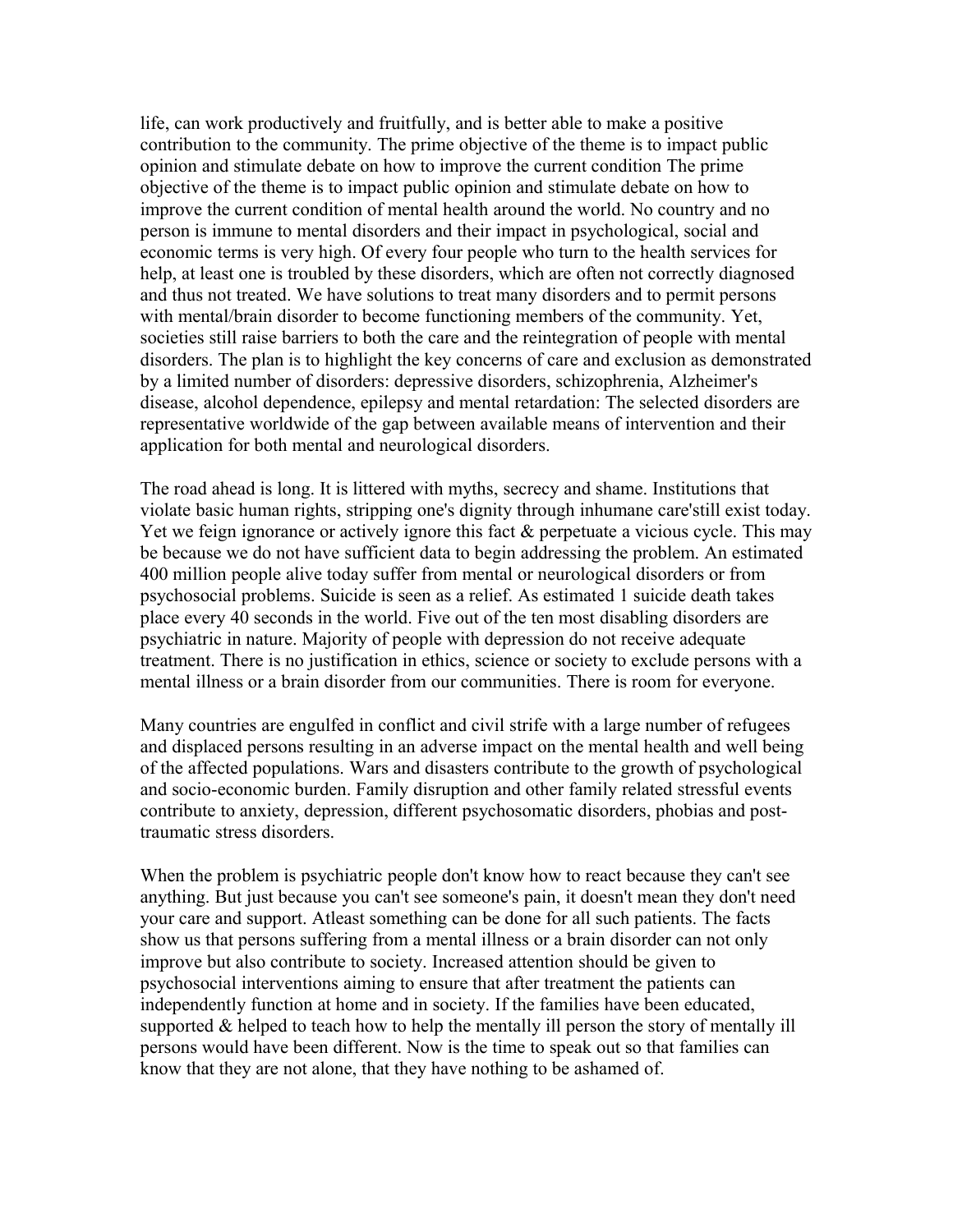life, can work productively and fruitfully, and is better able to make a positive contribution to the community. The prime objective of the theme is to impact public opinion and stimulate debate on how to improve the current condition The prime objective of the theme is to impact public opinion and stimulate debate on how to improve the current condition of mental health around the world. No country and no person is immune to mental disorders and their impact in psychological, social and economic terms is very high. Of every four people who turn to the health services for help, at least one is troubled by these disorders, which are often not correctly diagnosed and thus not treated. We have solutions to treat many disorders and to permit persons with mental/brain disorder to become functioning members of the community. Yet, societies still raise barriers to both the care and the reintegration of people with mental disorders. The plan is to highlight the key concerns of care and exclusion as demonstrated by a limited number of disorders: depressive disorders, schizophrenia, Alzheimer's disease, alcohol dependence, epilepsy and mental retardation: The selected disorders are representative worldwide of the gap between available means of intervention and their application for both mental and neurological disorders.

The road ahead is long. It is littered with myths, secrecy and shame. Institutions that violate basic human rights, stripping one's dignity through inhumane care'still exist today. Yet we feign ignorance or actively ignore this fact & perpetuate a vicious cycle. This may be because we do not have sufficient data to begin addressing the problem. An estimated 400 million people alive today suffer from mental or neurological disorders or from psychosocial problems. Suicide is seen as a relief. As estimated 1 suicide death takes place every 40 seconds in the world. Five out of the ten most disabling disorders are psychiatric in nature. Majority of people with depression do not receive adequate treatment. There is no justification in ethics, science or society to exclude persons with a mental illness or a brain disorder from our communities. There is room for everyone.

Many countries are engulfed in conflict and civil strife with a large number of refugees and displaced persons resulting in an adverse impact on the mental health and well being of the affected populations. Wars and disasters contribute to the growth of psychological and socio-economic burden. Family disruption and other family related stressful events contribute to anxiety, depression, different psychosomatic disorders, phobias and post-traumatic stress disorders.

When the problem is psychiatric people don't know how to react because they can't see anything. But just because you can't see someone's pain, it doesn't mean they don't need your care and support. Atleast something can be done for all such patients. The facts show us that persons suffering from a mental illness or a brain disorder can not only improve but also contribute to society. Increased attention should be given to psychosocial interventions aiming to ensure that after treatment the patients can independently function at home and in society. If the families have been educated, supported & helped to teach how to help the mentally ill person the story of mentally ill persons would have been different. Now is the time to speak out so that families can know that they are not alone, that they have nothing to be ashamed of.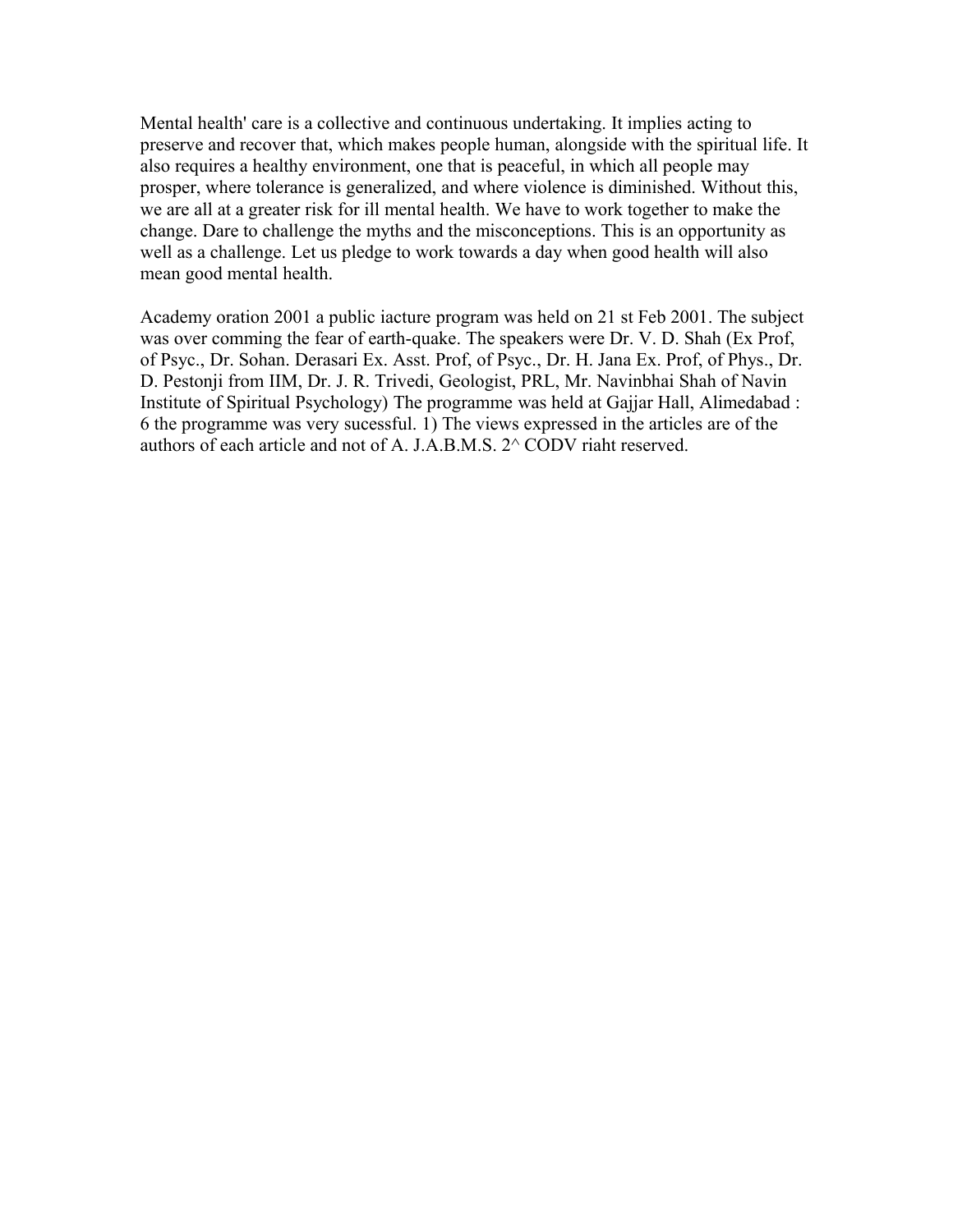Mental health' care is a collective and continuous undertaking. It implies acting to preserve and recover that, which makes people human, alongside with the spiritual life. It also requires a healthy environment, one that is peaceful, in which all people may prosper, where tolerance is generalized, and where violence is diminished. Without this, we are all at a greater risk for ill mental health. We have to work together to make the change. Dare to challenge the myths and the misconceptions. This is an opportunity as well as a challenge. Let us pledge to work towards a day when good health will also mean good mental health.

Academy oration 2001 a public iacture program was held on 21 st Feb 2001. The subject was over comming the fear of earth-quake. The speakers were Dr. V. D. Shah (Ex Prof, of Psyc., Dr. Sohan. Derasari Ex. Asst. Prof, of Psyc., Dr. H. Jana Ex. Prof, of Phys., Dr. D. Pestonji from IIM, Dr. J. R. Trivedi, Geologist, PRL, Mr. Navinbhai Shah of Navin Institute of Spiritual Psychology) The programme was held at Gajjar Hall, Alimedabad : 6 the programme was very sucessful. 1) The views expressed in the articles are of the authors of each article and not of A. J.A.B.M.S. 2^ CODV riaht reserved.